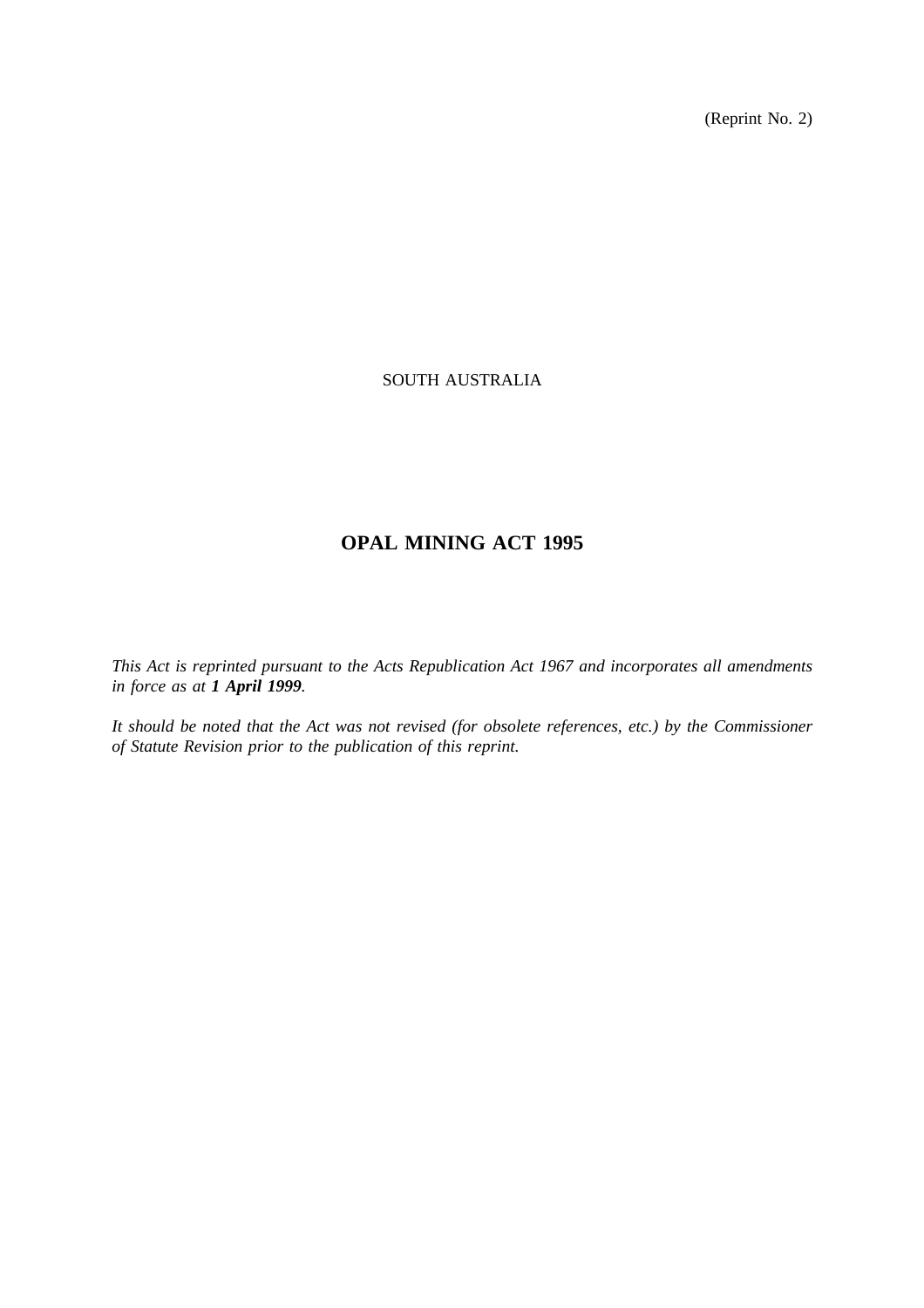(Reprint No. 2)

SOUTH AUSTRALIA

# OPAL MINING ACT 1995

*This Act is reprinted pursuant to the Acts Republication Act 1967 and incorporates all amendments in force as at **1 April 1999**.*

*It should be noted that the Act was not revised (for obsolete references, etc.) by the Commissioner of Statute Revision prior to the publication of this reprint.*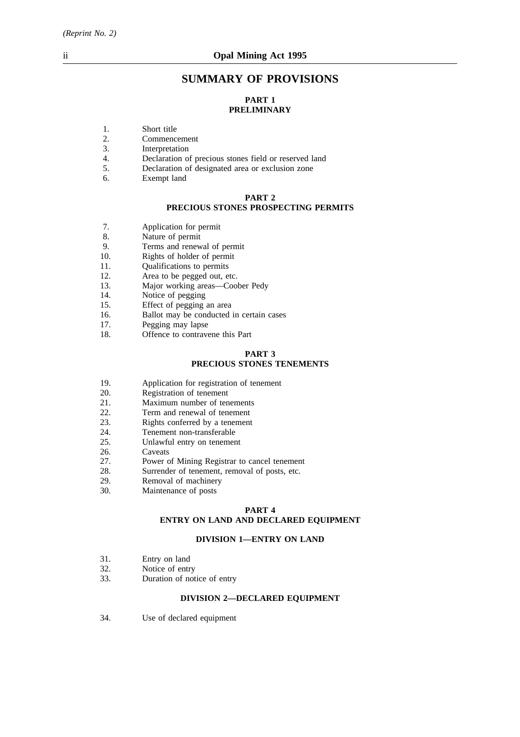# SUMMARY OF PROVISIONS

## PART 1
## PRELIMINARY

1. Short title
2. Commencement
3. Interpretation
4. Declaration of precious stones field or reserved land
5. Declaration of designated area or exclusion zone
6. Exempt land

## PART 2
## PRECIOUS STONES PROSPECTING PERMITS

7. Application for permit
8. Nature of permit
9. Terms and renewal of permit
10. Rights of holder of permit
11. Qualifications to permits
12. Area to be pegged out, etc.
13. Major working areas—Coober Pedy
14. Notice of pegging
15. Effect of pegging an area
16. Ballot may be conducted in certain cases
17. Pegging may lapse
18. Offence to contravene this Part

## PART 3
## PRECIOUS STONES TENEMENTS

19. Application for registration of tenement
20. Registration of tenement
21. Maximum number of tenements
22. Term and renewal of tenement
23. Rights conferred by a tenement
24. Tenement non-transferable
25. Unlawful entry on tenement
26. Caveats
27. Power of Mining Registrar to cancel tenement
28. Surrender of tenement, removal of posts, etc.
29. Removal of machinery
30. Maintenance of posts

## PART 4
## ENTRY ON LAND AND DECLARED EQUIPMENT

### DIVISION 1—ENTRY ON LAND

31. Entry on land
32. Notice of entry
33. Duration of notice of entry

### DIVISION 2—DECLARED EQUIPMENT

34. Use of declared equipment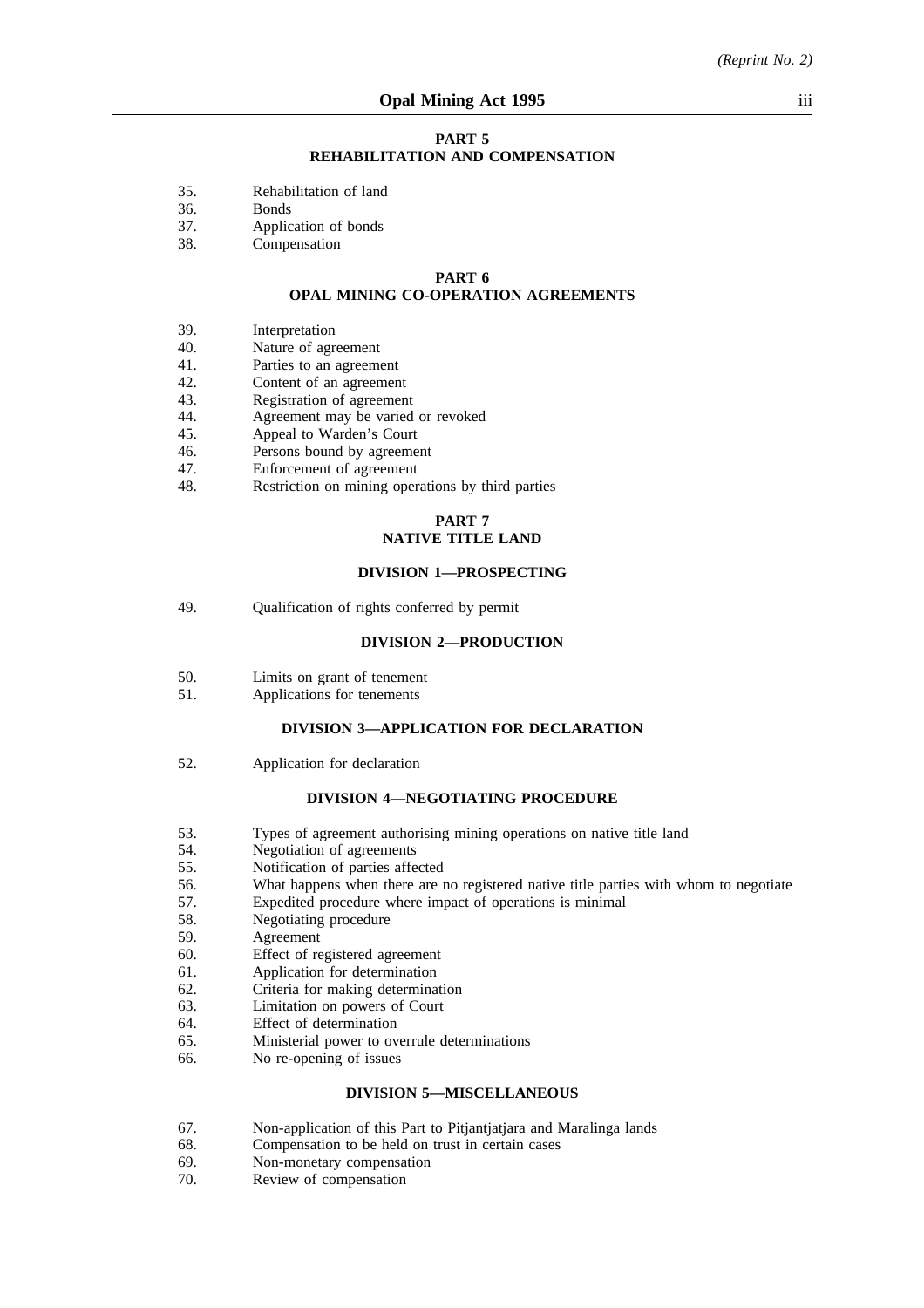**PART 5**
**REHABILITATION AND COMPENSATION**

35. Rehabilitation of land
36. Bonds
37. Application of bonds
38. Compensation

**PART 6**
**OPAL MINING CO-OPERATION AGREEMENTS**

39. Interpretation
40. Nature of agreement
41. Parties to an agreement
42. Content of an agreement
43. Registration of agreement
44. Agreement may be varied or revoked
45. Appeal to Warden's Court
46. Persons bound by agreement
47. Enforcement of agreement
48. Restriction on mining operations by third parties

**PART 7**
**NATIVE TITLE LAND**

**DIVISION 1—PROSPECTING**

49. Qualification of rights conferred by permit

**DIVISION 2—PRODUCTION**

50. Limits on grant of tenement
51. Applications for tenements

**DIVISION 3—APPLICATION FOR DECLARATION**

52. Application for declaration

**DIVISION 4—NEGOTIATING PROCEDURE**

53. Types of agreement authorising mining operations on native title land
54. Negotiation of agreements
55. Notification of parties affected
56. What happens when there are no registered native title parties with whom to negotiate
57. Expedited procedure where impact of operations is minimal
58. Negotiating procedure
59. Agreement
60. Effect of registered agreement
61. Application for determination
62. Criteria for making determination
63. Limitation on powers of Court
64. Effect of determination
65. Ministerial power to overrule determinations
66. No re-opening of issues

**DIVISION 5—MISCELLANEOUS**

67. Non-application of this Part to Pitjantjatjara and Maralinga lands
68. Compensation to be held on trust in certain cases
69. Non-monetary compensation
70. Review of compensation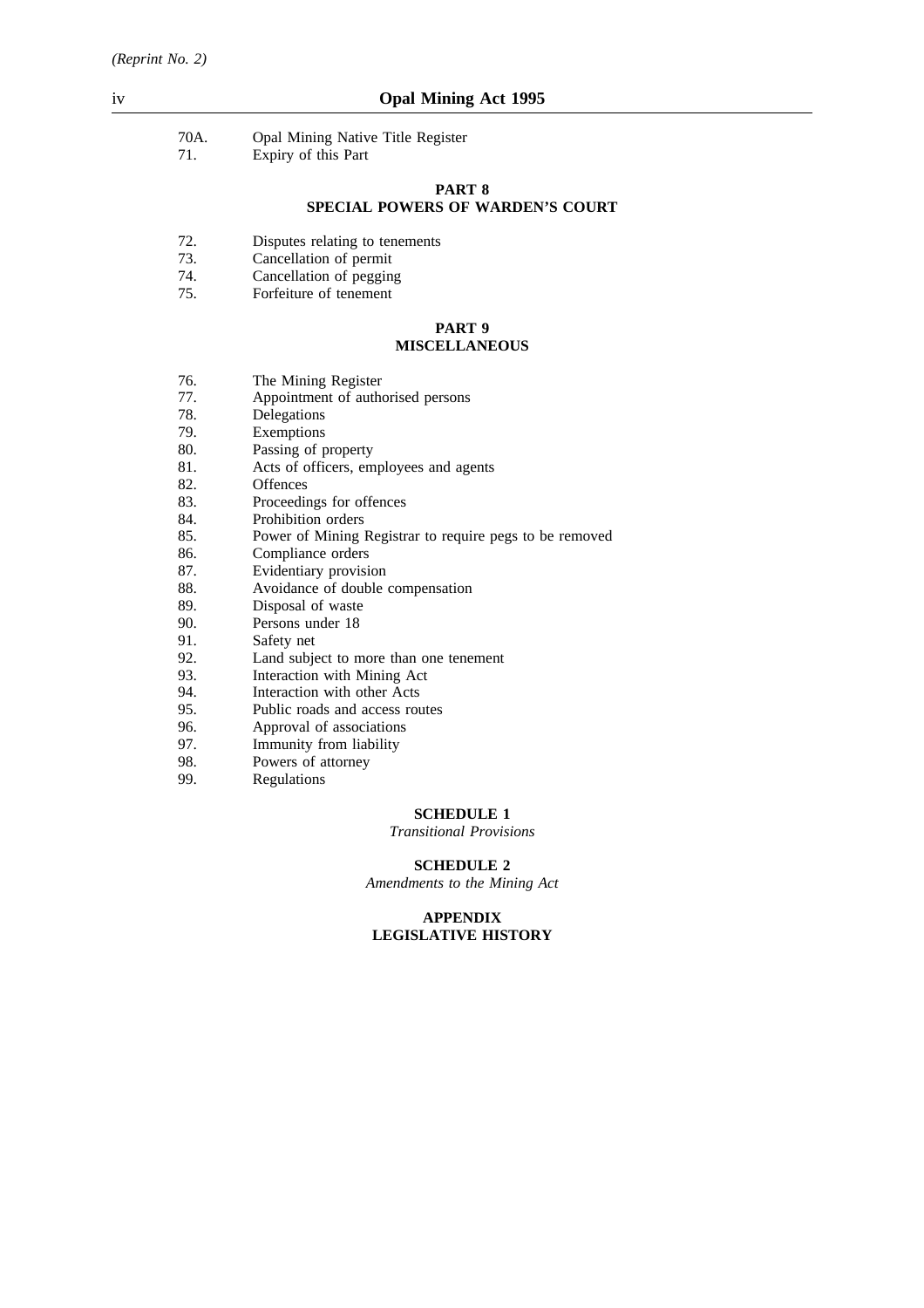70A. Opal Mining Native Title Register
71. Expiry of this Part

## PART 8
## SPECIAL POWERS OF WARDEN'S COURT

72. Disputes relating to tenements
73. Cancellation of permit
74. Cancellation of pegging
75. Forfeiture of tenement

## PART 9
## MISCELLANEOUS

76. The Mining Register
77. Appointment of authorised persons
78. Delegations
79. Exemptions
80. Passing of property
81. Acts of officers, employees and agents
82. Offences
83. Proceedings for offences
84. Prohibition orders
85. Power of Mining Registrar to require pegs to be removed
86. Compliance orders
87. Evidentiary provision
88. Avoidance of double compensation
89. Disposal of waste
90. Persons under 18
91. Safety net
92. Land subject to more than one tenement
93. Interaction with Mining Act
94. Interaction with other Acts
95. Public roads and access routes
96. Approval of associations
97. Immunity from liability
98. Powers of attorney
99. Regulations

## SCHEDULE 1
*Transitional Provisions*

## SCHEDULE 2
*Amendments to the Mining Act*

## APPENDIX
## LEGISLATIVE HISTORY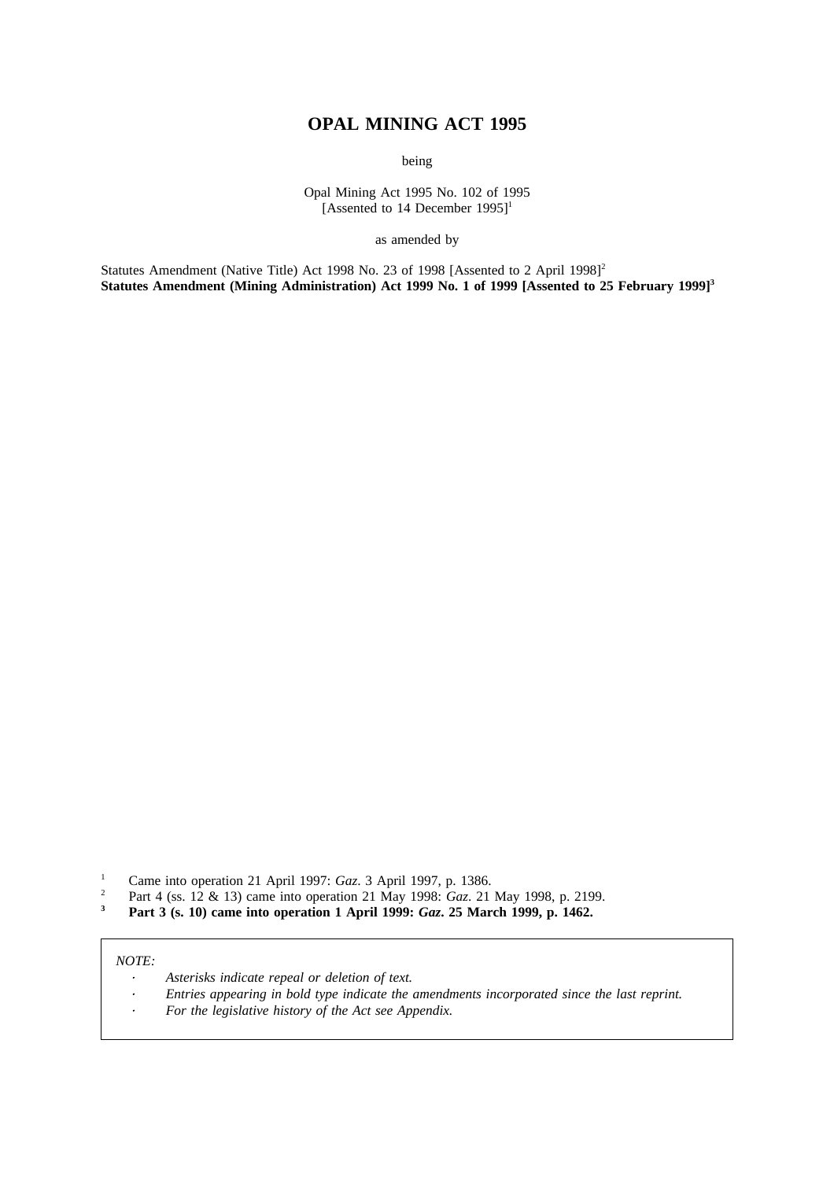# OPAL MINING ACT 1995

being

Opal Mining Act 1995 No. 102 of 1995
[Assented to 14 December 1995][1]

as amended by

Statutes Amendment (Native Title) Act 1998 No. 23 of 1998 [Assented to 2 April 1998][2]
**Statutes Amendment (Mining Administration) Act 1999 No. 1 of 1999 [Assented to 25 February 1999][3]**

[1] Came into operation 21 April 1997: *Gaz*. 3 April 1997, p. 1386.
[2] Part 4 (ss. 12 & 13) came into operation 21 May 1998: *Gaz*. 21 May 1998, p. 2199.
**[3] Part 3 (s. 10) came into operation 1 April 1999: *Gaz*. 25 March 1999, p. 1462.**

*NOTE:*

- *Asterisks indicate repeal or deletion of text.*
- *Entries appearing in bold type indicate the amendments incorporated since the last reprint.*
- *For the legislative history of the Act see Appendix.*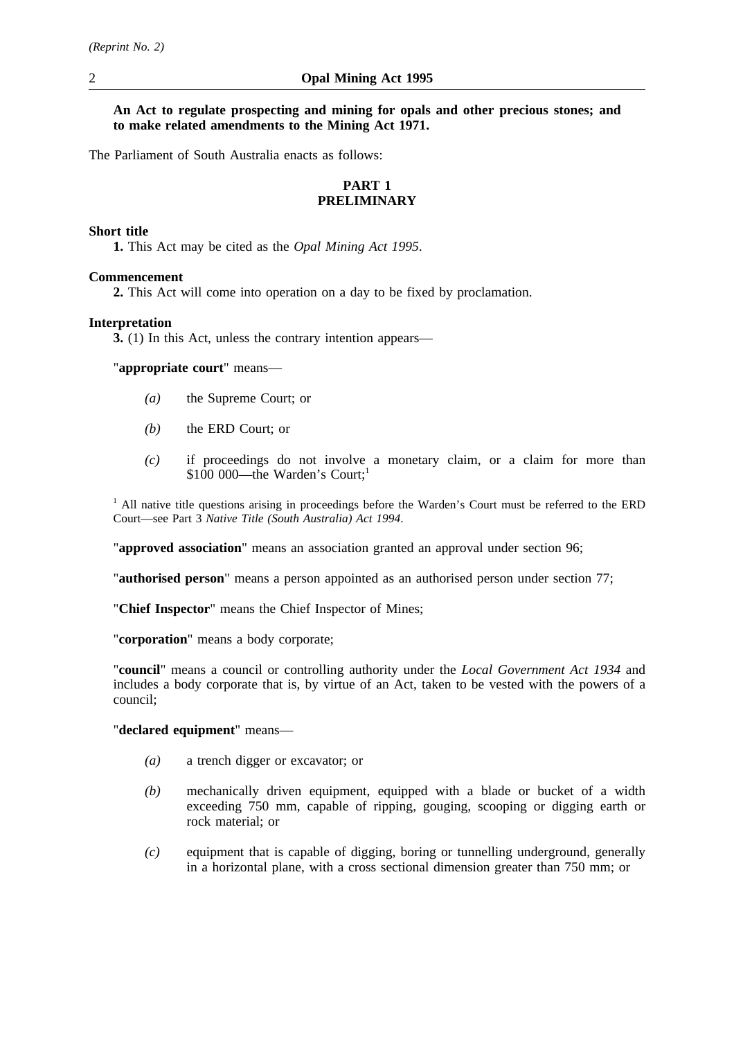**An Act to regulate prospecting and mining for opals and other precious stones; and to make related amendments to the Mining Act 1971.**

The Parliament of South Australia enacts as follows:

## PART 1
## PRELIMINARY

**Short title**

**1.** This Act may be cited as the *Opal Mining Act 1995*.

**Commencement**

**2.** This Act will come into operation on a day to be fixed by proclamation.

**Interpretation**

**3.** (1) In this Act, unless the contrary intention appears—

"**appropriate court**" means—

*(a)* the Supreme Court; or

*(b)* the ERD Court; or

*(c)* if proceedings do not involve a monetary claim, or a claim for more than \$100 000—the Warden's Court;[1]

[1] All native title questions arising in proceedings before the Warden's Court must be referred to the ERD Court—see Part 3 *Native Title (South Australia) Act 1994*.

"**approved association**" means an association granted an approval under section 96;

"**authorised person**" means a person appointed as an authorised person under section 77;

"**Chief Inspector**" means the Chief Inspector of Mines;

"**corporation**" means a body corporate;

"**council**" means a council or controlling authority under the *Local Government Act 1934* and includes a body corporate that is, by virtue of an Act, taken to be vested with the powers of a council;

"**declared equipment**" means—

*(a)* a trench digger or excavator; or

*(b)* mechanically driven equipment, equipped with a blade or bucket of a width exceeding 750 mm, capable of ripping, gouging, scooping or digging earth or rock material; or

*(c)* equipment that is capable of digging, boring or tunnelling underground, generally in a horizontal plane, with a cross sectional dimension greater than 750 mm; or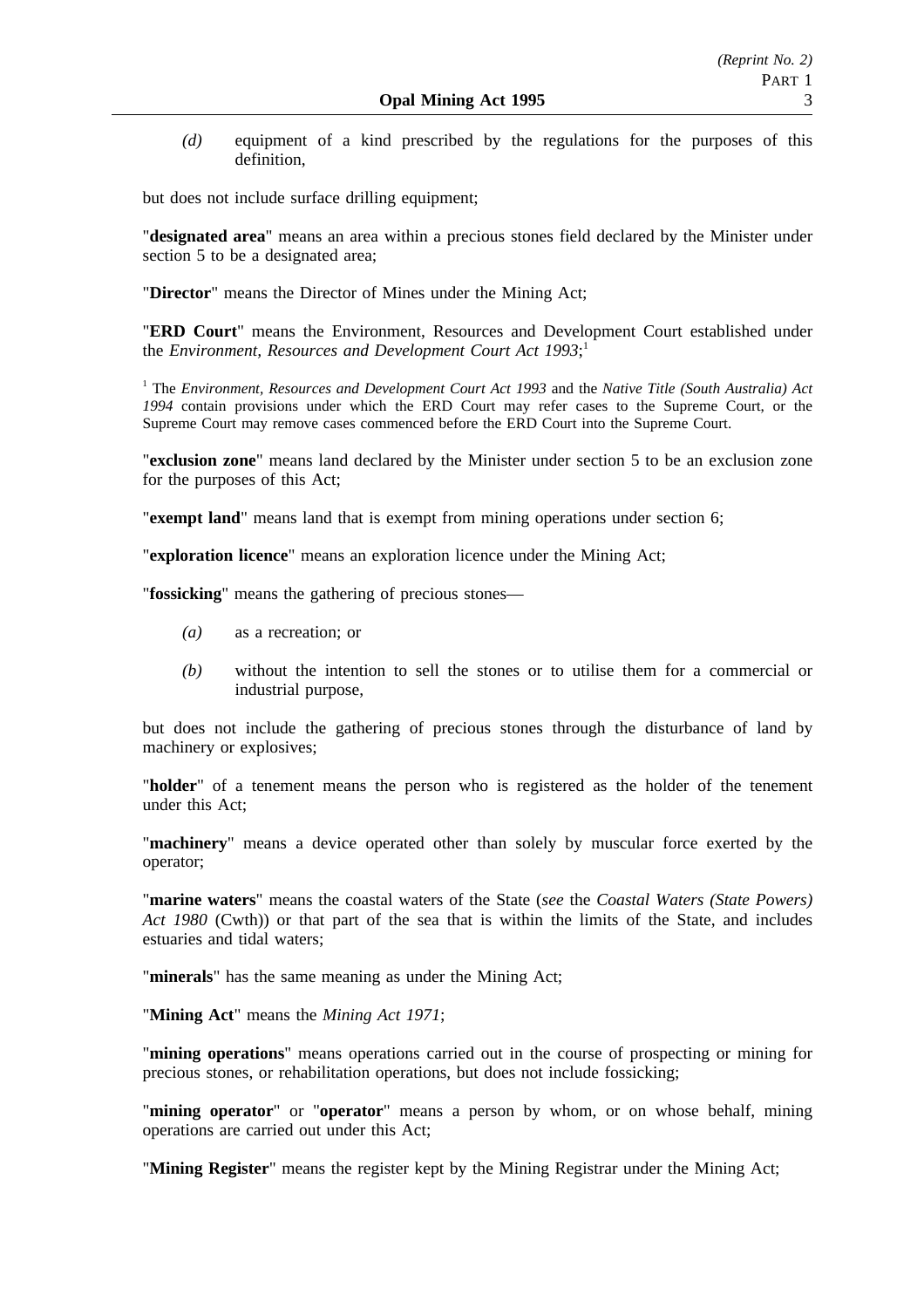*(d)* equipment of a kind prescribed by the regulations for the purposes of this definition,

but does not include surface drilling equipment;

"**designated area**" means an area within a precious stones field declared by the Minister under section 5 to be a designated area;

"**Director**" means the Director of Mines under the Mining Act;

"**ERD Court**" means the Environment, Resources and Development Court established under the *Environment, Resources and Development Court Act 1993*;[1]

[1] The *Environment, Resources and Development Court Act 1993* and the *Native Title (South Australia) Act 1994* contain provisions under which the ERD Court may refer cases to the Supreme Court, or the Supreme Court may remove cases commenced before the ERD Court into the Supreme Court.

"**exclusion zone**" means land declared by the Minister under section 5 to be an exclusion zone for the purposes of this Act;

"**exempt land**" means land that is exempt from mining operations under section 6;

"**exploration licence**" means an exploration licence under the Mining Act;

"**fossicking**" means the gathering of precious stones—

*(a)* as a recreation; or

*(b)* without the intention to sell the stones or to utilise them for a commercial or industrial purpose,

but does not include the gathering of precious stones through the disturbance of land by machinery or explosives;

"**holder**" of a tenement means the person who is registered as the holder of the tenement under this Act;

"**machinery**" means a device operated other than solely by muscular force exerted by the operator;

"**marine waters**" means the coastal waters of the State (*see* the *Coastal Waters (State Powers) Act 1980* (Cwth)) or that part of the sea that is within the limits of the State, and includes estuaries and tidal waters;

"**minerals**" has the same meaning as under the Mining Act;

"**Mining Act**" means the *Mining Act 1971*;

"**mining operations**" means operations carried out in the course of prospecting or mining for precious stones, or rehabilitation operations, but does not include fossicking;

"**mining operator**" or "**operator**" means a person by whom, or on whose behalf, mining operations are carried out under this Act;

"**Mining Register**" means the register kept by the Mining Registrar under the Mining Act;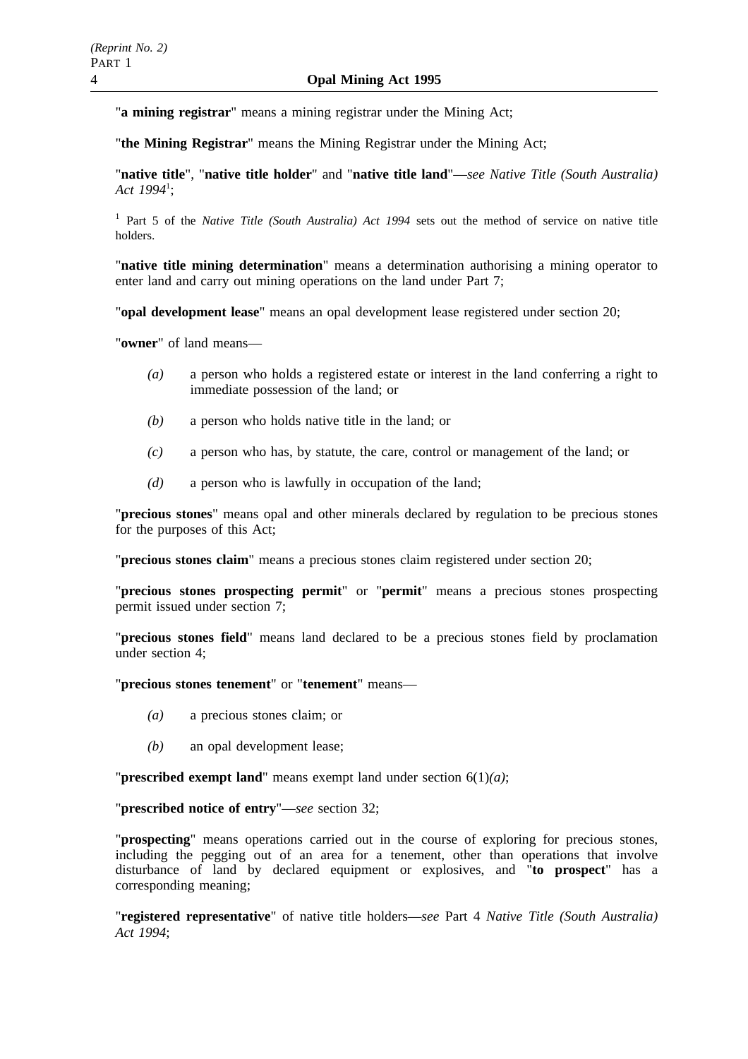"**a mining registrar**" means a mining registrar under the Mining Act;

"**the Mining Registrar**" means the Mining Registrar under the Mining Act;

"**native title**", "**native title holder**" and "**native title land**"—*see Native Title (South Australia) Act 1994*[1];

[1] Part 5 of the *Native Title (South Australia) Act 1994* sets out the method of service on native title holders.

"**native title mining determination**" means a determination authorising a mining operator to enter land and carry out mining operations on the land under Part 7;

"**opal development lease**" means an opal development lease registered under section 20;

"**owner**" of land means—

*(a)* a person who holds a registered estate or interest in the land conferring a right to immediate possession of the land; or

*(b)* a person who holds native title in the land; or

*(c)* a person who has, by statute, the care, control or management of the land; or

*(d)* a person who is lawfully in occupation of the land;

"**precious stones**" means opal and other minerals declared by regulation to be precious stones for the purposes of this Act;

"**precious stones claim**" means a precious stones claim registered under section 20;

"**precious stones prospecting permit**" or "**permit**" means a precious stones prospecting permit issued under section 7;

"**precious stones field**" means land declared to be a precious stones field by proclamation under section 4;

"**precious stones tenement**" or "**tenement**" means—

*(a)* a precious stones claim; or

*(b)* an opal development lease;

"**prescribed exempt land**" means exempt land under section 6(1)*(a)*;

"**prescribed notice of entry**"—*see* section 32;

"**prospecting**" means operations carried out in the course of exploring for precious stones, including the pegging out of an area for a tenement, other than operations that involve disturbance of land by declared equipment or explosives, and "**to prospect**" has a corresponding meaning;

"**registered representative**" of native title holders—*see* Part 4 *Native Title (South Australia) Act 1994*;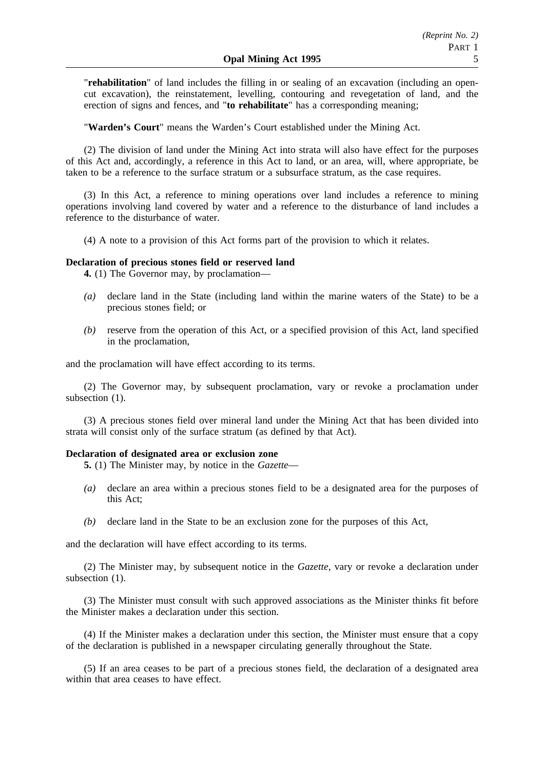"**rehabilitation**" of land includes the filling in or sealing of an excavation (including an open-cut excavation), the reinstatement, levelling, contouring and revegetation of land, and the erection of signs and fences, and "**to rehabilitate**" has a corresponding meaning;

"**Warden's Court**" means the Warden's Court established under the Mining Act.

(2) The division of land under the Mining Act into strata will also have effect for the purposes of this Act and, accordingly, a reference in this Act to land, or an area, will, where appropriate, be taken to be a reference to the surface stratum or a subsurface stratum, as the case requires.

(3) In this Act, a reference to mining operations over land includes a reference to mining operations involving land covered by water and a reference to the disturbance of land includes a reference to the disturbance of water.

(4) A note to a provision of this Act forms part of the provision to which it relates.

**Declaration of precious stones field or reserved land**

**4.** (1) The Governor may, by proclamation—

*(a)* declare land in the State (including land within the marine waters of the State) to be a precious stones field; or

*(b)* reserve from the operation of this Act, or a specified provision of this Act, land specified in the proclamation,

and the proclamation will have effect according to its terms.

(2) The Governor may, by subsequent proclamation, vary or revoke a proclamation under subsection (1).

(3) A precious stones field over mineral land under the Mining Act that has been divided into strata will consist only of the surface stratum (as defined by that Act).

**Declaration of designated area or exclusion zone**

**5.** (1) The Minister may, by notice in the *Gazette*—

*(a)* declare an area within a precious stones field to be a designated area for the purposes of this Act;

*(b)* declare land in the State to be an exclusion zone for the purposes of this Act,

and the declaration will have effect according to its terms.

(2) The Minister may, by subsequent notice in the *Gazette*, vary or revoke a declaration under subsection (1).

(3) The Minister must consult with such approved associations as the Minister thinks fit before the Minister makes a declaration under this section.

(4) If the Minister makes a declaration under this section, the Minister must ensure that a copy of the declaration is published in a newspaper circulating generally throughout the State.

(5) If an area ceases to be part of a precious stones field, the declaration of a designated area within that area ceases to have effect.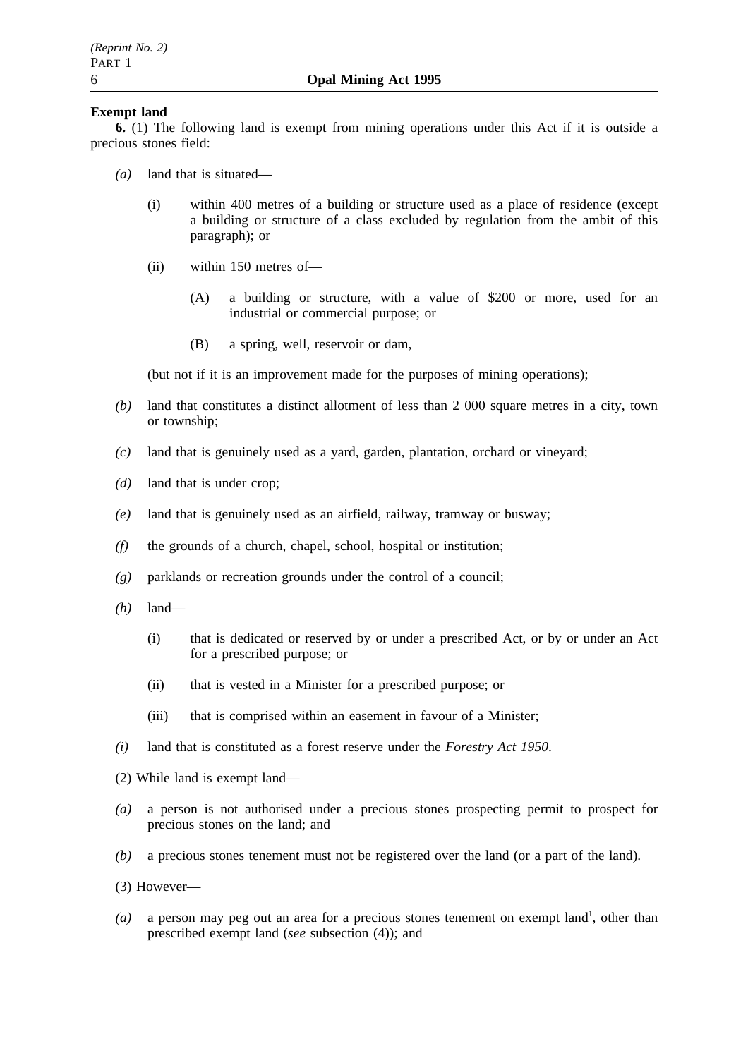**Exempt land**

**6.** (1) The following land is exempt from mining operations under this Act if it is outside a precious stones field:

*(a)* land that is situated—

(i) within 400 metres of a building or structure used as a place of residence (except a building or structure of a class excluded by regulation from the ambit of this paragraph); or

(ii) within 150 metres of—

(A) a building or structure, with a value of $200 or more, used for an industrial or commercial purpose; or

(B) a spring, well, reservoir or dam,

(but not if it is an improvement made for the purposes of mining operations);

*(b)* land that constitutes a distinct allotment of less than 2 000 square metres in a city, town or township;

*(c)* land that is genuinely used as a yard, garden, plantation, orchard or vineyard;

*(d)* land that is under crop;

*(e)* land that is genuinely used as an airfield, railway, tramway or busway;

*(f)* the grounds of a church, chapel, school, hospital or institution;

*(g)* parklands or recreation grounds under the control of a council;

*(h)* land—

(i) that is dedicated or reserved by or under a prescribed Act, or by or under an Act for a prescribed purpose; or

(ii) that is vested in a Minister for a prescribed purpose; or

(iii) that is comprised within an easement in favour of a Minister;

*(i)* land that is constituted as a forest reserve under the *Forestry Act 1950*.

(2) While land is exempt land—

*(a)* a person is not authorised under a precious stones prospecting permit to prospect for precious stones on the land; and

*(b)* a precious stones tenement must not be registered over the land (or a part of the land).

(3) However—

*(a)* a person may peg out an area for a precious stones tenement on exempt land[1], other than prescribed exempt land (*see* subsection (4)); and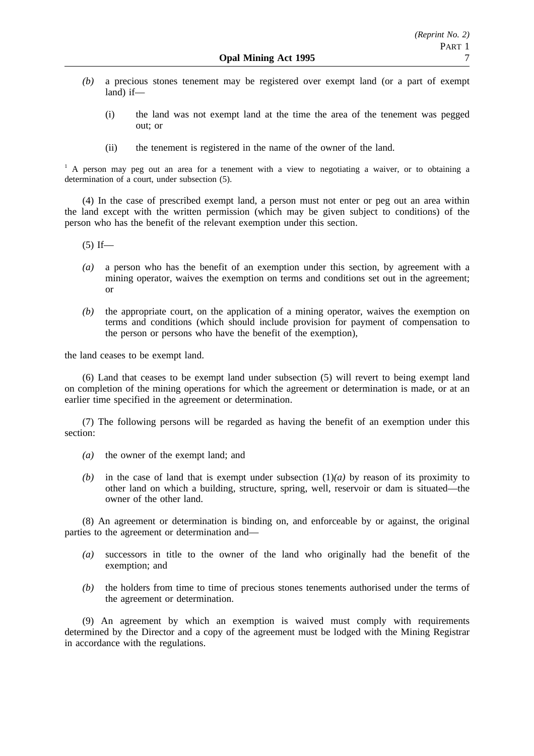*(b)* a precious stones tenement may be registered over exempt land (or a part of exempt land) if—

(i) the land was not exempt land at the time the area of the tenement was pegged out; or

(ii) the tenement is registered in the name of the owner of the land.

[1] A person may peg out an area for a tenement with a view to negotiating a waiver, or to obtaining a determination of a court, under subsection (5).

(4) In the case of prescribed exempt land, a person must not enter or peg out an area within the land except with the written permission (which may be given subject to conditions) of the person who has the benefit of the relevant exemption under this section.

(5) If—

*(a)* a person who has the benefit of an exemption under this section, by agreement with a mining operator, waives the exemption on terms and conditions set out in the agreement; or

*(b)* the appropriate court, on the application of a mining operator, waives the exemption on terms and conditions (which should include provision for payment of compensation to the person or persons who have the benefit of the exemption),

the land ceases to be exempt land.

(6) Land that ceases to be exempt land under subsection (5) will revert to being exempt land on completion of the mining operations for which the agreement or determination is made, or at an earlier time specified in the agreement or determination.

(7) The following persons will be regarded as having the benefit of an exemption under this section:

*(a)* the owner of the exempt land; and

*(b)* in the case of land that is exempt under subsection (1)*(a)* by reason of its proximity to other land on which a building, structure, spring, well, reservoir or dam is situated—the owner of the other land.

(8) An agreement or determination is binding on, and enforceable by or against, the original parties to the agreement or determination and—

*(a)* successors in title to the owner of the land who originally had the benefit of the exemption; and

*(b)* the holders from time to time of precious stones tenements authorised under the terms of the agreement or determination.

(9) An agreement by which an exemption is waived must comply with requirements determined by the Director and a copy of the agreement must be lodged with the Mining Registrar in accordance with the regulations.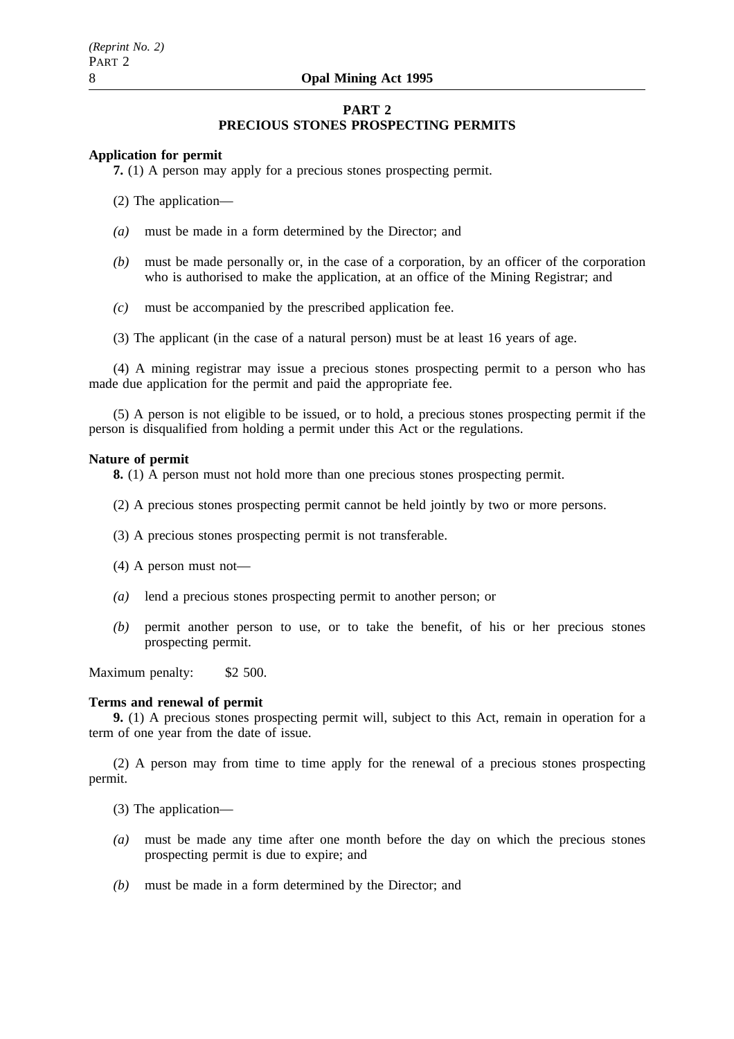## PART 2
## PRECIOUS STONES PROSPECTING PERMITS

**Application for permit**

**7.** (1) A person may apply for a precious stones prospecting permit.

(2) The application—

*(a)* must be made in a form determined by the Director; and

*(b)* must be made personally or, in the case of a corporation, by an officer of the corporation who is authorised to make the application, at an office of the Mining Registrar; and

*(c)* must be accompanied by the prescribed application fee.

(3) The applicant (in the case of a natural person) must be at least 16 years of age.

(4) A mining registrar may issue a precious stones prospecting permit to a person who has made due application for the permit and paid the appropriate fee.

(5) A person is not eligible to be issued, or to hold, a precious stones prospecting permit if the person is disqualified from holding a permit under this Act or the regulations.

**Nature of permit**

**8.** (1) A person must not hold more than one precious stones prospecting permit.

(2) A precious stones prospecting permit cannot be held jointly by two or more persons.

(3) A precious stones prospecting permit is not transferable.

(4) A person must not—

*(a)* lend a precious stones prospecting permit to another person; or

*(b)* permit another person to use, or to take the benefit, of his or her precious stones prospecting permit.

Maximum penalty: $2 500.

**Terms and renewal of permit**

**9.** (1) A precious stones prospecting permit will, subject to this Act, remain in operation for a term of one year from the date of issue.

(2) A person may from time to time apply for the renewal of a precious stones prospecting permit.

(3) The application—

*(a)* must be made any time after one month before the day on which the precious stones prospecting permit is due to expire; and

*(b)* must be made in a form determined by the Director; and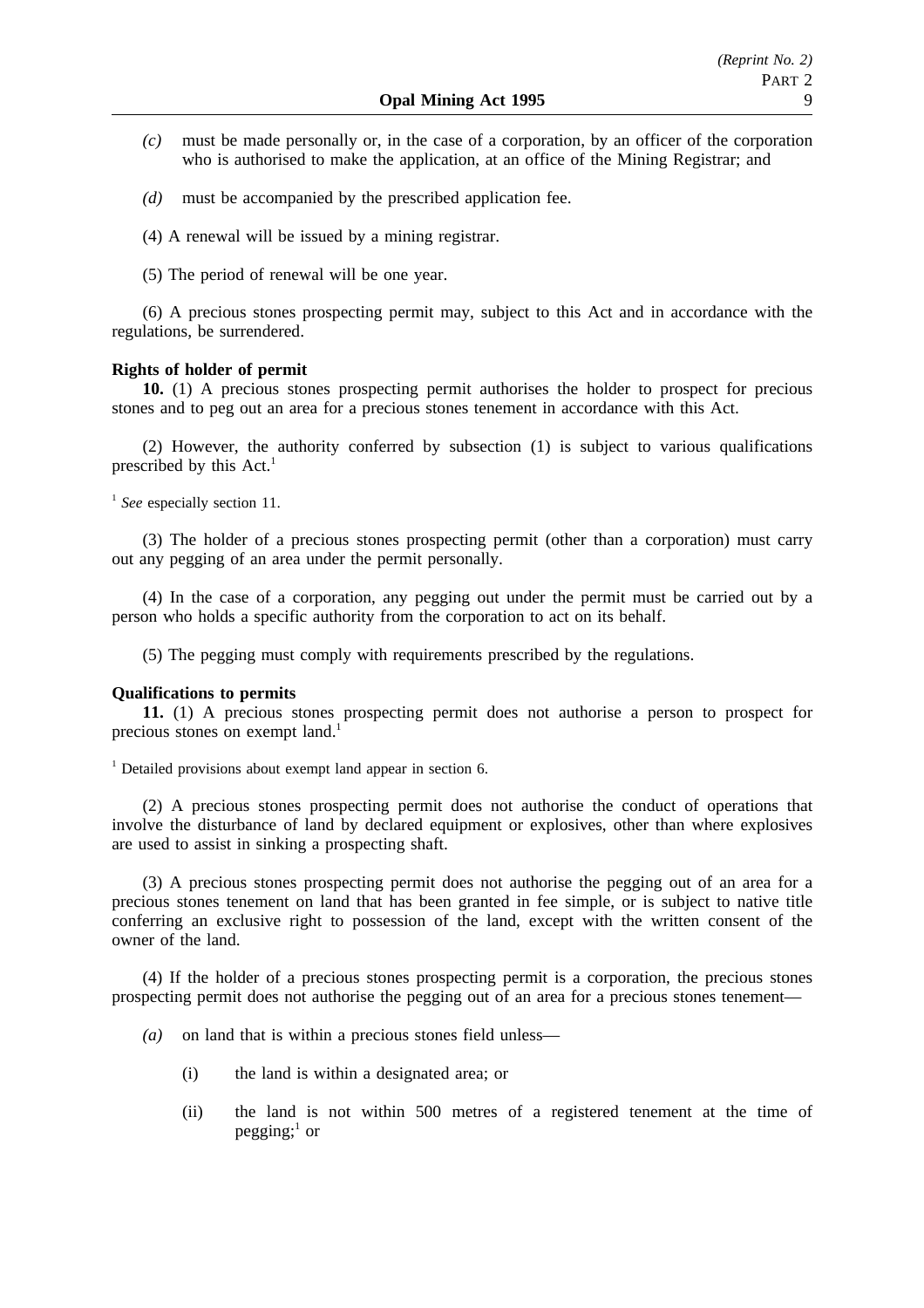*(c)* must be made personally or, in the case of a corporation, by an officer of the corporation who is authorised to make the application, at an office of the Mining Registrar; and

*(d)* must be accompanied by the prescribed application fee.

(4) A renewal will be issued by a mining registrar.

(5) The period of renewal will be one year.

(6) A precious stones prospecting permit may, subject to this Act and in accordance with the regulations, be surrendered.

**Rights of holder of permit**

**10.** (1) A precious stones prospecting permit authorises the holder to prospect for precious stones and to peg out an area for a precious stones tenement in accordance with this Act.

(2) However, the authority conferred by subsection (1) is subject to various qualifications prescribed by this Act.[1]

[1] *See* especially section 11.

(3) The holder of a precious stones prospecting permit (other than a corporation) must carry out any pegging of an area under the permit personally.

(4) In the case of a corporation, any pegging out under the permit must be carried out by a person who holds a specific authority from the corporation to act on its behalf.

(5) The pegging must comply with requirements prescribed by the regulations.

**Qualifications to permits**

**11.** (1) A precious stones prospecting permit does not authorise a person to prospect for precious stones on exempt land.[1]

[1] Detailed provisions about exempt land appear in section 6.

(2) A precious stones prospecting permit does not authorise the conduct of operations that involve the disturbance of land by declared equipment or explosives, other than where explosives are used to assist in sinking a prospecting shaft.

(3) A precious stones prospecting permit does not authorise the pegging out of an area for a precious stones tenement on land that has been granted in fee simple, or is subject to native title conferring an exclusive right to possession of the land, except with the written consent of the owner of the land.

(4) If the holder of a precious stones prospecting permit is a corporation, the precious stones prospecting permit does not authorise the pegging out of an area for a precious stones tenement—

*(a)* on land that is within a precious stones field unless—

(i) the land is within a designated area; or

(ii) the land is not within 500 metres of a registered tenement at the time of pegging;[1] or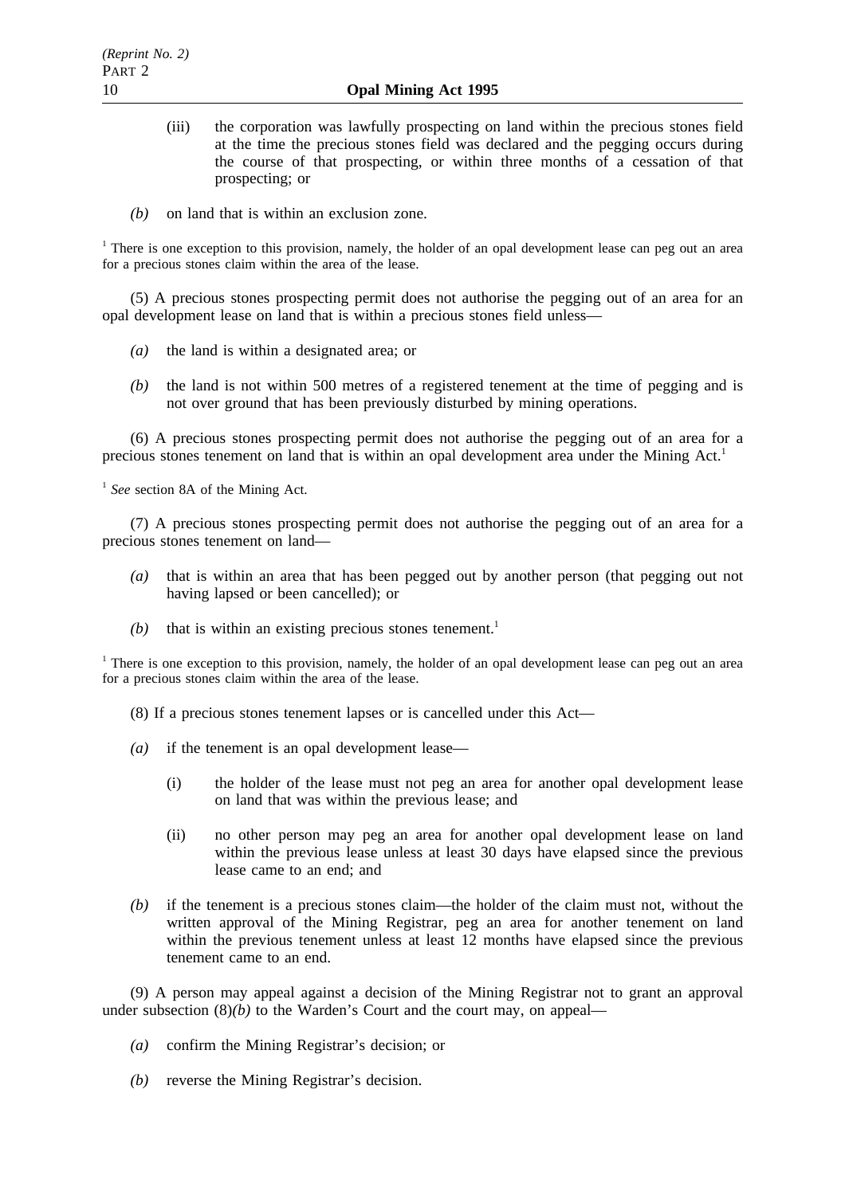(iii) the corporation was lawfully prospecting on land within the precious stones field at the time the precious stones field was declared and the pegging occurs during the course of that prospecting, or within three months of a cessation of that prospecting; or

*(b)* on land that is within an exclusion zone.

[1] There is one exception to this provision, namely, the holder of an opal development lease can peg out an area for a precious stones claim within the area of the lease.

(5) A precious stones prospecting permit does not authorise the pegging out of an area for an opal development lease on land that is within a precious stones field unless—

*(a)* the land is within a designated area; or

*(b)* the land is not within 500 metres of a registered tenement at the time of pegging and is not over ground that has been previously disturbed by mining operations.

(6) A precious stones prospecting permit does not authorise the pegging out of an area for a precious stones tenement on land that is within an opal development area under the Mining Act.[1]

[1] *See* section 8A of the Mining Act.

(7) A precious stones prospecting permit does not authorise the pegging out of an area for a precious stones tenement on land—

*(a)* that is within an area that has been pegged out by another person (that pegging out not having lapsed or been cancelled); or

*(b)* that is within an existing precious stones tenement.[1]

[1] There is one exception to this provision, namely, the holder of an opal development lease can peg out an area for a precious stones claim within the area of the lease.

(8) If a precious stones tenement lapses or is cancelled under this Act—

*(a)* if the tenement is an opal development lease—

(i) the holder of the lease must not peg an area for another opal development lease on land that was within the previous lease; and

(ii) no other person may peg an area for another opal development lease on land within the previous lease unless at least 30 days have elapsed since the previous lease came to an end; and

*(b)* if the tenement is a precious stones claim—the holder of the claim must not, without the written approval of the Mining Registrar, peg an area for another tenement on land within the previous tenement unless at least 12 months have elapsed since the previous tenement came to an end.

(9) A person may appeal against a decision of the Mining Registrar not to grant an approval under subsection (8)*(b)* to the Warden's Court and the court may, on appeal—

*(a)* confirm the Mining Registrar's decision; or

*(b)* reverse the Mining Registrar's decision.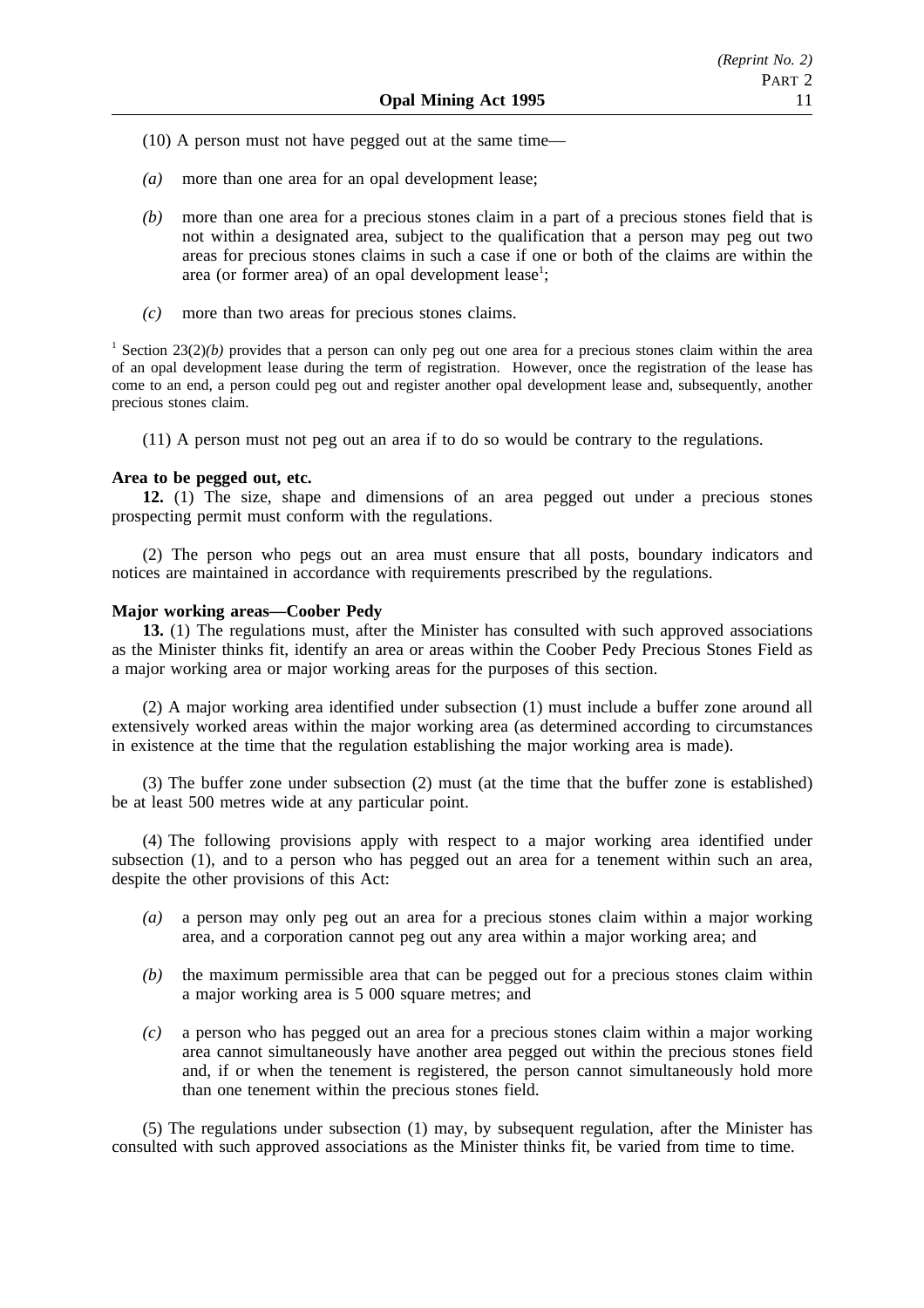(10) A person must not have pegged out at the same time—

*(a)* more than one area for an opal development lease;

*(b)* more than one area for a precious stones claim in a part of a precious stones field that is not within a designated area, subject to the qualification that a person may peg out two areas for precious stones claims in such a case if one or both of the claims are within the area (or former area) of an opal development lease[1];

*(c)* more than two areas for precious stones claims.

[1] Section 23(2)*(b)* provides that a person can only peg out one area for a precious stones claim within the area of an opal development lease during the term of registration. However, once the registration of the lease has come to an end, a person could peg out and register another opal development lease and, subsequently, another precious stones claim.

(11) A person must not peg out an area if to do so would be contrary to the regulations.

**Area to be pegged out, etc.**

**12.** (1) The size, shape and dimensions of an area pegged out under a precious stones prospecting permit must conform with the regulations.

(2) The person who pegs out an area must ensure that all posts, boundary indicators and notices are maintained in accordance with requirements prescribed by the regulations.

**Major working areas—Coober Pedy**

**13.** (1) The regulations must, after the Minister has consulted with such approved associations as the Minister thinks fit, identify an area or areas within the Coober Pedy Precious Stones Field as a major working area or major working areas for the purposes of this section.

(2) A major working area identified under subsection (1) must include a buffer zone around all extensively worked areas within the major working area (as determined according to circumstances in existence at the time that the regulation establishing the major working area is made).

(3) The buffer zone under subsection (2) must (at the time that the buffer zone is established) be at least 500 metres wide at any particular point.

(4) The following provisions apply with respect to a major working area identified under subsection (1), and to a person who has pegged out an area for a tenement within such an area, despite the other provisions of this Act:

*(a)* a person may only peg out an area for a precious stones claim within a major working area, and a corporation cannot peg out any area within a major working area; and

*(b)* the maximum permissible area that can be pegged out for a precious stones claim within a major working area is 5 000 square metres; and

*(c)* a person who has pegged out an area for a precious stones claim within a major working area cannot simultaneously have another area pegged out within the precious stones field and, if or when the tenement is registered, the person cannot simultaneously hold more than one tenement within the precious stones field.

(5) The regulations under subsection (1) may, by subsequent regulation, after the Minister has consulted with such approved associations as the Minister thinks fit, be varied from time to time.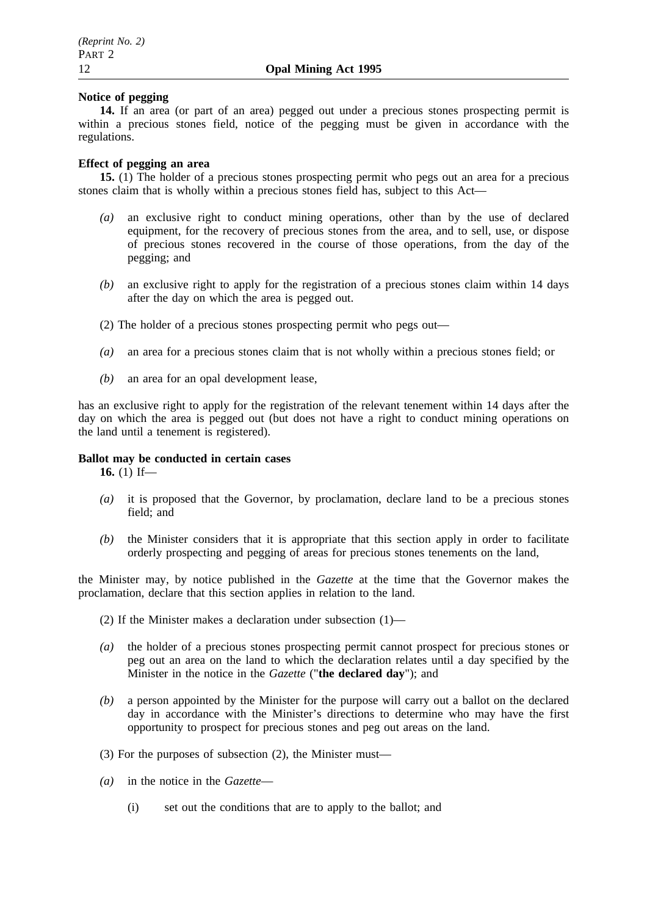**Notice of pegging**

**14.** If an area (or part of an area) pegged out under a precious stones prospecting permit is within a precious stones field, notice of the pegging must be given in accordance with the regulations.

**Effect of pegging an area**

**15.** (1) The holder of a precious stones prospecting permit who pegs out an area for a precious stones claim that is wholly within a precious stones field has, subject to this Act—

*(a)* an exclusive right to conduct mining operations, other than by the use of declared equipment, for the recovery of precious stones from the area, and to sell, use, or dispose of precious stones recovered in the course of those operations, from the day of the pegging; and

*(b)* an exclusive right to apply for the registration of a precious stones claim within 14 days after the day on which the area is pegged out.

(2) The holder of a precious stones prospecting permit who pegs out—

*(a)* an area for a precious stones claim that is not wholly within a precious stones field; or

*(b)* an area for an opal development lease,

has an exclusive right to apply for the registration of the relevant tenement within 14 days after the day on which the area is pegged out (but does not have a right to conduct mining operations on the land until a tenement is registered).

**Ballot may be conducted in certain cases**

**16.** (1) If—

*(a)* it is proposed that the Governor, by proclamation, declare land to be a precious stones field; and

*(b)* the Minister considers that it is appropriate that this section apply in order to facilitate orderly prospecting and pegging of areas for precious stones tenements on the land,

the Minister may, by notice published in the *Gazette* at the time that the Governor makes the proclamation, declare that this section applies in relation to the land.

(2) If the Minister makes a declaration under subsection (1)—

*(a)* the holder of a precious stones prospecting permit cannot prospect for precious stones or peg out an area on the land to which the declaration relates until a day specified by the Minister in the notice in the *Gazette* ("**the declared day**"); and

*(b)* a person appointed by the Minister for the purpose will carry out a ballot on the declared day in accordance with the Minister's directions to determine who may have the first opportunity to prospect for precious stones and peg out areas on the land.

(3) For the purposes of subsection (2), the Minister must—

*(a)* in the notice in the *Gazette*—

(i) set out the conditions that are to apply to the ballot; and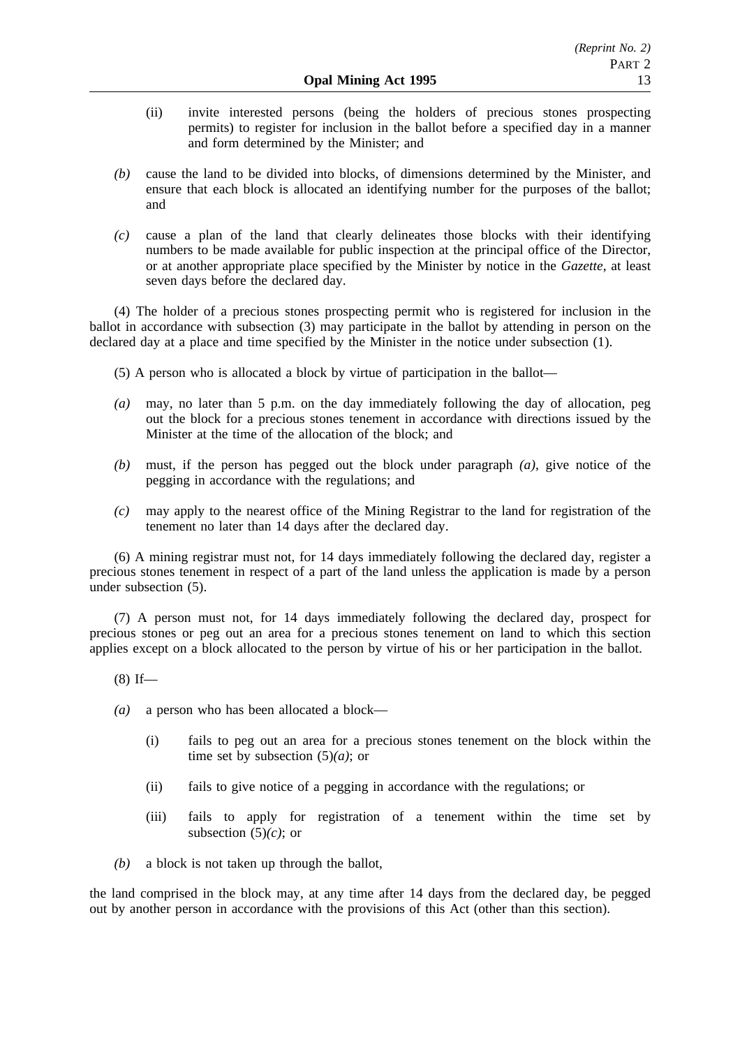(ii) invite interested persons (being the holders of precious stones prospecting permits) to register for inclusion in the ballot before a specified day in a manner and form determined by the Minister; and

*(b)* cause the land to be divided into blocks, of dimensions determined by the Minister, and ensure that each block is allocated an identifying number for the purposes of the ballot; and

*(c)* cause a plan of the land that clearly delineates those blocks with their identifying numbers to be made available for public inspection at the principal office of the Director, or at another appropriate place specified by the Minister by notice in the *Gazette*, at least seven days before the declared day.

(4) The holder of a precious stones prospecting permit who is registered for inclusion in the ballot in accordance with subsection (3) may participate in the ballot by attending in person on the declared day at a place and time specified by the Minister in the notice under subsection (1).

(5) A person who is allocated a block by virtue of participation in the ballot—

*(a)* may, no later than 5 p.m. on the day immediately following the day of allocation, peg out the block for a precious stones tenement in accordance with directions issued by the Minister at the time of the allocation of the block; and

*(b)* must, if the person has pegged out the block under paragraph *(a)*, give notice of the pegging in accordance with the regulations; and

*(c)* may apply to the nearest office of the Mining Registrar to the land for registration of the tenement no later than 14 days after the declared day.

(6) A mining registrar must not, for 14 days immediately following the declared day, register a precious stones tenement in respect of a part of the land unless the application is made by a person under subsection (5).

(7) A person must not, for 14 days immediately following the declared day, prospect for precious stones or peg out an area for a precious stones tenement on land to which this section applies except on a block allocated to the person by virtue of his or her participation in the ballot.

(8) If—

*(a)* a person who has been allocated a block—

(i) fails to peg out an area for a precious stones tenement on the block within the time set by subsection (5)*(a)*; or

(ii) fails to give notice of a pegging in accordance with the regulations; or

(iii) fails to apply for registration of a tenement within the time set by subsection (5)*(c)*; or

*(b)* a block is not taken up through the ballot,

the land comprised in the block may, at any time after 14 days from the declared day, be pegged out by another person in accordance with the provisions of this Act (other than this section).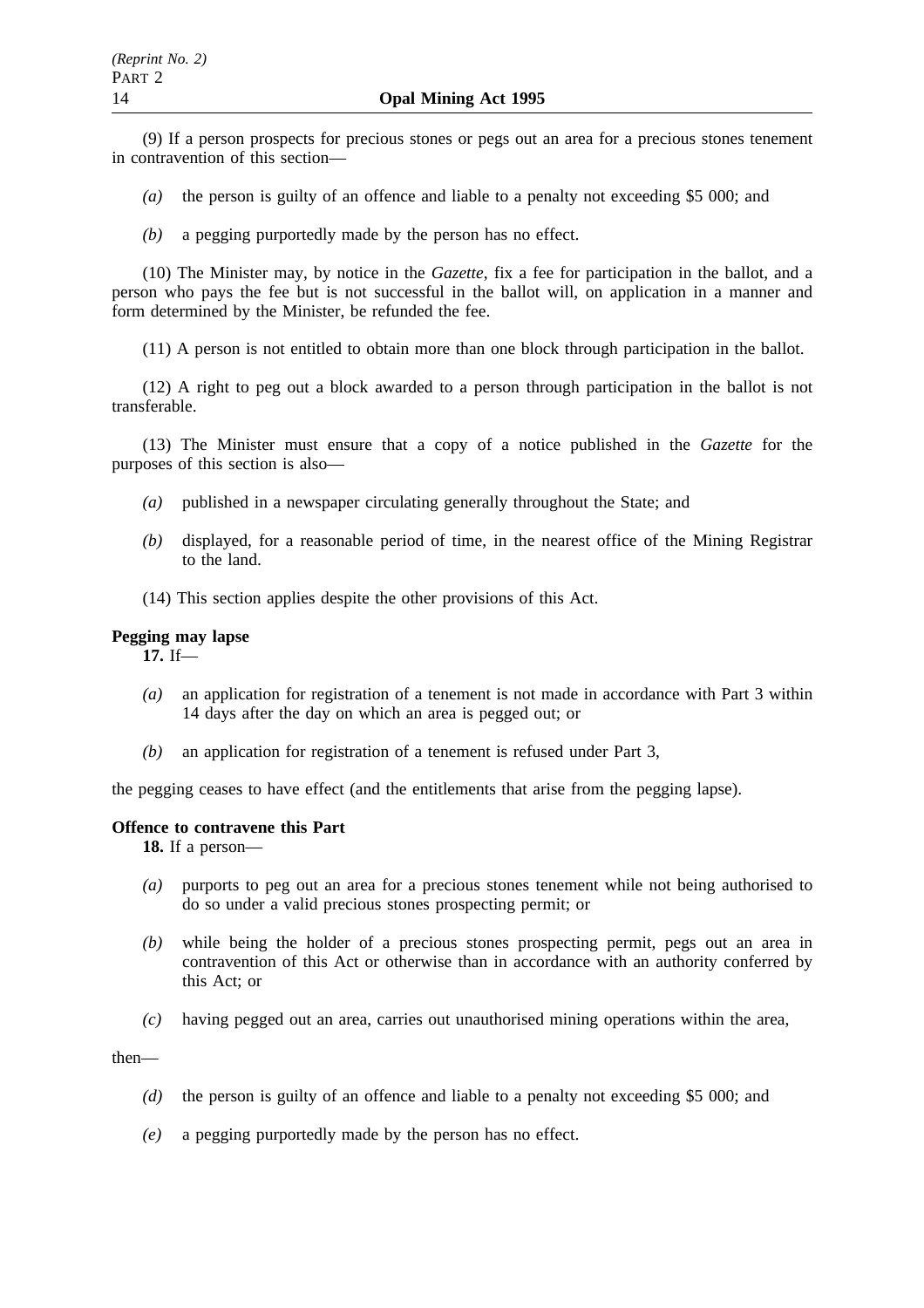(9) If a person prospects for precious stones or pegs out an area for a precious stones tenement in contravention of this section—

- *(a)* the person is guilty of an offence and liable to a penalty not exceeding $5 000; and
- *(b)* a pegging purportedly made by the person has no effect.

(10) The Minister may, by notice in the *Gazette*, fix a fee for participation in the ballot, and a person who pays the fee but is not successful in the ballot will, on application in a manner and form determined by the Minister, be refunded the fee.

(11) A person is not entitled to obtain more than one block through participation in the ballot.

(12) A right to peg out a block awarded to a person through participation in the ballot is not transferable.

(13) The Minister must ensure that a copy of a notice published in the *Gazette* for the purposes of this section is also—

- *(a)* published in a newspaper circulating generally throughout the State; and
- *(b)* displayed, for a reasonable period of time, in the nearest office of the Mining Registrar to the land.

(14) This section applies despite the other provisions of this Act.

**Pegging may lapse**

**17.** If—

- *(a)* an application for registration of a tenement is not made in accordance with Part 3 within 14 days after the day on which an area is pegged out; or
- *(b)* an application for registration of a tenement is refused under Part 3,

the pegging ceases to have effect (and the entitlements that arise from the pegging lapse).

**Offence to contravene this Part**

**18.** If a person—

- *(a)* purports to peg out an area for a precious stones tenement while not being authorised to do so under a valid precious stones prospecting permit; or
- *(b)* while being the holder of a precious stones prospecting permit, pegs out an area in contravention of this Act or otherwise than in accordance with an authority conferred by this Act; or
- *(c)* having pegged out an area, carries out unauthorised mining operations within the area,

then—

- *(d)* the person is guilty of an offence and liable to a penalty not exceeding $5 000; and
- *(e)* a pegging purportedly made by the person has no effect.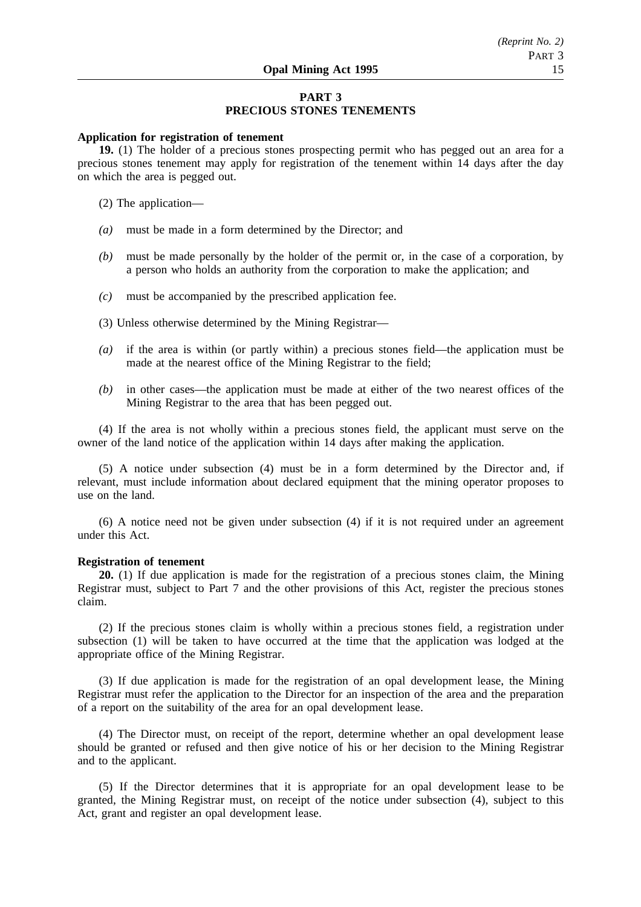## PART 3
## PRECIOUS STONES TENEMENTS

**Application for registration of tenement**

**19.** (1) The holder of a precious stones prospecting permit who has pegged out an area for a precious stones tenement may apply for registration of the tenement within 14 days after the day on which the area is pegged out.

(2) The application—

*(a)* must be made in a form determined by the Director; and

*(b)* must be made personally by the holder of the permit or, in the case of a corporation, by a person who holds an authority from the corporation to make the application; and

*(c)* must be accompanied by the prescribed application fee.

(3) Unless otherwise determined by the Mining Registrar—

*(a)* if the area is within (or partly within) a precious stones field—the application must be made at the nearest office of the Mining Registrar to the field;

*(b)* in other cases—the application must be made at either of the two nearest offices of the Mining Registrar to the area that has been pegged out.

(4) If the area is not wholly within a precious stones field, the applicant must serve on the owner of the land notice of the application within 14 days after making the application.

(5) A notice under subsection (4) must be in a form determined by the Director and, if relevant, must include information about declared equipment that the mining operator proposes to use on the land.

(6) A notice need not be given under subsection (4) if it is not required under an agreement under this Act.

**Registration of tenement**

**20.** (1) If due application is made for the registration of a precious stones claim, the Mining Registrar must, subject to Part 7 and the other provisions of this Act, register the precious stones claim.

(2) If the precious stones claim is wholly within a precious stones field, a registration under subsection (1) will be taken to have occurred at the time that the application was lodged at the appropriate office of the Mining Registrar.

(3) If due application is made for the registration of an opal development lease, the Mining Registrar must refer the application to the Director for an inspection of the area and the preparation of a report on the suitability of the area for an opal development lease.

(4) The Director must, on receipt of the report, determine whether an opal development lease should be granted or refused and then give notice of his or her decision to the Mining Registrar and to the applicant.

(5) If the Director determines that it is appropriate for an opal development lease to be granted, the Mining Registrar must, on receipt of the notice under subsection (4), subject to this Act, grant and register an opal development lease.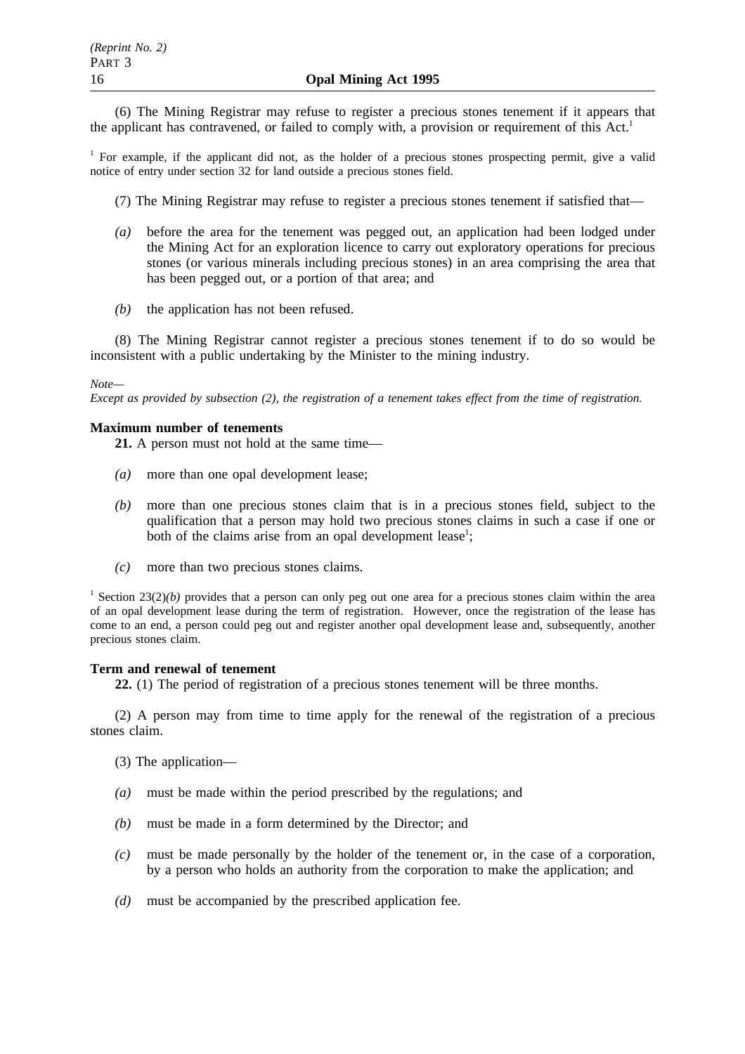(6) The Mining Registrar may refuse to register a precious stones tenement if it appears that the applicant has contravened, or failed to comply with, a provision or requirement of this Act.[1]

[1] For example, if the applicant did not, as the holder of a precious stones prospecting permit, give a valid notice of entry under section 32 for land outside a precious stones field.

(7) The Mining Registrar may refuse to register a precious stones tenement if satisfied that—

*(a)* before the area for the tenement was pegged out, an application had been lodged under the Mining Act for an exploration licence to carry out exploratory operations for precious stones (or various minerals including precious stones) in an area comprising the area that has been pegged out, or a portion of that area; and

*(b)* the application has not been refused.

(8) The Mining Registrar cannot register a precious stones tenement if to do so would be inconsistent with a public undertaking by the Minister to the mining industry.

*Note—*
*Except as provided by subsection (2), the registration of a tenement takes effect from the time of registration.*

**Maximum number of tenements**

**21.** A person must not hold at the same time—

*(a)* more than one opal development lease;

*(b)* more than one precious stones claim that is in a precious stones field, subject to the qualification that a person may hold two precious stones claims in such a case if one or both of the claims arise from an opal development lease[1];

*(c)* more than two precious stones claims.

[1] Section 23(2)*(b)* provides that a person can only peg out one area for a precious stones claim within the area of an opal development lease during the term of registration. However, once the registration of the lease has come to an end, a person could peg out and register another opal development lease and, subsequently, another precious stones claim.

**Term and renewal of tenement**

**22.** (1) The period of registration of a precious stones tenement will be three months.

(2) A person may from time to time apply for the renewal of the registration of a precious stones claim.

(3) The application—

*(a)* must be made within the period prescribed by the regulations; and

*(b)* must be made in a form determined by the Director; and

*(c)* must be made personally by the holder of the tenement or, in the case of a corporation, by a person who holds an authority from the corporation to make the application; and

*(d)* must be accompanied by the prescribed application fee.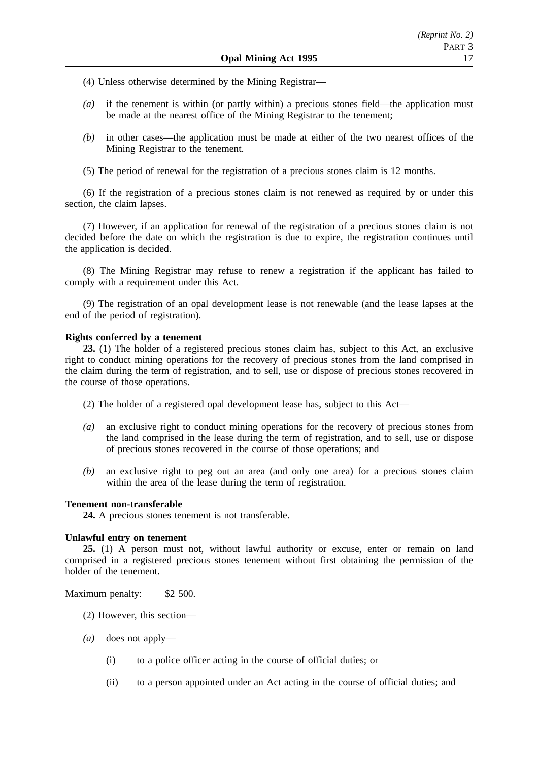(4) Unless otherwise determined by the Mining Registrar—

*(a)* if the tenement is within (or partly within) a precious stones field—the application must be made at the nearest office of the Mining Registrar to the tenement;

*(b)* in other cases—the application must be made at either of the two nearest offices of the Mining Registrar to the tenement.

(5) The period of renewal for the registration of a precious stones claim is 12 months.

(6) If the registration of a precious stones claim is not renewed as required by or under this section, the claim lapses.

(7) However, if an application for renewal of the registration of a precious stones claim is not decided before the date on which the registration is due to expire, the registration continues until the application is decided.

(8) The Mining Registrar may refuse to renew a registration if the applicant has failed to comply with a requirement under this Act.

(9) The registration of an opal development lease is not renewable (and the lease lapses at the end of the period of registration).

**Rights conferred by a tenement**

**23.** (1) The holder of a registered precious stones claim has, subject to this Act, an exclusive right to conduct mining operations for the recovery of precious stones from the land comprised in the claim during the term of registration, and to sell, use or dispose of precious stones recovered in the course of those operations.

(2) The holder of a registered opal development lease has, subject to this Act—

*(a)* an exclusive right to conduct mining operations for the recovery of precious stones from the land comprised in the lease during the term of registration, and to sell, use or dispose of precious stones recovered in the course of those operations; and

*(b)* an exclusive right to peg out an area (and only one area) for a precious stones claim within the area of the lease during the term of registration.

**Tenement non-transferable**

**24.** A precious stones tenement is not transferable.

**Unlawful entry on tenement**

**25.** (1) A person must not, without lawful authority or excuse, enter or remain on land comprised in a registered precious stones tenement without first obtaining the permission of the holder of the tenement.

Maximum penalty: $2 500.

(2) However, this section—

*(a)* does not apply—

(i) to a police officer acting in the course of official duties; or

(ii) to a person appointed under an Act acting in the course of official duties; and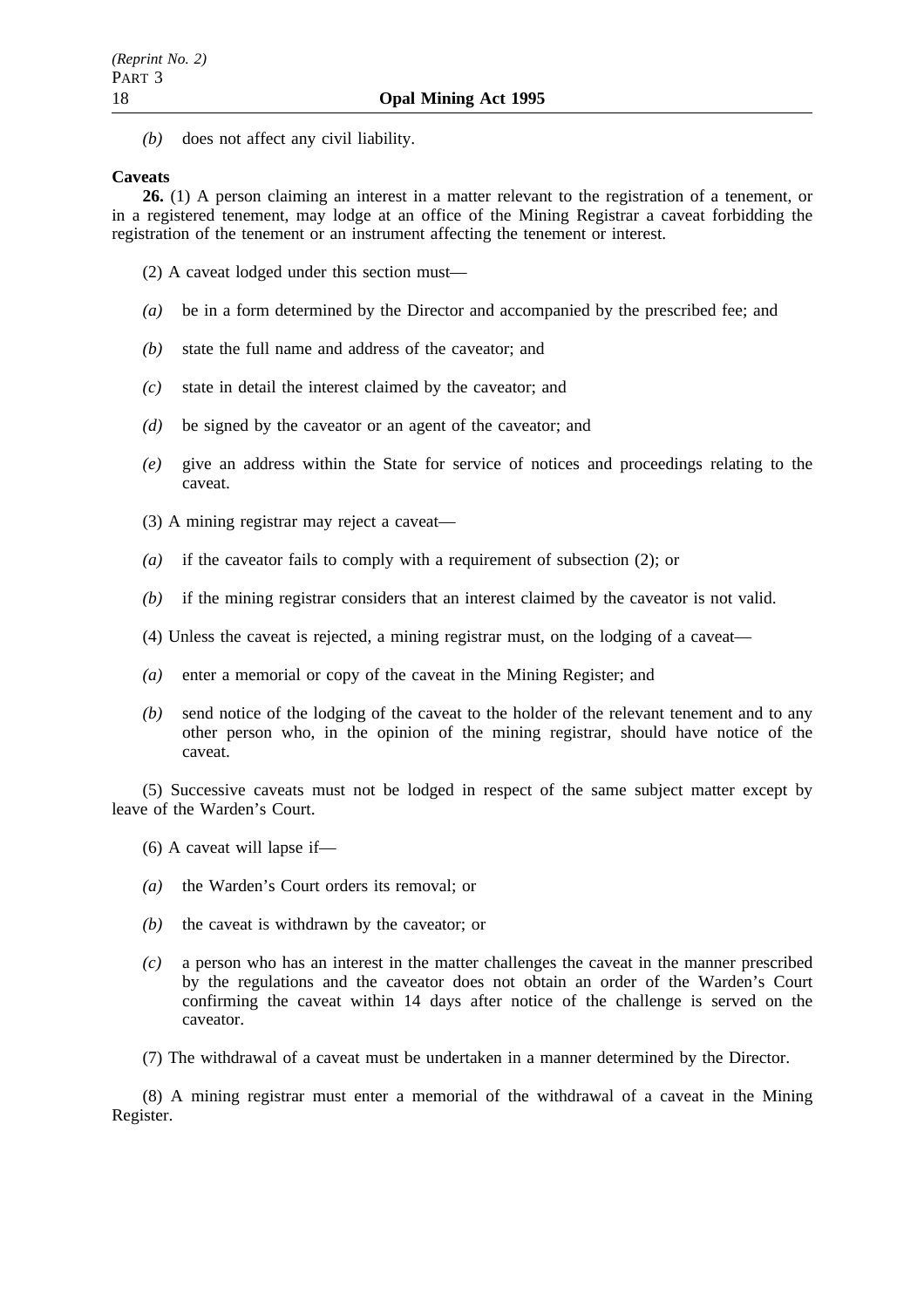*(b)* does not affect any civil liability.

**Caveats**

**26.** (1) A person claiming an interest in a matter relevant to the registration of a tenement, or in a registered tenement, may lodge at an office of the Mining Registrar a caveat forbidding the registration of the tenement or an instrument affecting the tenement or interest.

(2) A caveat lodged under this section must—

*(a)* be in a form determined by the Director and accompanied by the prescribed fee; and

*(b)* state the full name and address of the caveator; and

*(c)* state in detail the interest claimed by the caveator; and

*(d)* be signed by the caveator or an agent of the caveator; and

*(e)* give an address within the State for service of notices and proceedings relating to the caveat.

(3) A mining registrar may reject a caveat—

*(a)* if the caveator fails to comply with a requirement of subsection (2); or

*(b)* if the mining registrar considers that an interest claimed by the caveator is not valid.

(4) Unless the caveat is rejected, a mining registrar must, on the lodging of a caveat—

*(a)* enter a memorial or copy of the caveat in the Mining Register; and

*(b)* send notice of the lodging of the caveat to the holder of the relevant tenement and to any other person who, in the opinion of the mining registrar, should have notice of the caveat.

(5) Successive caveats must not be lodged in respect of the same subject matter except by leave of the Warden's Court.

(6) A caveat will lapse if—

*(a)* the Warden's Court orders its removal; or

*(b)* the caveat is withdrawn by the caveator; or

*(c)* a person who has an interest in the matter challenges the caveat in the manner prescribed by the regulations and the caveator does not obtain an order of the Warden's Court confirming the caveat within 14 days after notice of the challenge is served on the caveator.

(7) The withdrawal of a caveat must be undertaken in a manner determined by the Director.

(8) A mining registrar must enter a memorial of the withdrawal of a caveat in the Mining Register.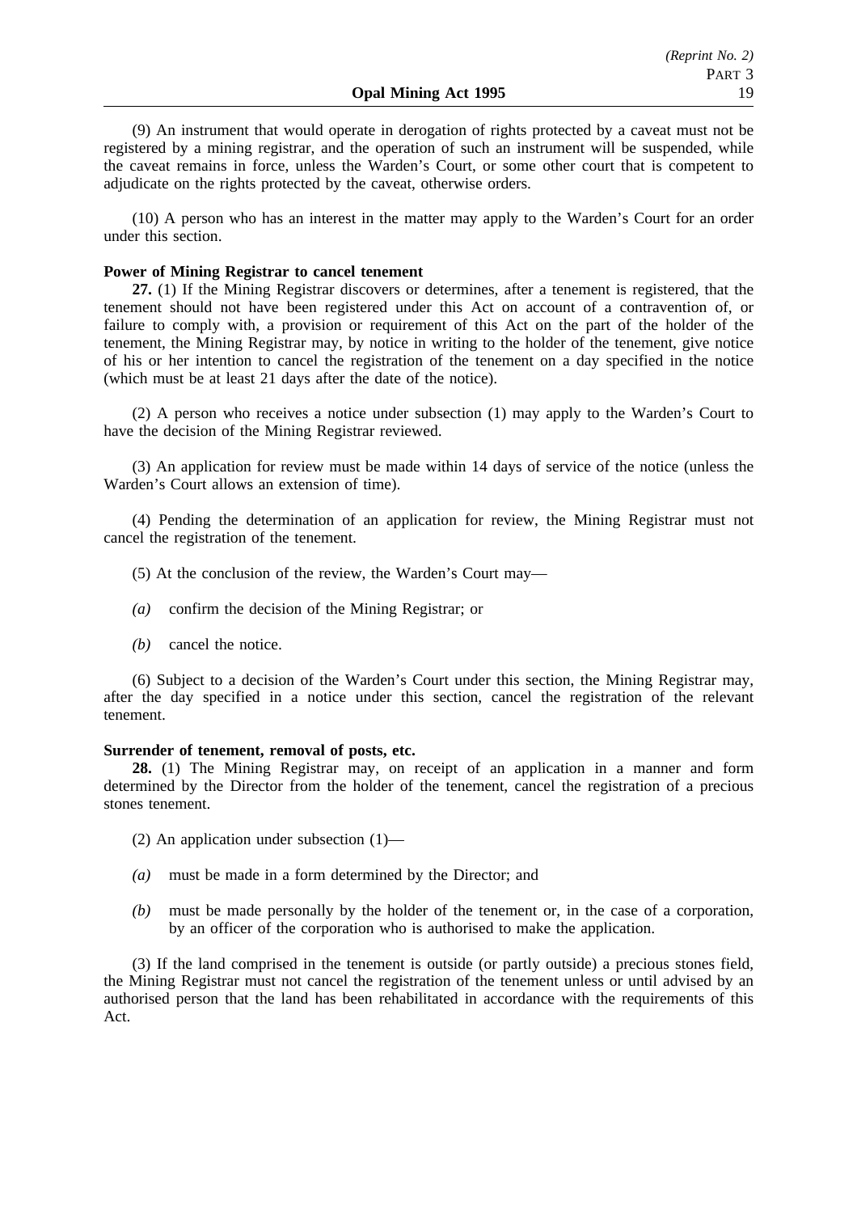(9) An instrument that would operate in derogation of rights protected by a caveat must not be registered by a mining registrar, and the operation of such an instrument will be suspended, while the caveat remains in force, unless the Warden's Court, or some other court that is competent to adjudicate on the rights protected by the caveat, otherwise orders.

(10) A person who has an interest in the matter may apply to the Warden's Court for an order under this section.

**Power of Mining Registrar to cancel tenement**

**27.** (1) If the Mining Registrar discovers or determines, after a tenement is registered, that the tenement should not have been registered under this Act on account of a contravention of, or failure to comply with, a provision or requirement of this Act on the part of the holder of the tenement, the Mining Registrar may, by notice in writing to the holder of the tenement, give notice of his or her intention to cancel the registration of the tenement on a day specified in the notice (which must be at least 21 days after the date of the notice).

(2) A person who receives a notice under subsection (1) may apply to the Warden's Court to have the decision of the Mining Registrar reviewed.

(3) An application for review must be made within 14 days of service of the notice (unless the Warden's Court allows an extension of time).

(4) Pending the determination of an application for review, the Mining Registrar must not cancel the registration of the tenement.

(5) At the conclusion of the review, the Warden's Court may—

*(a)* confirm the decision of the Mining Registrar; or

*(b)* cancel the notice.

(6) Subject to a decision of the Warden's Court under this section, the Mining Registrar may, after the day specified in a notice under this section, cancel the registration of the relevant tenement.

**Surrender of tenement, removal of posts, etc.**

**28.** (1) The Mining Registrar may, on receipt of an application in a manner and form determined by the Director from the holder of the tenement, cancel the registration of a precious stones tenement.

(2) An application under subsection (1)—

*(a)* must be made in a form determined by the Director; and

*(b)* must be made personally by the holder of the tenement or, in the case of a corporation, by an officer of the corporation who is authorised to make the application.

(3) If the land comprised in the tenement is outside (or partly outside) a precious stones field, the Mining Registrar must not cancel the registration of the tenement unless or until advised by an authorised person that the land has been rehabilitated in accordance with the requirements of this Act.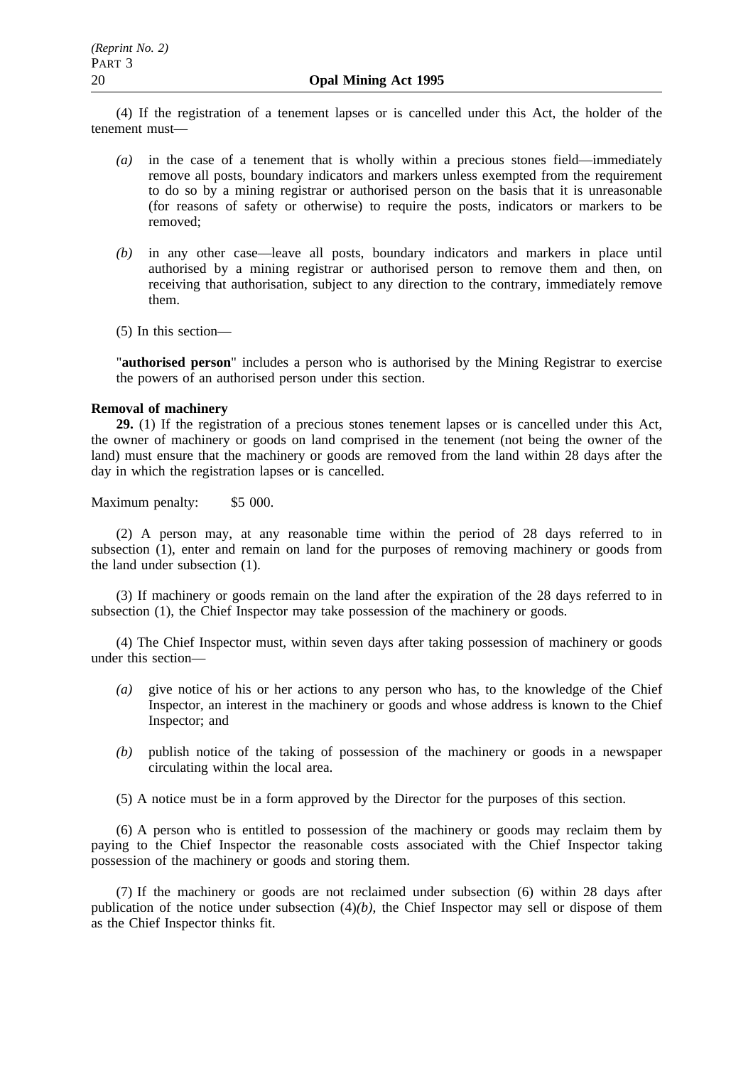(4) If the registration of a tenement lapses or is cancelled under this Act, the holder of the tenement must—

- *(a)* in the case of a tenement that is wholly within a precious stones field—immediately remove all posts, boundary indicators and markers unless exempted from the requirement to do so by a mining registrar or authorised person on the basis that it is unreasonable (for reasons of safety or otherwise) to require the posts, indicators or markers to be removed;
- *(b)* in any other case—leave all posts, boundary indicators and markers in place until authorised by a mining registrar or authorised person to remove them and then, on receiving that authorisation, subject to any direction to the contrary, immediately remove them.

(5) In this section—

"**authorised person**" includes a person who is authorised by the Mining Registrar to exercise the powers of an authorised person under this section.

**Removal of machinery**

**29.** (1) If the registration of a precious stones tenement lapses or is cancelled under this Act, the owner of machinery or goods on land comprised in the tenement (not being the owner of the land) must ensure that the machinery or goods are removed from the land within 28 days after the day in which the registration lapses or is cancelled.

Maximum penalty: $5 000.

(2) A person may, at any reasonable time within the period of 28 days referred to in subsection (1), enter and remain on land for the purposes of removing machinery or goods from the land under subsection (1).

(3) If machinery or goods remain on the land after the expiration of the 28 days referred to in subsection (1), the Chief Inspector may take possession of the machinery or goods.

(4) The Chief Inspector must, within seven days after taking possession of machinery or goods under this section—

- *(a)* give notice of his or her actions to any person who has, to the knowledge of the Chief Inspector, an interest in the machinery or goods and whose address is known to the Chief Inspector; and
- *(b)* publish notice of the taking of possession of the machinery or goods in a newspaper circulating within the local area.

(5) A notice must be in a form approved by the Director for the purposes of this section.

(6) A person who is entitled to possession of the machinery or goods may reclaim them by paying to the Chief Inspector the reasonable costs associated with the Chief Inspector taking possession of the machinery or goods and storing them.

(7) If the machinery or goods are not reclaimed under subsection (6) within 28 days after publication of the notice under subsection (4)*(b)*, the Chief Inspector may sell or dispose of them as the Chief Inspector thinks fit.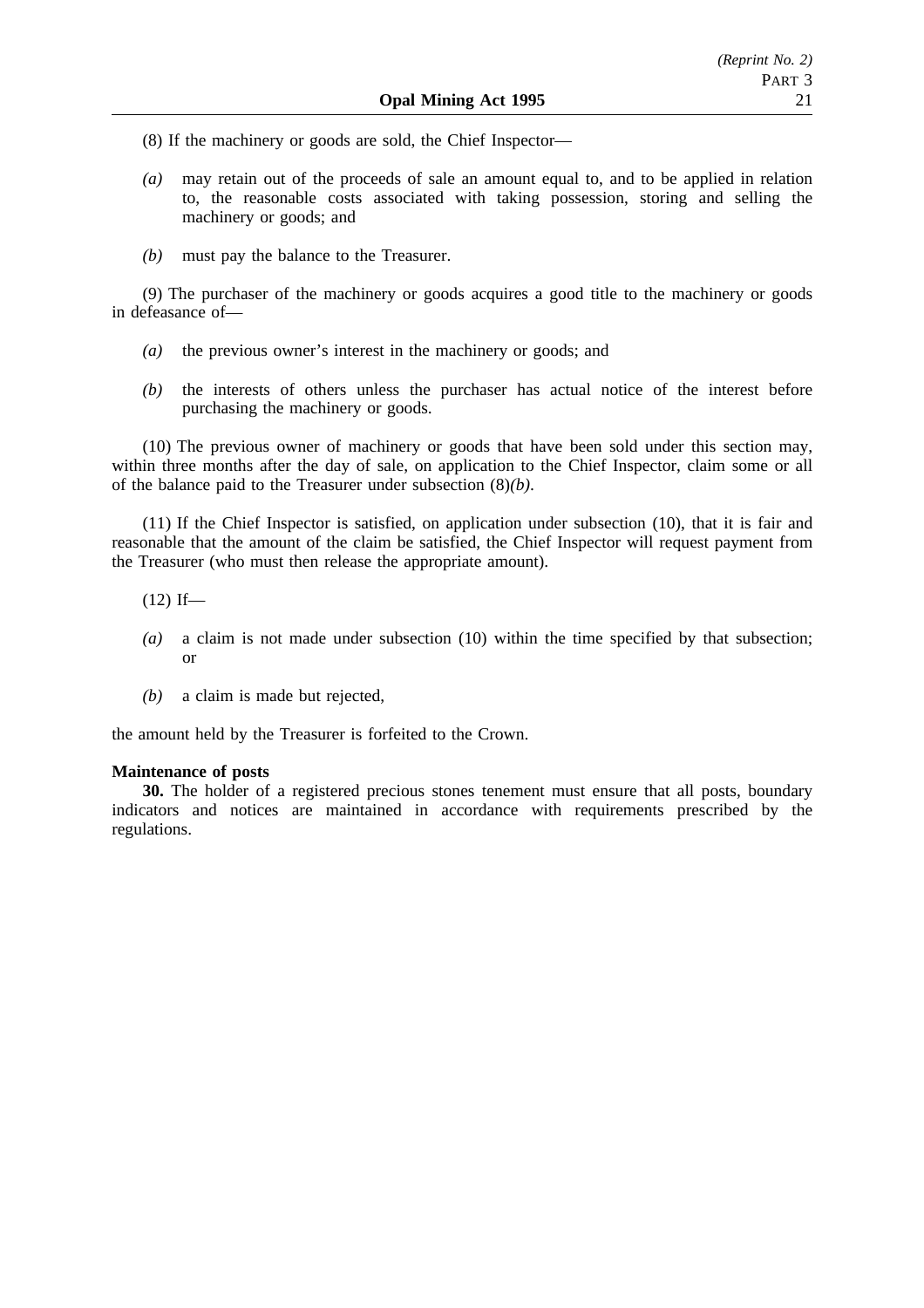(8) If the machinery or goods are sold, the Chief Inspector—

*(a)* may retain out of the proceeds of sale an amount equal to, and to be applied in relation to, the reasonable costs associated with taking possession, storing and selling the machinery or goods; and

*(b)* must pay the balance to the Treasurer.

(9) The purchaser of the machinery or goods acquires a good title to the machinery or goods in defeasance of—

*(a)* the previous owner's interest in the machinery or goods; and

*(b)* the interests of others unless the purchaser has actual notice of the interest before purchasing the machinery or goods.

(10) The previous owner of machinery or goods that have been sold under this section may, within three months after the day of sale, on application to the Chief Inspector, claim some or all of the balance paid to the Treasurer under subsection (8)*(b)*.

(11) If the Chief Inspector is satisfied, on application under subsection (10), that it is fair and reasonable that the amount of the claim be satisfied, the Chief Inspector will request payment from the Treasurer (who must then release the appropriate amount).

(12) If—

*(a)* a claim is not made under subsection (10) within the time specified by that subsection; or

*(b)* a claim is made but rejected,

the amount held by the Treasurer is forfeited to the Crown.

**Maintenance of posts**

**30.** The holder of a registered precious stones tenement must ensure that all posts, boundary indicators and notices are maintained in accordance with requirements prescribed by the regulations.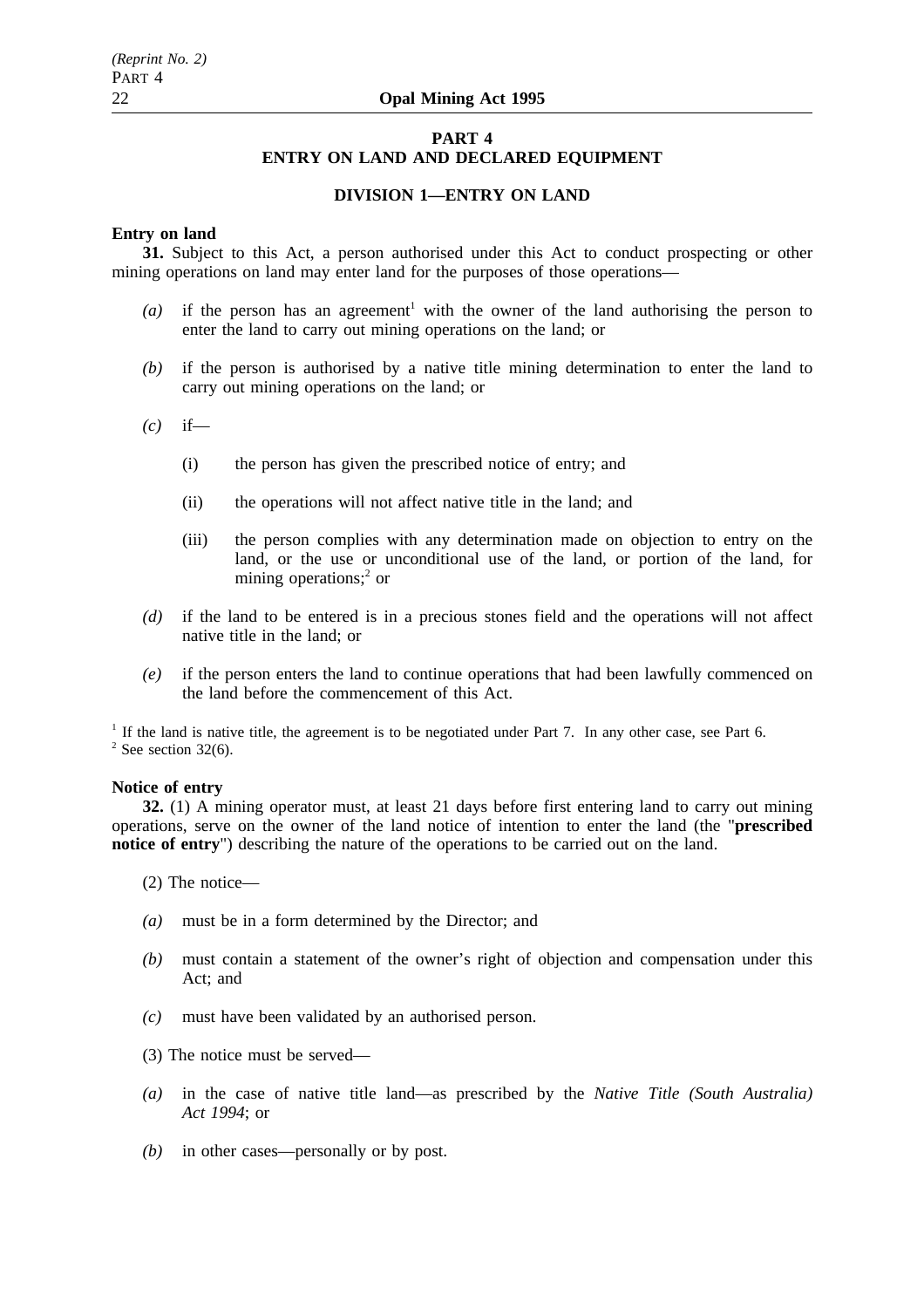# PART 4
# ENTRY ON LAND AND DECLARED EQUIPMENT

## DIVISION 1—ENTRY ON LAND

**Entry on land**

**31.** Subject to this Act, a person authorised under this Act to conduct prospecting or other mining operations on land may enter land for the purposes of those operations—

*(a)* if the person has an agreement[1] with the owner of the land authorising the person to enter the land to carry out mining operations on the land; or

*(b)* if the person is authorised by a native title mining determination to enter the land to carry out mining operations on the land; or

*(c)* if—

(i) the person has given the prescribed notice of entry; and

(ii) the operations will not affect native title in the land; and

(iii) the person complies with any determination made on objection to entry on the land, or the use or unconditional use of the land, or portion of the land, for mining operations;[2] or

*(d)* if the land to be entered is in a precious stones field and the operations will not affect native title in the land; or

*(e)* if the person enters the land to continue operations that had been lawfully commenced on the land before the commencement of this Act.

[1] If the land is native title, the agreement is to be negotiated under Part 7. In any other case, see Part 6.
[2] See section 32(6).

**Notice of entry**

**32.** (1) A mining operator must, at least 21 days before first entering land to carry out mining operations, serve on the owner of the land notice of intention to enter the land (the "**prescribed notice of entry**") describing the nature of the operations to be carried out on the land.

(2) The notice—

*(a)* must be in a form determined by the Director; and

*(b)* must contain a statement of the owner's right of objection and compensation under this Act; and

*(c)* must have been validated by an authorised person.

(3) The notice must be served—

*(a)* in the case of native title land—as prescribed by the *Native Title (South Australia) Act 1994*; or

*(b)* in other cases—personally or by post.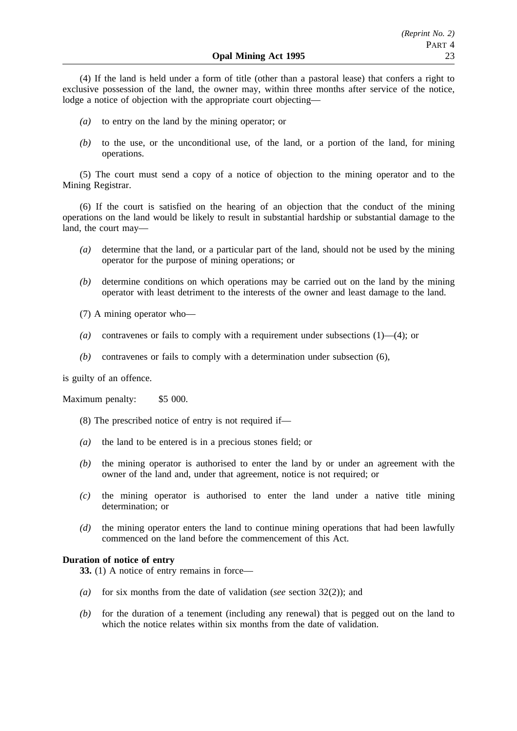(4) If the land is held under a form of title (other than a pastoral lease) that confers a right to exclusive possession of the land, the owner may, within three months after service of the notice, lodge a notice of objection with the appropriate court objecting—

*(a)* to entry on the land by the mining operator; or

*(b)* to the use, or the unconditional use, of the land, or a portion of the land, for mining operations.

(5) The court must send a copy of a notice of objection to the mining operator and to the Mining Registrar.

(6) If the court is satisfied on the hearing of an objection that the conduct of the mining operations on the land would be likely to result in substantial hardship or substantial damage to the land, the court may—

*(a)* determine that the land, or a particular part of the land, should not be used by the mining operator for the purpose of mining operations; or

*(b)* determine conditions on which operations may be carried out on the land by the mining operator with least detriment to the interests of the owner and least damage to the land.

(7) A mining operator who—

*(a)* contravenes or fails to comply with a requirement under subsections (1)—(4); or

*(b)* contravenes or fails to comply with a determination under subsection (6),

is guilty of an offence.

Maximum penalty: $5 000.

(8) The prescribed notice of entry is not required if—

*(a)* the land to be entered is in a precious stones field; or

*(b)* the mining operator is authorised to enter the land by or under an agreement with the owner of the land and, under that agreement, notice is not required; or

*(c)* the mining operator is authorised to enter the land under a native title mining determination; or

*(d)* the mining operator enters the land to continue mining operations that had been lawfully commenced on the land before the commencement of this Act.

**Duration of notice of entry**

**33.** (1) A notice of entry remains in force—

*(a)* for six months from the date of validation (*see* section 32(2)); and

*(b)* for the duration of a tenement (including any renewal) that is pegged out on the land to which the notice relates within six months from the date of validation.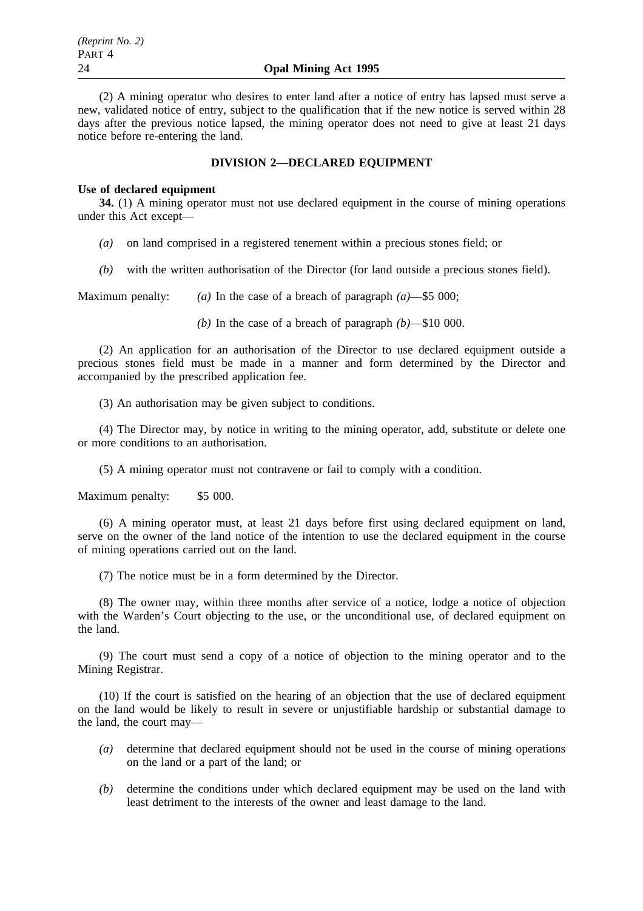(2) A mining operator who desires to enter land after a notice of entry has lapsed must serve a new, validated notice of entry, subject to the qualification that if the new notice is served within 28 days after the previous notice lapsed, the mining operator does not need to give at least 21 days notice before re-entering the land.

## DIVISION 2—DECLARED EQUIPMENT

**Use of declared equipment**

**34.** (1) A mining operator must not use declared equipment in the course of mining operations under this Act except—

*(a)* on land comprised in a registered tenement within a precious stones field; or

*(b)* with the written authorisation of the Director (for land outside a precious stones field).

Maximum penalty: *(a)* In the case of a breach of paragraph *(a)*—$5 000;

*(b)* In the case of a breach of paragraph *(b)*—$10 000.

(2) An application for an authorisation of the Director to use declared equipment outside a precious stones field must be made in a manner and form determined by the Director and accompanied by the prescribed application fee.

(3) An authorisation may be given subject to conditions.

(4) The Director may, by notice in writing to the mining operator, add, substitute or delete one or more conditions to an authorisation.

(5) A mining operator must not contravene or fail to comply with a condition.

Maximum penalty: $5 000.

(6) A mining operator must, at least 21 days before first using declared equipment on land, serve on the owner of the land notice of the intention to use the declared equipment in the course of mining operations carried out on the land.

(7) The notice must be in a form determined by the Director.

(8) The owner may, within three months after service of a notice, lodge a notice of objection with the Warden's Court objecting to the use, or the unconditional use, of declared equipment on the land.

(9) The court must send a copy of a notice of objection to the mining operator and to the Mining Registrar.

(10) If the court is satisfied on the hearing of an objection that the use of declared equipment on the land would be likely to result in severe or unjustifiable hardship or substantial damage to the land, the court may—

*(a)* determine that declared equipment should not be used in the course of mining operations on the land or a part of the land; or

*(b)* determine the conditions under which declared equipment may be used on the land with least detriment to the interests of the owner and least damage to the land.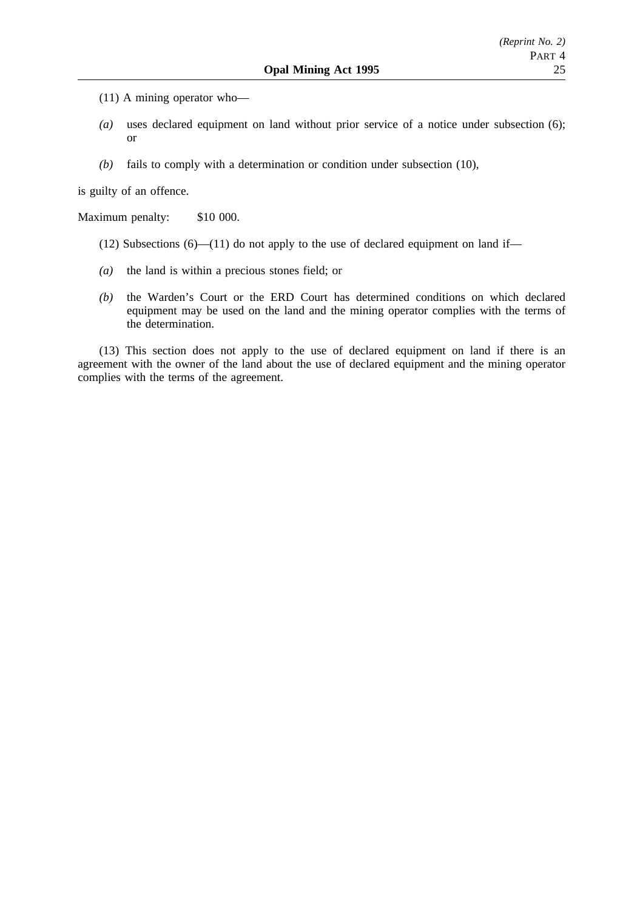(11) A mining operator who—

*(a)* uses declared equipment on land without prior service of a notice under subsection (6); or

*(b)* fails to comply with a determination or condition under subsection (10),

is guilty of an offence.

Maximum penalty: $10 000.

(12) Subsections (6)—(11) do not apply to the use of declared equipment on land if—

*(a)* the land is within a precious stones field; or

*(b)* the Warden's Court or the ERD Court has determined conditions on which declared equipment may be used on the land and the mining operator complies with the terms of the determination.

(13) This section does not apply to the use of declared equipment on land if there is an agreement with the owner of the land about the use of declared equipment and the mining operator complies with the terms of the agreement.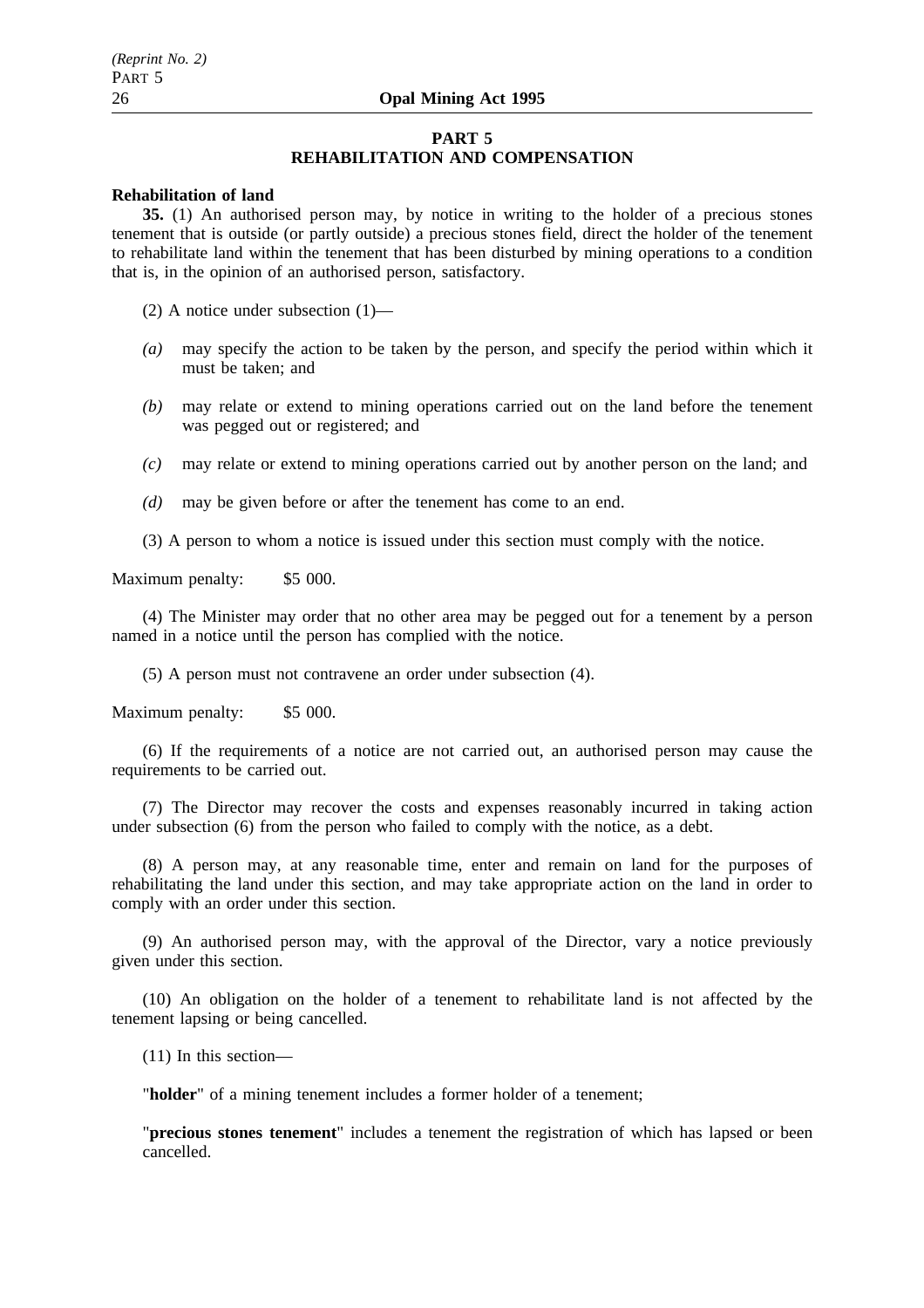## PART 5
## REHABILITATION AND COMPENSATION

**Rehabilitation of land**

**35.** (1) An authorised person may, by notice in writing to the holder of a precious stones tenement that is outside (or partly outside) a precious stones field, direct the holder of the tenement to rehabilitate land within the tenement that has been disturbed by mining operations to a condition that is, in the opinion of an authorised person, satisfactory.

(2) A notice under subsection (1)—

*(a)* may specify the action to be taken by the person, and specify the period within which it must be taken; and

*(b)* may relate or extend to mining operations carried out on the land before the tenement was pegged out or registered; and

*(c)* may relate or extend to mining operations carried out by another person on the land; and

*(d)* may be given before or after the tenement has come to an end.

(3) A person to whom a notice is issued under this section must comply with the notice.

Maximum penalty: $5 000.

(4) The Minister may order that no other area may be pegged out for a tenement by a person named in a notice until the person has complied with the notice.

(5) A person must not contravene an order under subsection (4).

Maximum penalty: $5 000.

(6) If the requirements of a notice are not carried out, an authorised person may cause the requirements to be carried out.

(7) The Director may recover the costs and expenses reasonably incurred in taking action under subsection (6) from the person who failed to comply with the notice, as a debt.

(8) A person may, at any reasonable time, enter and remain on land for the purposes of rehabilitating the land under this section, and may take appropriate action on the land in order to comply with an order under this section.

(9) An authorised person may, with the approval of the Director, vary a notice previously given under this section.

(10) An obligation on the holder of a tenement to rehabilitate land is not affected by the tenement lapsing or being cancelled.

(11) In this section—

"**holder**" of a mining tenement includes a former holder of a tenement;

"**precious stones tenement**" includes a tenement the registration of which has lapsed or been cancelled.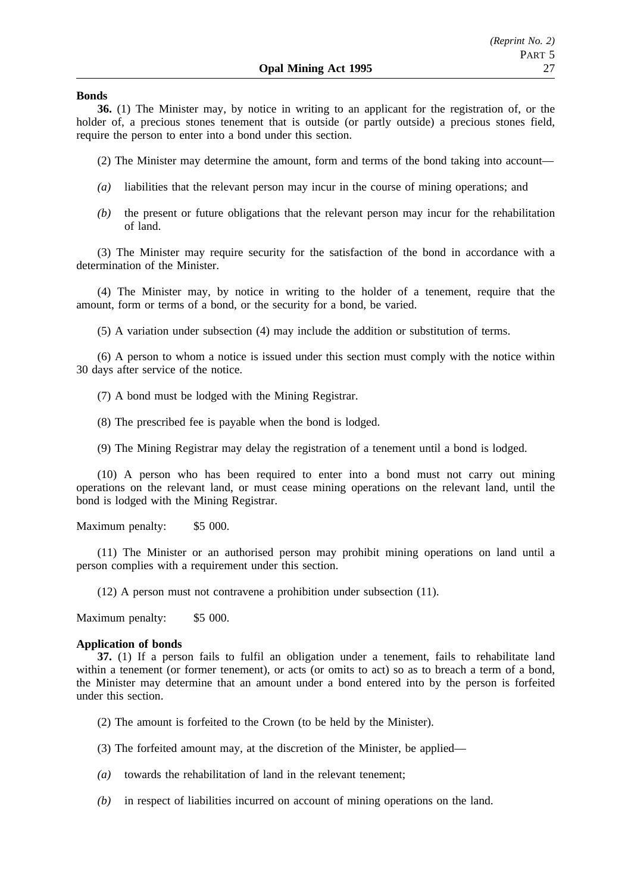**Bonds**

**36.** (1) The Minister may, by notice in writing to an applicant for the registration of, or the holder of, a precious stones tenement that is outside (or partly outside) a precious stones field, require the person to enter into a bond under this section.

(2) The Minister may determine the amount, form and terms of the bond taking into account—

*(a)* liabilities that the relevant person may incur in the course of mining operations; and

*(b)* the present or future obligations that the relevant person may incur for the rehabilitation of land.

(3) The Minister may require security for the satisfaction of the bond in accordance with a determination of the Minister.

(4) The Minister may, by notice in writing to the holder of a tenement, require that the amount, form or terms of a bond, or the security for a bond, be varied.

(5) A variation under subsection (4) may include the addition or substitution of terms.

(6) A person to whom a notice is issued under this section must comply with the notice within 30 days after service of the notice.

(7) A bond must be lodged with the Mining Registrar.

(8) The prescribed fee is payable when the bond is lodged.

(9) The Mining Registrar may delay the registration of a tenement until a bond is lodged.

(10) A person who has been required to enter into a bond must not carry out mining operations on the relevant land, or must cease mining operations on the relevant land, until the bond is lodged with the Mining Registrar.

Maximum penalty: $5 000.

(11) The Minister or an authorised person may prohibit mining operations on land until a person complies with a requirement under this section.

(12) A person must not contravene a prohibition under subsection (11).

Maximum penalty: $5 000.

**Application of bonds**

**37.** (1) If a person fails to fulfil an obligation under a tenement, fails to rehabilitate land within a tenement (or former tenement), or acts (or omits to act) so as to breach a term of a bond, the Minister may determine that an amount under a bond entered into by the person is forfeited under this section.

(2) The amount is forfeited to the Crown (to be held by the Minister).

(3) The forfeited amount may, at the discretion of the Minister, be applied—

*(a)* towards the rehabilitation of land in the relevant tenement;

*(b)* in respect of liabilities incurred on account of mining operations on the land.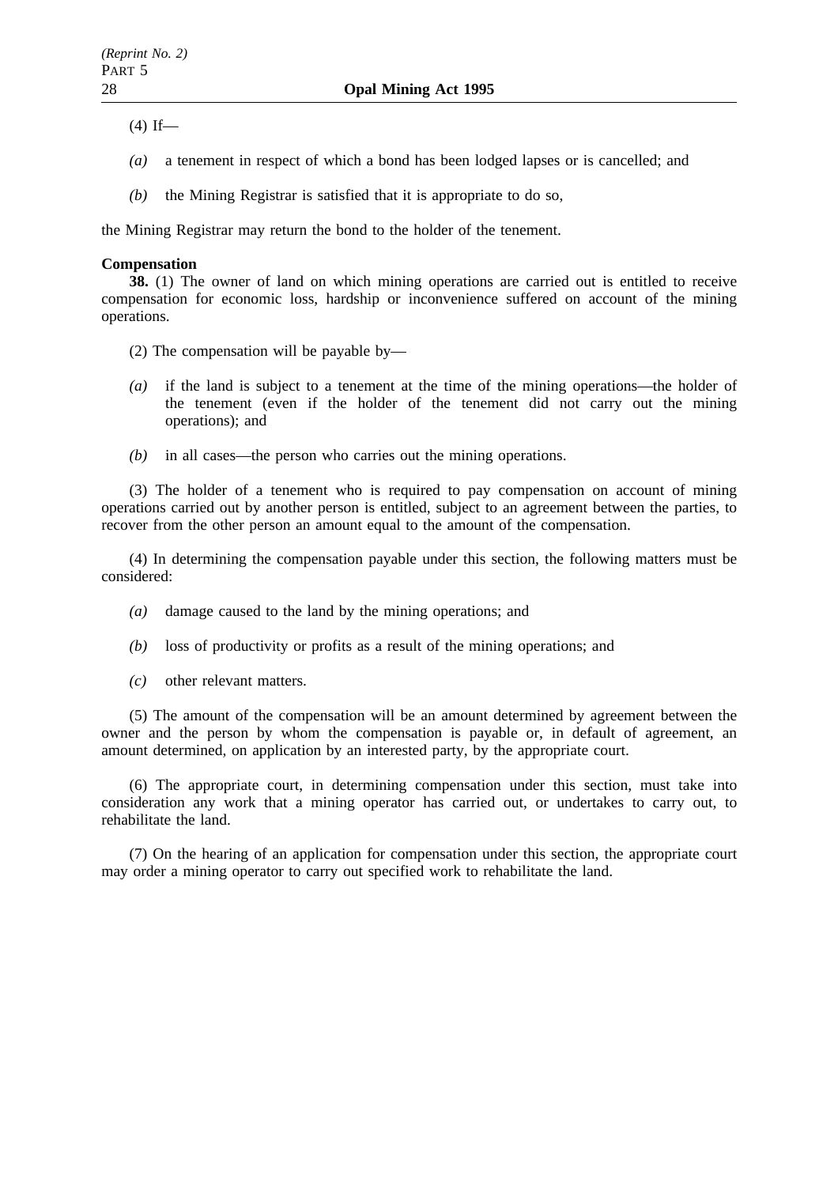(4) If—

*(a)* a tenement in respect of which a bond has been lodged lapses or is cancelled; and

*(b)* the Mining Registrar is satisfied that it is appropriate to do so,

the Mining Registrar may return the bond to the holder of the tenement.

**Compensation**

**38.** (1) The owner of land on which mining operations are carried out is entitled to receive compensation for economic loss, hardship or inconvenience suffered on account of the mining operations.

(2) The compensation will be payable by—

*(a)* if the land is subject to a tenement at the time of the mining operations—the holder of the tenement (even if the holder of the tenement did not carry out the mining operations); and

*(b)* in all cases—the person who carries out the mining operations.

(3) The holder of a tenement who is required to pay compensation on account of mining operations carried out by another person is entitled, subject to an agreement between the parties, to recover from the other person an amount equal to the amount of the compensation.

(4) In determining the compensation payable under this section, the following matters must be considered:

*(a)* damage caused to the land by the mining operations; and

*(b)* loss of productivity or profits as a result of the mining operations; and

*(c)* other relevant matters.

(5) The amount of the compensation will be an amount determined by agreement between the owner and the person by whom the compensation is payable or, in default of agreement, an amount determined, on application by an interested party, by the appropriate court.

(6) The appropriate court, in determining compensation under this section, must take into consideration any work that a mining operator has carried out, or undertakes to carry out, to rehabilitate the land.

(7) On the hearing of an application for compensation under this section, the appropriate court may order a mining operator to carry out specified work to rehabilitate the land.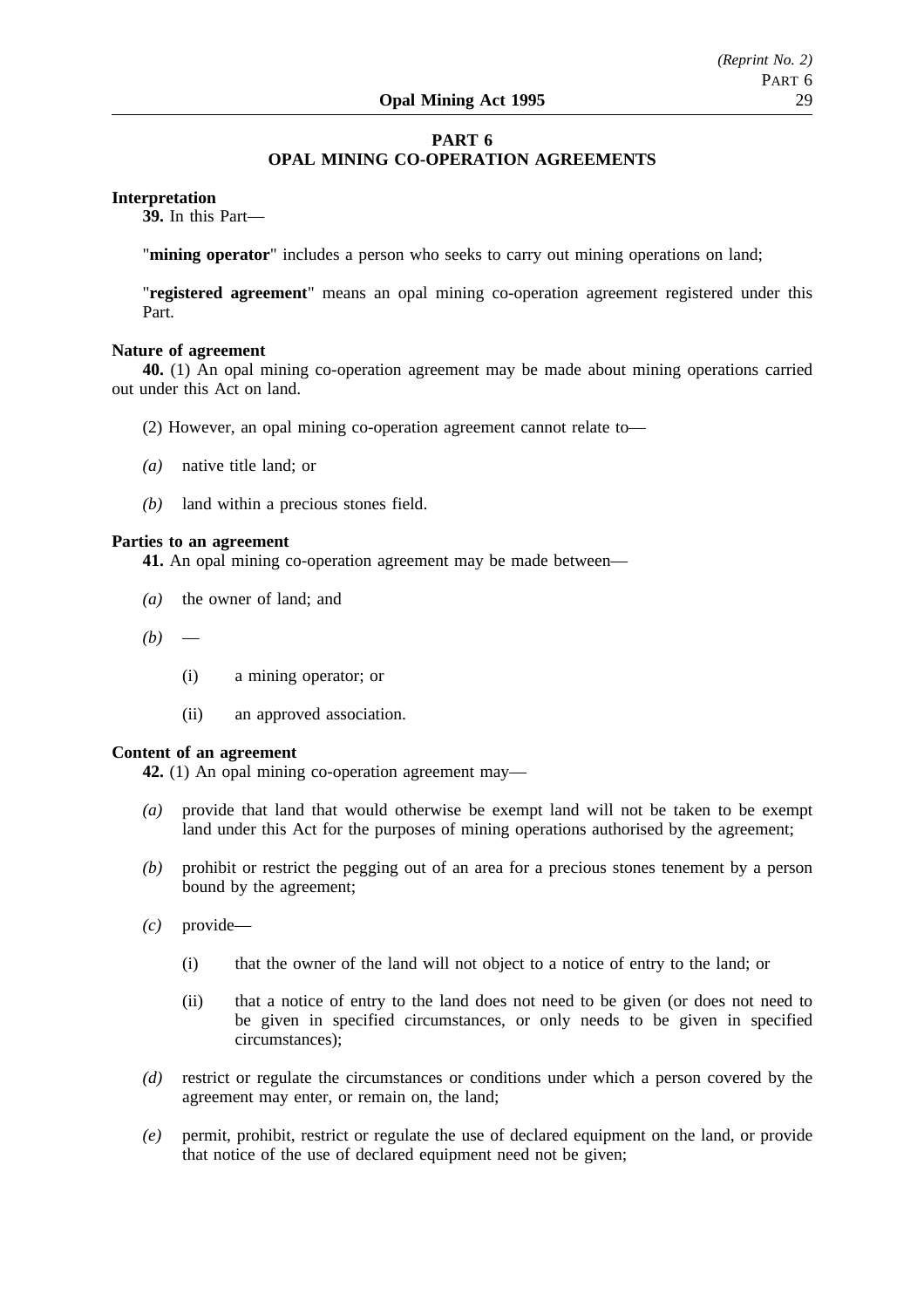# PART 6
## OPAL MINING CO-OPERATION AGREEMENTS

**Interpretation**

**39.** In this Part—

"**mining operator**" includes a person who seeks to carry out mining operations on land;

"**registered agreement**" means an opal mining co-operation agreement registered under this Part.

**Nature of agreement**

**40.** (1) An opal mining co-operation agreement may be made about mining operations carried out under this Act on land.

(2) However, an opal mining co-operation agreement cannot relate to—

*(a)* native title land; or

*(b)* land within a precious stones field.

**Parties to an agreement**

**41.** An opal mining co-operation agreement may be made between—

*(a)* the owner of land; and

*(b)* —

(i) a mining operator; or

(ii) an approved association.

**Content of an agreement**

**42.** (1) An opal mining co-operation agreement may—

*(a)* provide that land that would otherwise be exempt land will not be taken to be exempt land under this Act for the purposes of mining operations authorised by the agreement;

*(b)* prohibit or restrict the pegging out of an area for a precious stones tenement by a person bound by the agreement;

*(c)* provide—

(i) that the owner of the land will not object to a notice of entry to the land; or

(ii) that a notice of entry to the land does not need to be given (or does not need to be given in specified circumstances, or only needs to be given in specified circumstances);

*(d)* restrict or regulate the circumstances or conditions under which a person covered by the agreement may enter, or remain on, the land;

*(e)* permit, prohibit, restrict or regulate the use of declared equipment on the land, or provide that notice of the use of declared equipment need not be given;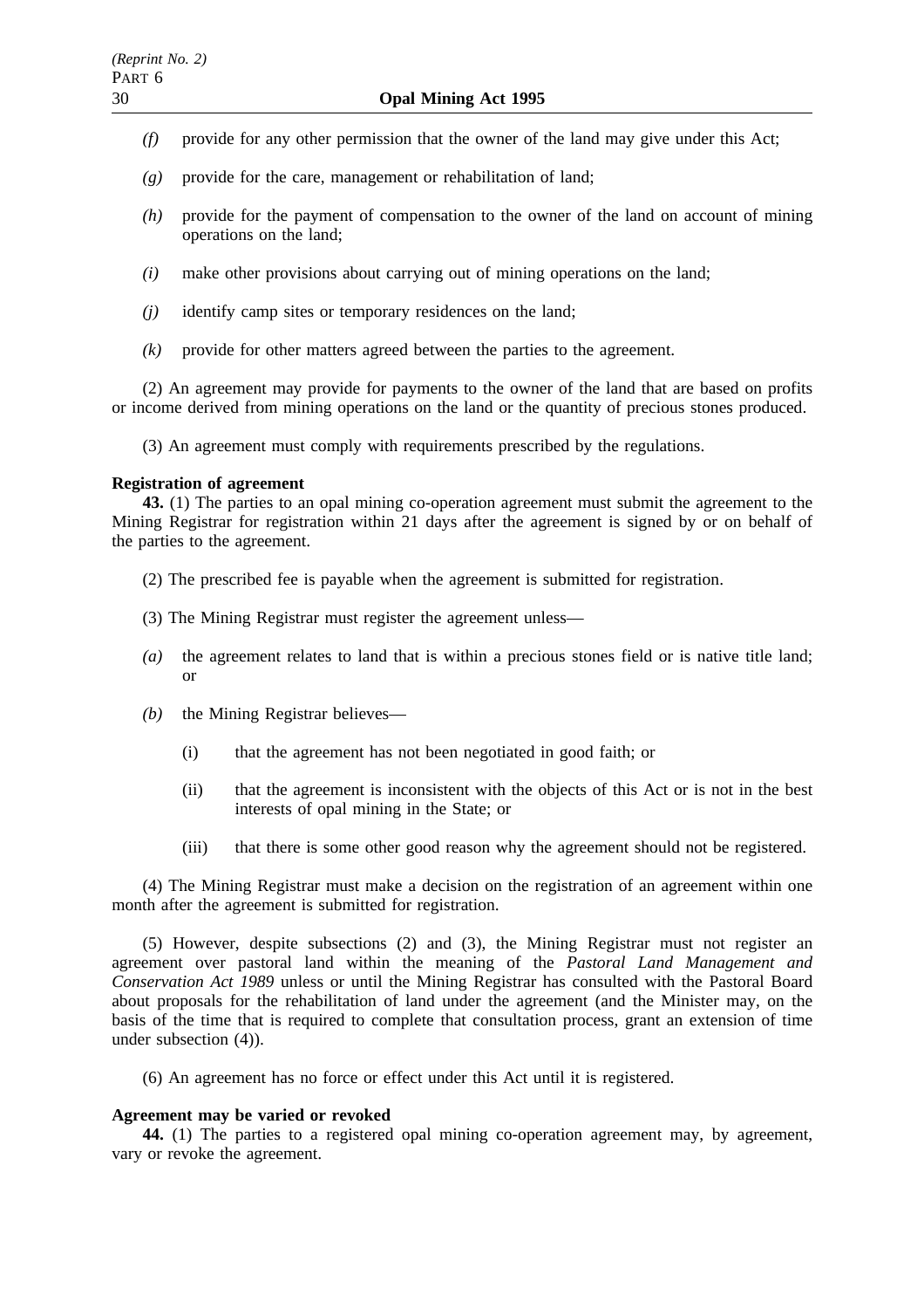*(f)* provide for any other permission that the owner of the land may give under this Act;

*(g)* provide for the care, management or rehabilitation of land;

*(h)* provide for the payment of compensation to the owner of the land on account of mining operations on the land;

*(i)* make other provisions about carrying out of mining operations on the land;

*(j)* identify camp sites or temporary residences on the land;

*(k)* provide for other matters agreed between the parties to the agreement.

(2) An agreement may provide for payments to the owner of the land that are based on profits or income derived from mining operations on the land or the quantity of precious stones produced.

(3) An agreement must comply with requirements prescribed by the regulations.

**Registration of agreement**

**43.** (1) The parties to an opal mining co-operation agreement must submit the agreement to the Mining Registrar for registration within 21 days after the agreement is signed by or on behalf of the parties to the agreement.

(2) The prescribed fee is payable when the agreement is submitted for registration.

(3) The Mining Registrar must register the agreement unless—

*(a)* the agreement relates to land that is within a precious stones field or is native title land; or

*(b)* the Mining Registrar believes—

(i) that the agreement has not been negotiated in good faith; or

(ii) that the agreement is inconsistent with the objects of this Act or is not in the best interests of opal mining in the State; or

(iii) that there is some other good reason why the agreement should not be registered.

(4) The Mining Registrar must make a decision on the registration of an agreement within one month after the agreement is submitted for registration.

(5) However, despite subsections (2) and (3), the Mining Registrar must not register an agreement over pastoral land within the meaning of the *Pastoral Land Management and Conservation Act 1989* unless or until the Mining Registrar has consulted with the Pastoral Board about proposals for the rehabilitation of land under the agreement (and the Minister may, on the basis of the time that is required to complete that consultation process, grant an extension of time under subsection (4)).

(6) An agreement has no force or effect under this Act until it is registered.

**Agreement may be varied or revoked**

**44.** (1) The parties to a registered opal mining co-operation agreement may, by agreement, vary or revoke the agreement.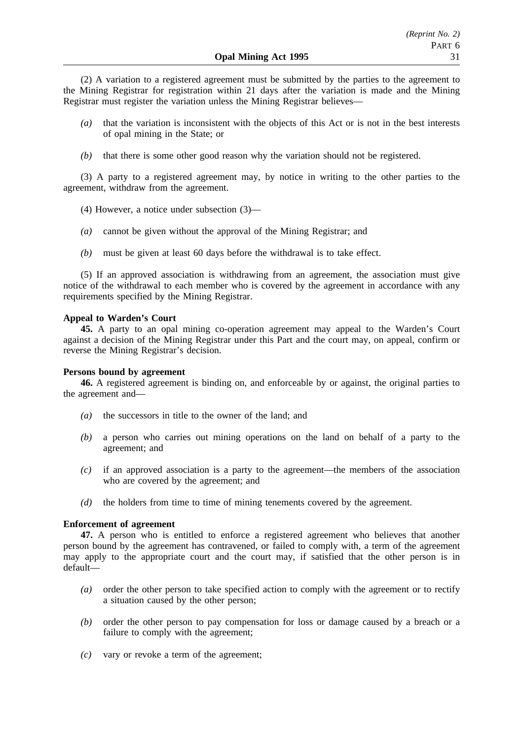(2) A variation to a registered agreement must be submitted by the parties to the agreement to the Mining Registrar for registration within 21 days after the variation is made and the Mining Registrar must register the variation unless the Mining Registrar believes—

*(a)* that the variation is inconsistent with the objects of this Act or is not in the best interests of opal mining in the State; or

*(b)* that there is some other good reason why the variation should not be registered.

(3) A party to a registered agreement may, by notice in writing to the other parties to the agreement, withdraw from the agreement.

(4) However, a notice under subsection (3)—

*(a)* cannot be given without the approval of the Mining Registrar; and

*(b)* must be given at least 60 days before the withdrawal is to take effect.

(5) If an approved association is withdrawing from an agreement, the association must give notice of the withdrawal to each member who is covered by the agreement in accordance with any requirements specified by the Mining Registrar.

**Appeal to Warden's Court**

**45.** A party to an opal mining co-operation agreement may appeal to the Warden's Court against a decision of the Mining Registrar under this Part and the court may, on appeal, confirm or reverse the Mining Registrar's decision.

**Persons bound by agreement**

**46.** A registered agreement is binding on, and enforceable by or against, the original parties to the agreement and—

*(a)* the successors in title to the owner of the land; and

*(b)* a person who carries out mining operations on the land on behalf of a party to the agreement; and

*(c)* if an approved association is a party to the agreement—the members of the association who are covered by the agreement; and

*(d)* the holders from time to time of mining tenements covered by the agreement.

**Enforcement of agreement**

**47.** A person who is entitled to enforce a registered agreement who believes that another person bound by the agreement has contravened, or failed to comply with, a term of the agreement may apply to the appropriate court and the court may, if satisfied that the other person is in default—

*(a)* order the other person to take specified action to comply with the agreement or to rectify a situation caused by the other person;

*(b)* order the other person to pay compensation for loss or damage caused by a breach or a failure to comply with the agreement;

*(c)* vary or revoke a term of the agreement;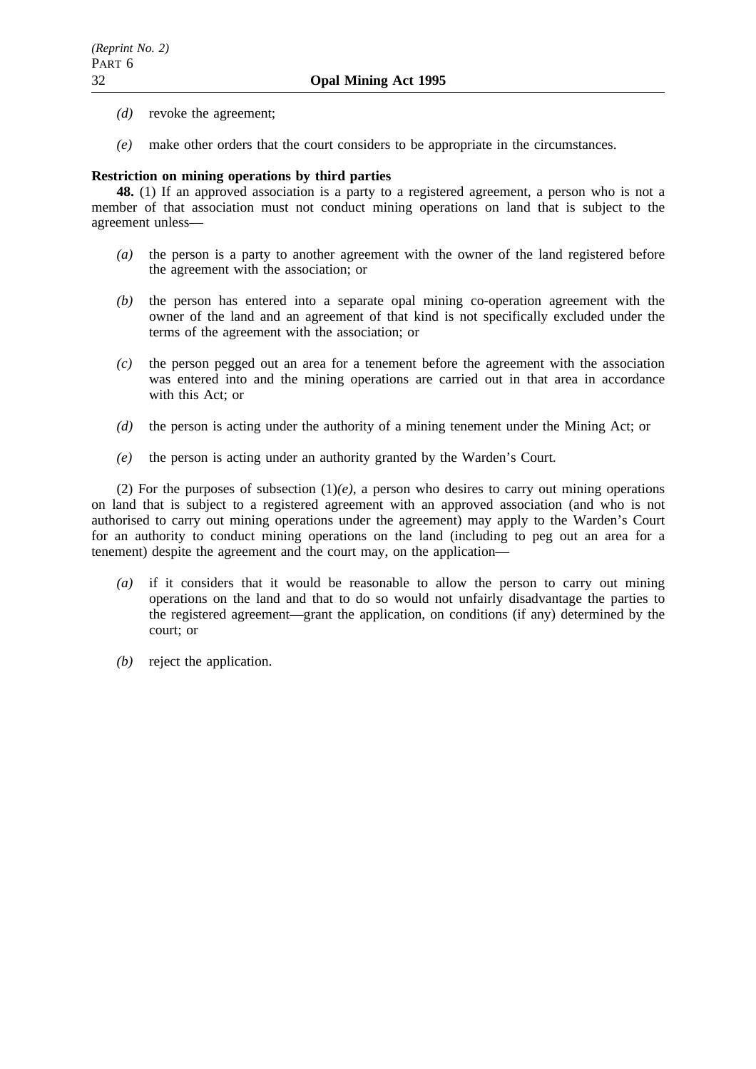*(d)* revoke the agreement;

*(e)* make other orders that the court considers to be appropriate in the circumstances.

**Restriction on mining operations by third parties**

**48.** (1) If an approved association is a party to a registered agreement, a person who is not a member of that association must not conduct mining operations on land that is subject to the agreement unless—

*(a)* the person is a party to another agreement with the owner of the land registered before the agreement with the association; or

*(b)* the person has entered into a separate opal mining co-operation agreement with the owner of the land and an agreement of that kind is not specifically excluded under the terms of the agreement with the association; or

*(c)* the person pegged out an area for a tenement before the agreement with the association was entered into and the mining operations are carried out in that area in accordance with this Act; or

*(d)* the person is acting under the authority of a mining tenement under the Mining Act; or

*(e)* the person is acting under an authority granted by the Warden's Court.

(2) For the purposes of subsection (1)*(e)*, a person who desires to carry out mining operations on land that is subject to a registered agreement with an approved association (and who is not authorised to carry out mining operations under the agreement) may apply to the Warden's Court for an authority to conduct mining operations on the land (including to peg out an area for a tenement) despite the agreement and the court may, on the application—

*(a)* if it considers that it would be reasonable to allow the person to carry out mining operations on the land and that to do so would not unfairly disadvantage the parties to the registered agreement—grant the application, on conditions (if any) determined by the court; or

*(b)* reject the application.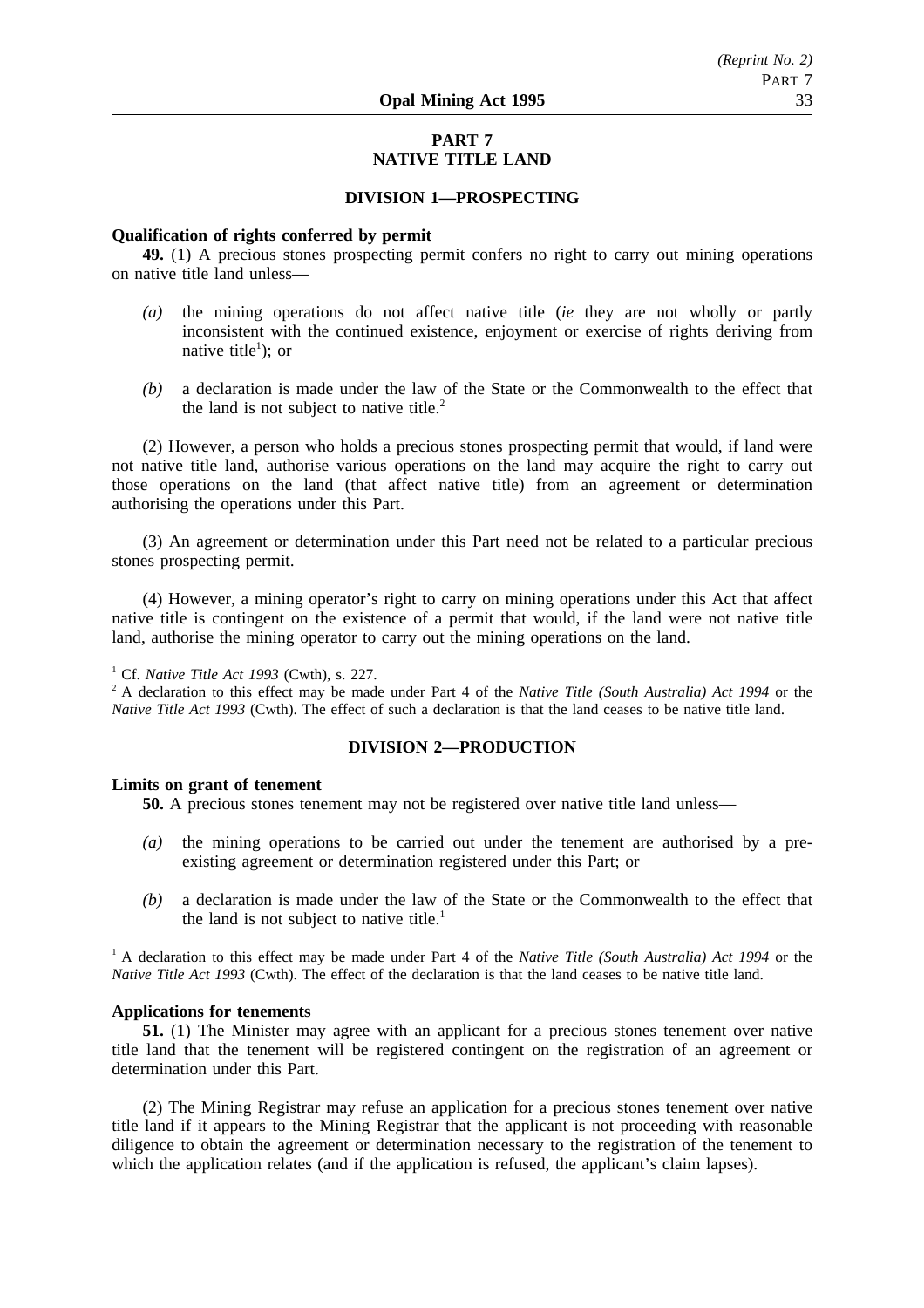## PART 7
## NATIVE TITLE LAND

### DIVISION 1—PROSPECTING

**Qualification of rights conferred by permit**

**49.** (1) A precious stones prospecting permit confers no right to carry out mining operations on native title land unless—

*(a)* the mining operations do not affect native title (*ie* they are not wholly or partly inconsistent with the continued existence, enjoyment or exercise of rights deriving from native title[1]); or

*(b)* a declaration is made under the law of the State or the Commonwealth to the effect that the land is not subject to native title.[2]

(2) However, a person who holds a precious stones prospecting permit that would, if land were not native title land, authorise various operations on the land may acquire the right to carry out those operations on the land (that affect native title) from an agreement or determination authorising the operations under this Part.

(3) An agreement or determination under this Part need not be related to a particular precious stones prospecting permit.

(4) However, a mining operator's right to carry on mining operations under this Act that affect native title is contingent on the existence of a permit that would, if the land were not native title land, authorise the mining operator to carry out the mining operations on the land.

[1] Cf. *Native Title Act 1993* (Cwth), s. 227.

[2] A declaration to this effect may be made under Part 4 of the *Native Title (South Australia) Act 1994* or the *Native Title Act 1993* (Cwth). The effect of such a declaration is that the land ceases to be native title land.

### DIVISION 2—PRODUCTION

**Limits on grant of tenement**

**50.** A precious stones tenement may not be registered over native title land unless—

*(a)* the mining operations to be carried out under the tenement are authorised by a pre-existing agreement or determination registered under this Part; or

*(b)* a declaration is made under the law of the State or the Commonwealth to the effect that the land is not subject to native title.[1]

[1] A declaration to this effect may be made under Part 4 of the *Native Title (South Australia) Act 1994* or the *Native Title Act 1993* (Cwth). The effect of the declaration is that the land ceases to be native title land.

**Applications for tenements**

**51.** (1) The Minister may agree with an applicant for a precious stones tenement over native title land that the tenement will be registered contingent on the registration of an agreement or determination under this Part.

(2) The Mining Registrar may refuse an application for a precious stones tenement over native title land if it appears to the Mining Registrar that the applicant is not proceeding with reasonable diligence to obtain the agreement or determination necessary to the registration of the tenement to which the application relates (and if the application is refused, the applicant's claim lapses).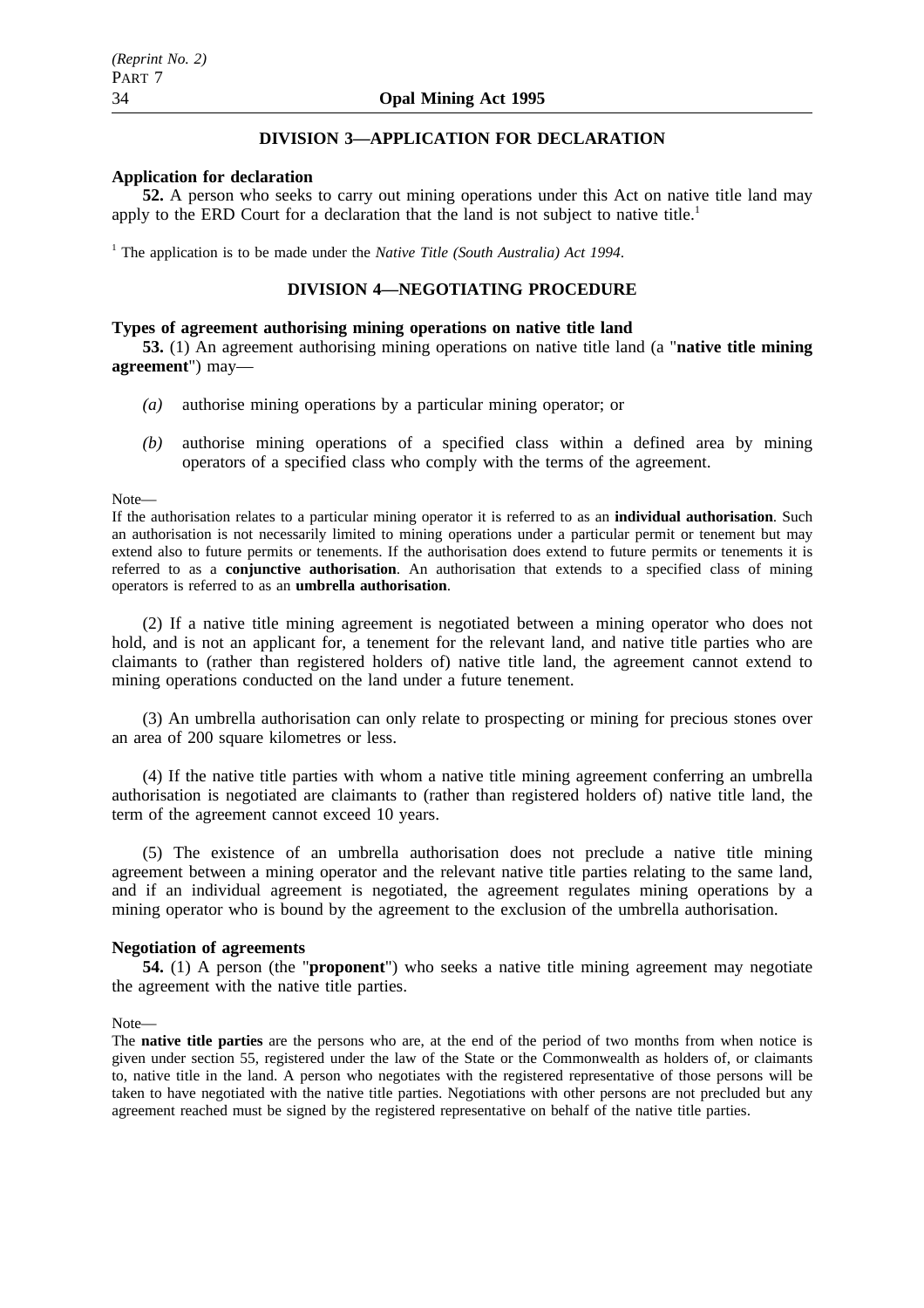## DIVISION 3—APPLICATION FOR DECLARATION

**Application for declaration**

**52.** A person who seeks to carry out mining operations under this Act on native title land may apply to the ERD Court for a declaration that the land is not subject to native title.[1]

[1] The application is to be made under the *Native Title (South Australia) Act 1994*.

## DIVISION 4—NEGOTIATING PROCEDURE

**Types of agreement authorising mining operations on native title land**

**53.** (1) An agreement authorising mining operations on native title land (a "**native title mining agreement**") may—

*(a)* authorise mining operations by a particular mining operator; or

*(b)* authorise mining operations of a specified class within a defined area by mining operators of a specified class who comply with the terms of the agreement.

Note—

If the authorisation relates to a particular mining operator it is referred to as an **individual authorisation**. Such an authorisation is not necessarily limited to mining operations under a particular permit or tenement but may extend also to future permits or tenements. If the authorisation does extend to future permits or tenements it is referred to as a **conjunctive authorisation**. An authorisation that extends to a specified class of mining operators is referred to as an **umbrella authorisation**.

(2) If a native title mining agreement is negotiated between a mining operator who does not hold, and is not an applicant for, a tenement for the relevant land, and native title parties who are claimants to (rather than registered holders of) native title land, the agreement cannot extend to mining operations conducted on the land under a future tenement.

(3) An umbrella authorisation can only relate to prospecting or mining for precious stones over an area of 200 square kilometres or less.

(4) If the native title parties with whom a native title mining agreement conferring an umbrella authorisation is negotiated are claimants to (rather than registered holders of) native title land, the term of the agreement cannot exceed 10 years.

(5) The existence of an umbrella authorisation does not preclude a native title mining agreement between a mining operator and the relevant native title parties relating to the same land, and if an individual agreement is negotiated, the agreement regulates mining operations by a mining operator who is bound by the agreement to the exclusion of the umbrella authorisation.

**Negotiation of agreements**

**54.** (1) A person (the "**proponent**") who seeks a native title mining agreement may negotiate the agreement with the native title parties.

Note—

The **native title parties** are the persons who are, at the end of the period of two months from when notice is given under section 55, registered under the law of the State or the Commonwealth as holders of, or claimants to, native title in the land. A person who negotiates with the registered representative of those persons will be taken to have negotiated with the native title parties. Negotiations with other persons are not precluded but any agreement reached must be signed by the registered representative on behalf of the native title parties.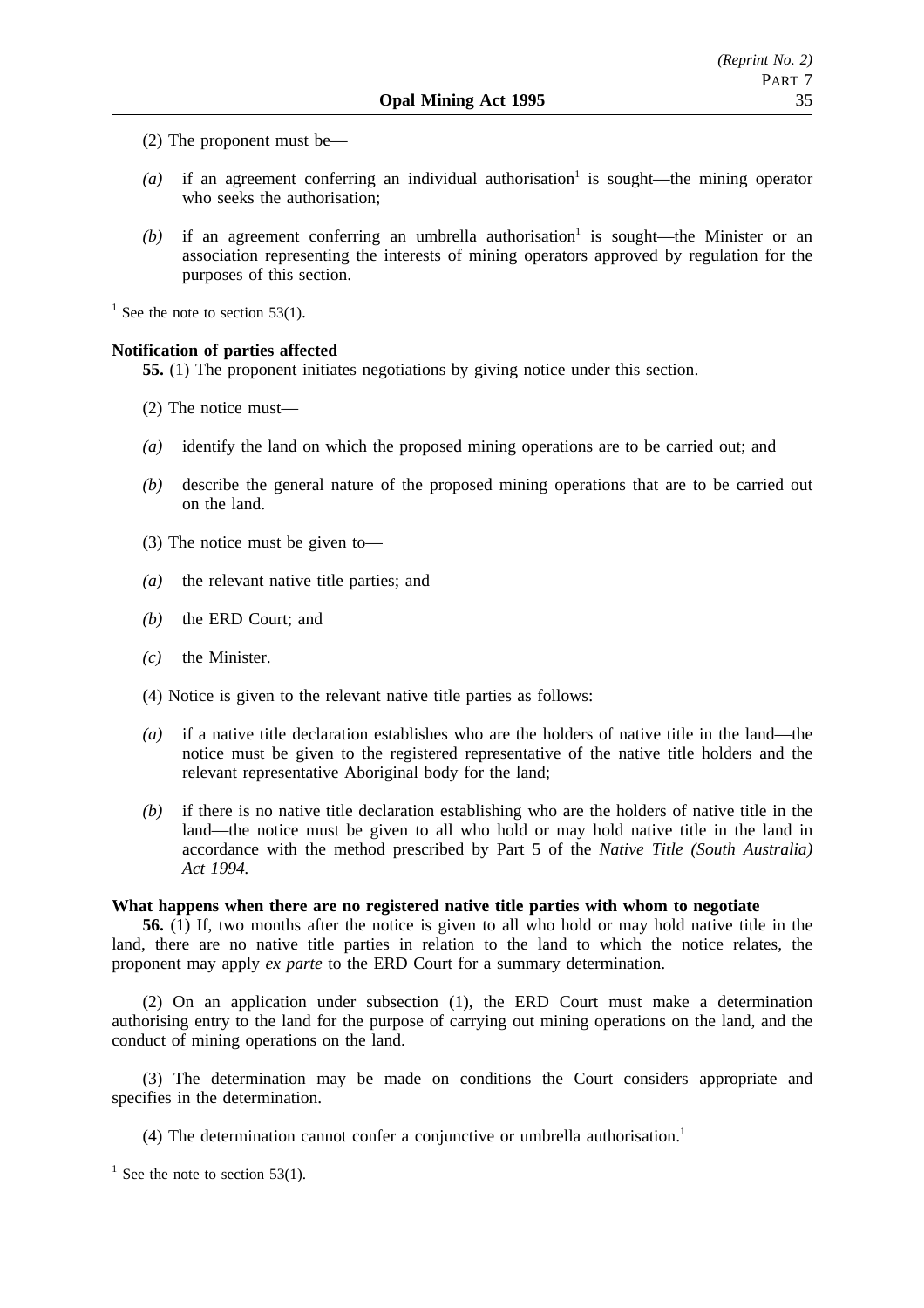(2) The proponent must be—

*(a)* if an agreement conferring an individual authorisation[1] is sought—the mining operator who seeks the authorisation;

*(b)* if an agreement conferring an umbrella authorisation[1] is sought—the Minister or an association representing the interests of mining operators approved by regulation for the purposes of this section.

[1] See the note to section 53(1).

**Notification of parties affected**

**55.** (1) The proponent initiates negotiations by giving notice under this section.

(2) The notice must—

*(a)* identify the land on which the proposed mining operations are to be carried out; and

*(b)* describe the general nature of the proposed mining operations that are to be carried out on the land.

(3) The notice must be given to—

*(a)* the relevant native title parties; and

*(b)* the ERD Court; and

*(c)* the Minister.

(4) Notice is given to the relevant native title parties as follows:

*(a)* if a native title declaration establishes who are the holders of native title in the land—the notice must be given to the registered representative of the native title holders and the relevant representative Aboriginal body for the land;

*(b)* if there is no native title declaration establishing who are the holders of native title in the land—the notice must be given to all who hold or may hold native title in the land in accordance with the method prescribed by Part 5 of the *Native Title (South Australia) Act 1994.*

**What happens when there are no registered native title parties with whom to negotiate**

**56.** (1) If, two months after the notice is given to all who hold or may hold native title in the land, there are no native title parties in relation to the land to which the notice relates, the proponent may apply *ex parte* to the ERD Court for a summary determination.

(2) On an application under subsection (1), the ERD Court must make a determination authorising entry to the land for the purpose of carrying out mining operations on the land, and the conduct of mining operations on the land.

(3) The determination may be made on conditions the Court considers appropriate and specifies in the determination.

(4) The determination cannot confer a conjunctive or umbrella authorisation.[1]

[1] See the note to section 53(1).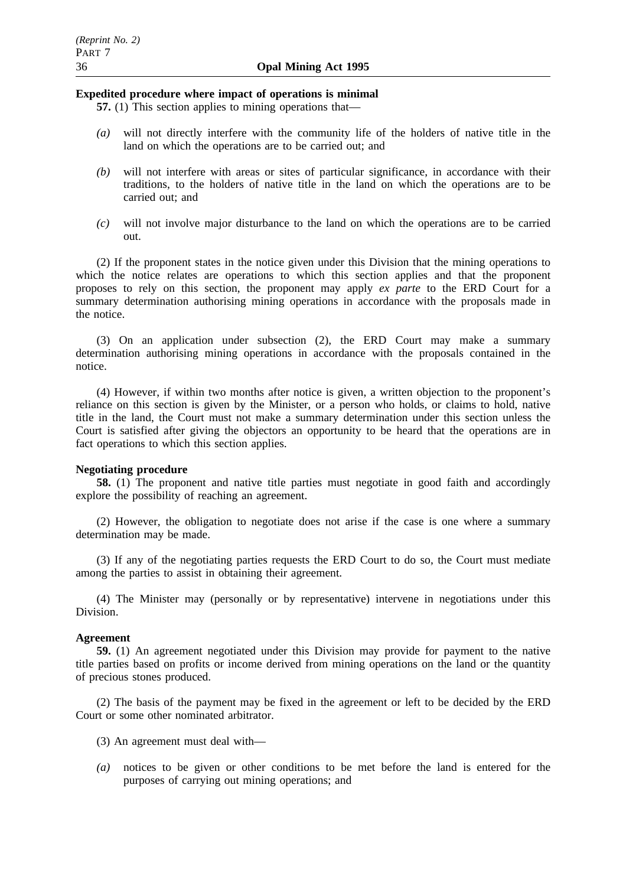**Expedited procedure where impact of operations is minimal**

**57.** (1) This section applies to mining operations that—

*(a)* will not directly interfere with the community life of the holders of native title in the land on which the operations are to be carried out; and

*(b)* will not interfere with areas or sites of particular significance, in accordance with their traditions, to the holders of native title in the land on which the operations are to be carried out; and

*(c)* will not involve major disturbance to the land on which the operations are to be carried out.

(2) If the proponent states in the notice given under this Division that the mining operations to which the notice relates are operations to which this section applies and that the proponent proposes to rely on this section, the proponent may apply *ex parte* to the ERD Court for a summary determination authorising mining operations in accordance with the proposals made in the notice.

(3) On an application under subsection (2), the ERD Court may make a summary determination authorising mining operations in accordance with the proposals contained in the notice.

(4) However, if within two months after notice is given, a written objection to the proponent's reliance on this section is given by the Minister, or a person who holds, or claims to hold, native title in the land, the Court must not make a summary determination under this section unless the Court is satisfied after giving the objectors an opportunity to be heard that the operations are in fact operations to which this section applies.

**Negotiating procedure**

**58.** (1) The proponent and native title parties must negotiate in good faith and accordingly explore the possibility of reaching an agreement.

(2) However, the obligation to negotiate does not arise if the case is one where a summary determination may be made.

(3) If any of the negotiating parties requests the ERD Court to do so, the Court must mediate among the parties to assist in obtaining their agreement.

(4) The Minister may (personally or by representative) intervene in negotiations under this Division.

**Agreement**

**59.** (1) An agreement negotiated under this Division may provide for payment to the native title parties based on profits or income derived from mining operations on the land or the quantity of precious stones produced.

(2) The basis of the payment may be fixed in the agreement or left to be decided by the ERD Court or some other nominated arbitrator.

(3) An agreement must deal with—

*(a)* notices to be given or other conditions to be met before the land is entered for the purposes of carrying out mining operations; and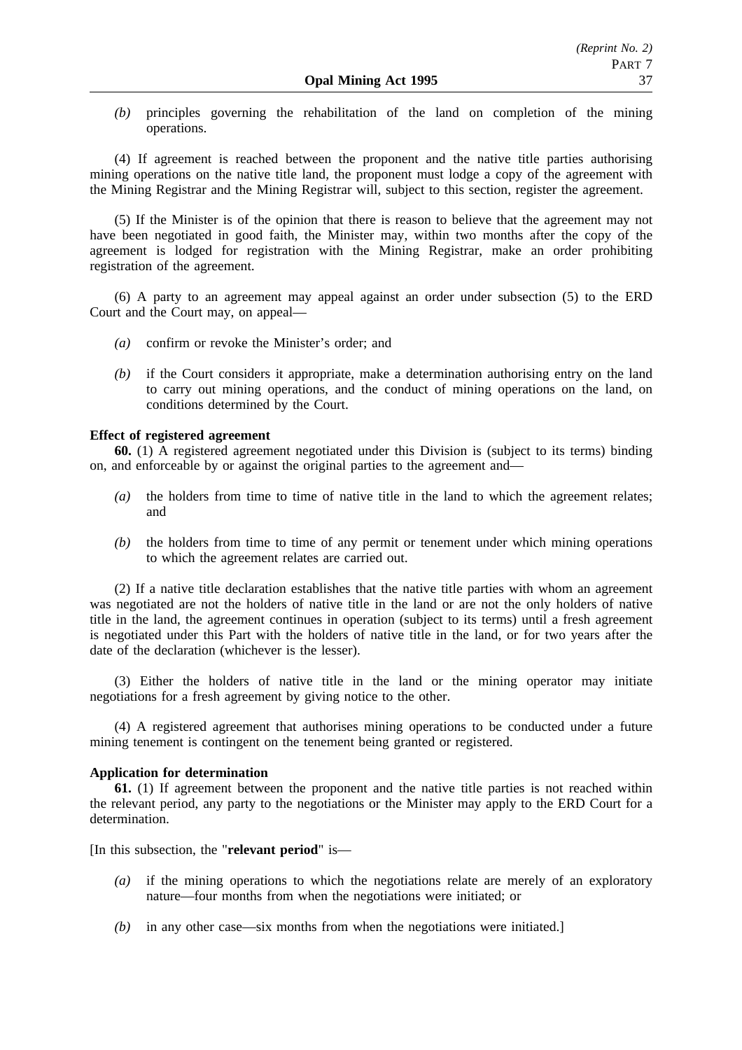*(b)* principles governing the rehabilitation of the land on completion of the mining operations.

(4) If agreement is reached between the proponent and the native title parties authorising mining operations on the native title land, the proponent must lodge a copy of the agreement with the Mining Registrar and the Mining Registrar will, subject to this section, register the agreement.

(5) If the Minister is of the opinion that there is reason to believe that the agreement may not have been negotiated in good faith, the Minister may, within two months after the copy of the agreement is lodged for registration with the Mining Registrar, make an order prohibiting registration of the agreement.

(6) A party to an agreement may appeal against an order under subsection (5) to the ERD Court and the Court may, on appeal—

*(a)* confirm or revoke the Minister's order; and

*(b)* if the Court considers it appropriate, make a determination authorising entry on the land to carry out mining operations, and the conduct of mining operations on the land, on conditions determined by the Court.

**Effect of registered agreement**

**60.** (1) A registered agreement negotiated under this Division is (subject to its terms) binding on, and enforceable by or against the original parties to the agreement and—

*(a)* the holders from time to time of native title in the land to which the agreement relates; and

*(b)* the holders from time to time of any permit or tenement under which mining operations to which the agreement relates are carried out.

(2) If a native title declaration establishes that the native title parties with whom an agreement was negotiated are not the holders of native title in the land or are not the only holders of native title in the land, the agreement continues in operation (subject to its terms) until a fresh agreement is negotiated under this Part with the holders of native title in the land, or for two years after the date of the declaration (whichever is the lesser).

(3) Either the holders of native title in the land or the mining operator may initiate negotiations for a fresh agreement by giving notice to the other.

(4) A registered agreement that authorises mining operations to be conducted under a future mining tenement is contingent on the tenement being granted or registered.

**Application for determination**

**61.** (1) If agreement between the proponent and the native title parties is not reached within the relevant period, any party to the negotiations or the Minister may apply to the ERD Court for a determination.

[In this subsection, the "**relevant period**" is—

*(a)* if the mining operations to which the negotiations relate are merely of an exploratory nature—four months from when the negotiations were initiated; or

*(b)* in any other case—six months from when the negotiations were initiated.]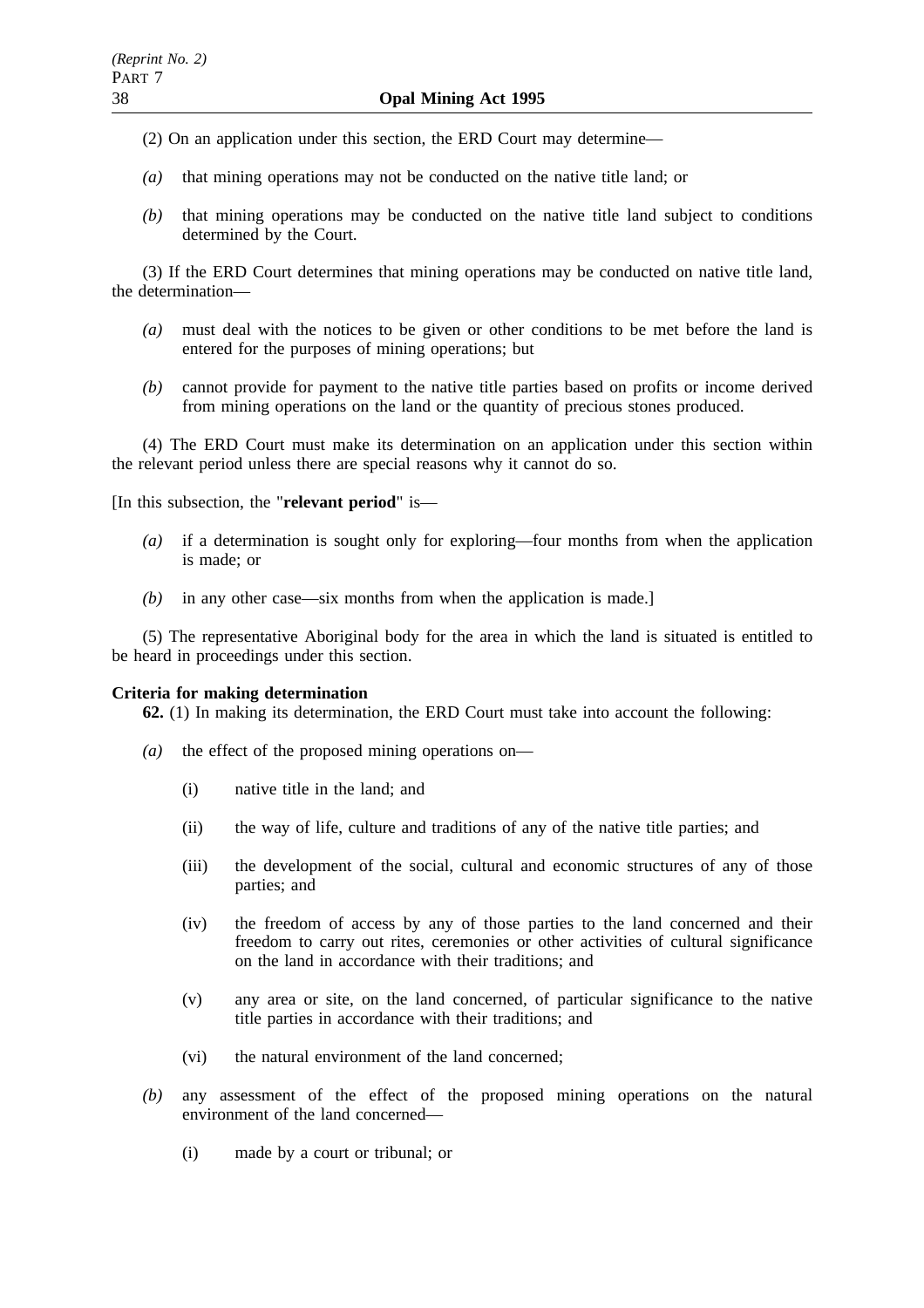(2) On an application under this section, the ERD Court may determine—

*(a)* that mining operations may not be conducted on the native title land; or

*(b)* that mining operations may be conducted on the native title land subject to conditions determined by the Court.

(3) If the ERD Court determines that mining operations may be conducted on native title land, the determination—

*(a)* must deal with the notices to be given or other conditions to be met before the land is entered for the purposes of mining operations; but

*(b)* cannot provide for payment to the native title parties based on profits or income derived from mining operations on the land or the quantity of precious stones produced.

(4) The ERD Court must make its determination on an application under this section within the relevant period unless there are special reasons why it cannot do so.

[In this subsection, the "**relevant period**" is—

*(a)* if a determination is sought only for exploring—four months from when the application is made; or

*(b)* in any other case—six months from when the application is made.]

(5) The representative Aboriginal body for the area in which the land is situated is entitled to be heard in proceedings under this section.

**Criteria for making determination**

**62.** (1) In making its determination, the ERD Court must take into account the following:

*(a)* the effect of the proposed mining operations on—

(i) native title in the land; and

(ii) the way of life, culture and traditions of any of the native title parties; and

(iii) the development of the social, cultural and economic structures of any of those parties; and

(iv) the freedom of access by any of those parties to the land concerned and their freedom to carry out rites, ceremonies or other activities of cultural significance on the land in accordance with their traditions; and

(v) any area or site, on the land concerned, of particular significance to the native title parties in accordance with their traditions; and

(vi) the natural environment of the land concerned;

*(b)* any assessment of the effect of the proposed mining operations on the natural environment of the land concerned—

(i) made by a court or tribunal; or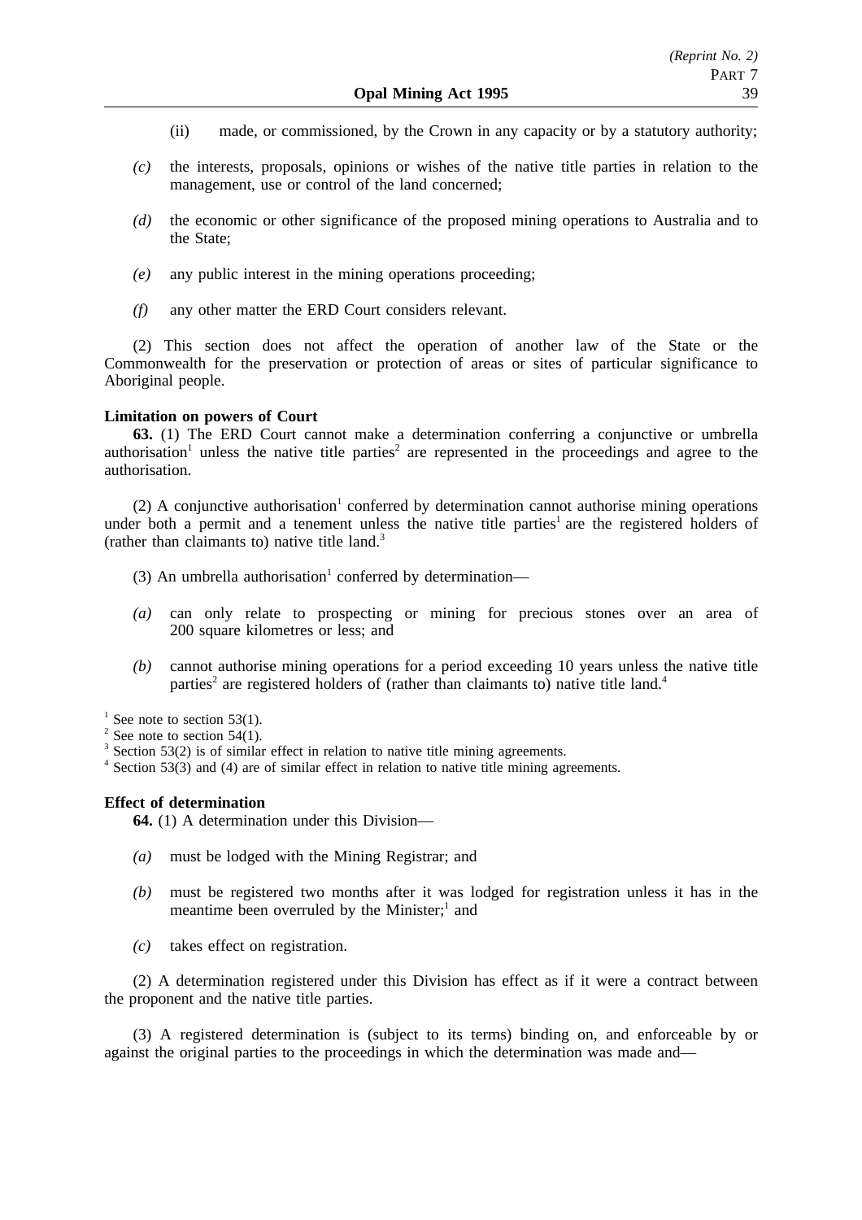(ii) made, or commissioned, by the Crown in any capacity or by a statutory authority;

*(c)* the interests, proposals, opinions or wishes of the native title parties in relation to the management, use or control of the land concerned;

*(d)* the economic or other significance of the proposed mining operations to Australia and to the State;

*(e)* any public interest in the mining operations proceeding;

*(f)* any other matter the ERD Court considers relevant.

(2) This section does not affect the operation of another law of the State or the Commonwealth for the preservation or protection of areas or sites of particular significance to Aboriginal people.

**Limitation on powers of Court**

**63.** (1) The ERD Court cannot make a determination conferring a conjunctive or umbrella authorisation[1] unless the native title parties[2] are represented in the proceedings and agree to the authorisation.

(2) A conjunctive authorisation[1] conferred by determination cannot authorise mining operations under both a permit and a tenement unless the native title parties[1] are the registered holders of (rather than claimants to) native title land.[3]

(3) An umbrella authorisation[1] conferred by determination—

*(a)* can only relate to prospecting or mining for precious stones over an area of 200 square kilometres or less; and

*(b)* cannot authorise mining operations for a period exceeding 10 years unless the native title parties[2] are registered holders of (rather than claimants to) native title land.[4]

[1] See note to section 53(1).
[2] See note to section 54(1).
[3] Section 53(2) is of similar effect in relation to native title mining agreements.
[4] Section 53(3) and (4) are of similar effect in relation to native title mining agreements.

**Effect of determination**

**64.** (1) A determination under this Division—

*(a)* must be lodged with the Mining Registrar; and

*(b)* must be registered two months after it was lodged for registration unless it has in the meantime been overruled by the Minister;[1] and

*(c)* takes effect on registration.

(2) A determination registered under this Division has effect as if it were a contract between the proponent and the native title parties.

(3) A registered determination is (subject to its terms) binding on, and enforceable by or against the original parties to the proceedings in which the determination was made and—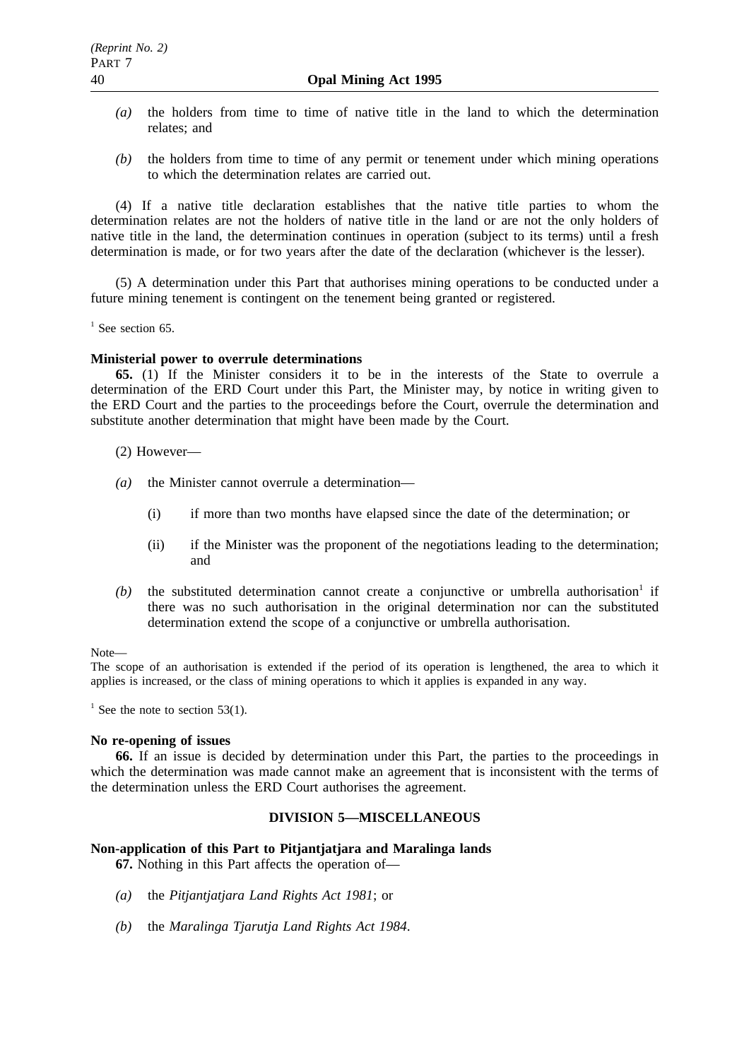*(a)* the holders from time to time of native title in the land to which the determination relates; and

*(b)* the holders from time to time of any permit or tenement under which mining operations to which the determination relates are carried out.

(4) If a native title declaration establishes that the native title parties to whom the determination relates are not the holders of native title in the land or are not the only holders of native title in the land, the determination continues in operation (subject to its terms) until a fresh determination is made, or for two years after the date of the declaration (whichever is the lesser).

(5) A determination under this Part that authorises mining operations to be conducted under a future mining tenement is contingent on the tenement being granted or registered.

[1] See section 65.

**Ministerial power to overrule determinations**

**65.** (1) If the Minister considers it to be in the interests of the State to overrule a determination of the ERD Court under this Part, the Minister may, by notice in writing given to the ERD Court and the parties to the proceedings before the Court, overrule the determination and substitute another determination that might have been made by the Court.

(2) However—

*(a)* the Minister cannot overrule a determination—

(i) if more than two months have elapsed since the date of the determination; or

(ii) if the Minister was the proponent of the negotiations leading to the determination; and

*(b)* the substituted determination cannot create a conjunctive or umbrella authorisation[1] if there was no such authorisation in the original determination nor can the substituted determination extend the scope of a conjunctive or umbrella authorisation.

Note—

The scope of an authorisation is extended if the period of its operation is lengthened, the area to which it applies is increased, or the class of mining operations to which it applies is expanded in any way.

[1] See the note to section 53(1).

**No re-opening of issues**

**66.** If an issue is decided by determination under this Part, the parties to the proceedings in which the determination was made cannot make an agreement that is inconsistent with the terms of the determination unless the ERD Court authorises the agreement.

## DIVISION 5—MISCELLANEOUS

**Non-application of this Part to Pitjantjatjara and Maralinga lands**

**67.** Nothing in this Part affects the operation of—

*(a)* the *Pitjantjatjara Land Rights Act 1981*; or

*(b)* the *Maralinga Tjarutja Land Rights Act 1984*.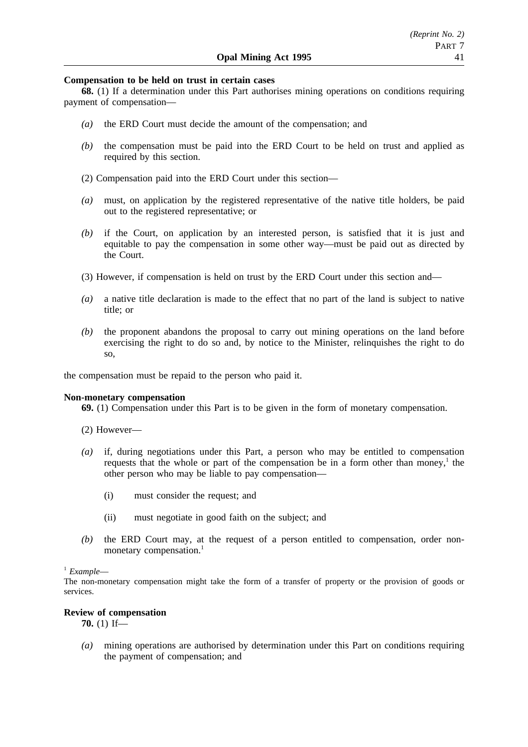**Compensation to be held on trust in certain cases**

**68.** (1) If a determination under this Part authorises mining operations on conditions requiring payment of compensation—

*(a)* the ERD Court must decide the amount of the compensation; and

*(b)* the compensation must be paid into the ERD Court to be held on trust and applied as required by this section.

(2) Compensation paid into the ERD Court under this section—

*(a)* must, on application by the registered representative of the native title holders, be paid out to the registered representative; or

*(b)* if the Court, on application by an interested person, is satisfied that it is just and equitable to pay the compensation in some other way—must be paid out as directed by the Court.

(3) However, if compensation is held on trust by the ERD Court under this section and—

*(a)* a native title declaration is made to the effect that no part of the land is subject to native title; or

*(b)* the proponent abandons the proposal to carry out mining operations on the land before exercising the right to do so and, by notice to the Minister, relinquishes the right to do so,

the compensation must be repaid to the person who paid it.

**Non-monetary compensation**

**69.** (1) Compensation under this Part is to be given in the form of monetary compensation.

(2) However—

*(a)* if, during negotiations under this Part, a person who may be entitled to compensation requests that the whole or part of the compensation be in a form other than money,[1] the other person who may be liable to pay compensation—

(i) must consider the request; and

(ii) must negotiate in good faith on the subject; and

*(b)* the ERD Court may, at the request of a person entitled to compensation, order non-monetary compensation.[1]

[1] *Example*—
The non-monetary compensation might take the form of a transfer of property or the provision of goods or services.

**Review of compensation**

**70.** (1) If—

*(a)* mining operations are authorised by determination under this Part on conditions requiring the payment of compensation; and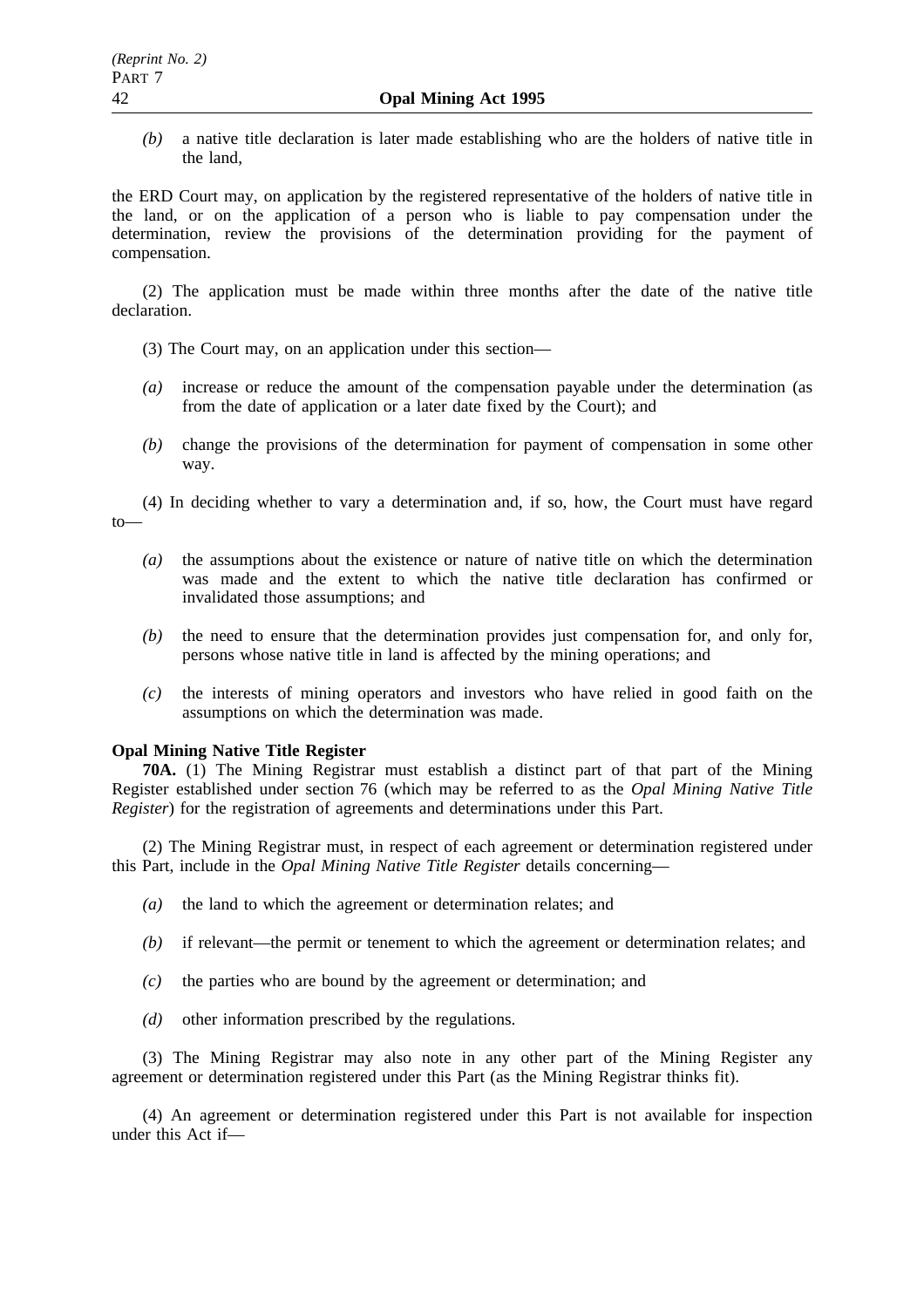*(b)* a native title declaration is later made establishing who are the holders of native title in the land,

the ERD Court may, on application by the registered representative of the holders of native title in the land, or on the application of a person who is liable to pay compensation under the determination, review the provisions of the determination providing for the payment of compensation.

(2) The application must be made within three months after the date of the native title declaration.

(3) The Court may, on an application under this section—

*(a)* increase or reduce the amount of the compensation payable under the determination (as from the date of application or a later date fixed by the Court); and

*(b)* change the provisions of the determination for payment of compensation in some other way.

(4) In deciding whether to vary a determination and, if so, how, the Court must have regard to—

*(a)* the assumptions about the existence or nature of native title on which the determination was made and the extent to which the native title declaration has confirmed or invalidated those assumptions; and

*(b)* the need to ensure that the determination provides just compensation for, and only for, persons whose native title in land is affected by the mining operations; and

*(c)* the interests of mining operators and investors who have relied in good faith on the assumptions on which the determination was made.

**Opal Mining Native Title Register**

**70A.** (1) The Mining Registrar must establish a distinct part of that part of the Mining Register established under section 76 (which may be referred to as the *Opal Mining Native Title Register*) for the registration of agreements and determinations under this Part.

(2) The Mining Registrar must, in respect of each agreement or determination registered under this Part, include in the *Opal Mining Native Title Register* details concerning—

*(a)* the land to which the agreement or determination relates; and

*(b)* if relevant—the permit or tenement to which the agreement or determination relates; and

*(c)* the parties who are bound by the agreement or determination; and

*(d)* other information prescribed by the regulations.

(3) The Mining Registrar may also note in any other part of the Mining Register any agreement or determination registered under this Part (as the Mining Registrar thinks fit).

(4) An agreement or determination registered under this Part is not available for inspection under this Act if—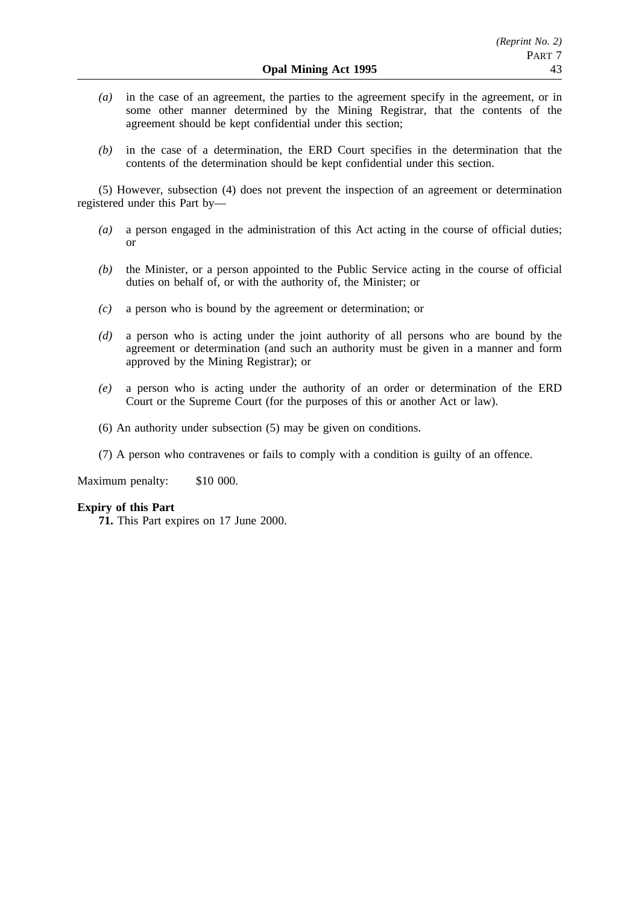*(a)* in the case of an agreement, the parties to the agreement specify in the agreement, or in some other manner determined by the Mining Registrar, that the contents of the agreement should be kept confidential under this section;

*(b)* in the case of a determination, the ERD Court specifies in the determination that the contents of the determination should be kept confidential under this section.

(5) However, subsection (4) does not prevent the inspection of an agreement or determination registered under this Part by—

*(a)* a person engaged in the administration of this Act acting in the course of official duties; or

*(b)* the Minister, or a person appointed to the Public Service acting in the course of official duties on behalf of, or with the authority of, the Minister; or

*(c)* a person who is bound by the agreement or determination; or

*(d)* a person who is acting under the joint authority of all persons who are bound by the agreement or determination (and such an authority must be given in a manner and form approved by the Mining Registrar); or

*(e)* a person who is acting under the authority of an order or determination of the ERD Court or the Supreme Court (for the purposes of this or another Act or law).

(6) An authority under subsection (5) may be given on conditions.

(7) A person who contravenes or fails to comply with a condition is guilty of an offence.

Maximum penalty: $10 000.

**Expiry of this Part**

**71.** This Part expires on 17 June 2000.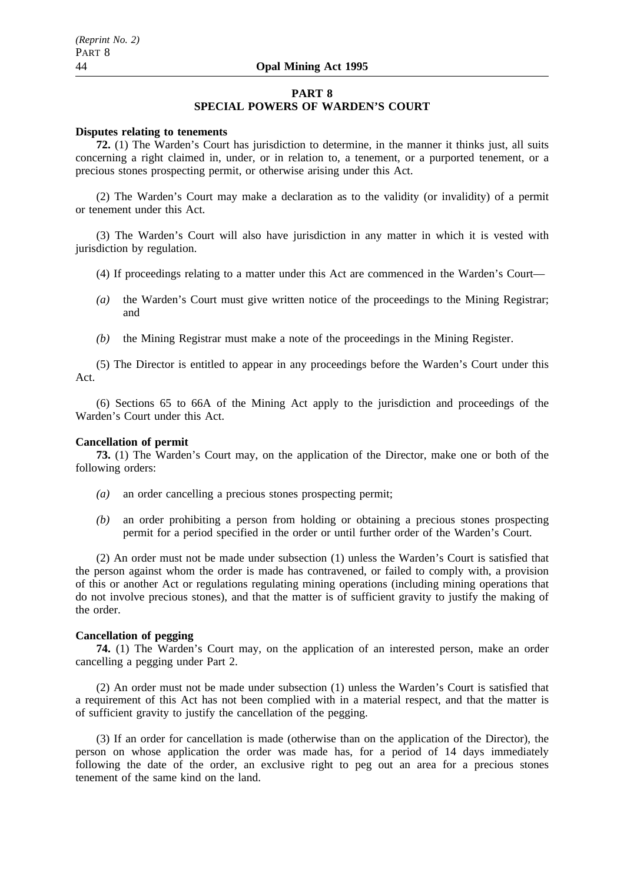## PART 8
## SPECIAL POWERS OF WARDEN'S COURT

**Disputes relating to tenements**

**72.** (1) The Warden's Court has jurisdiction to determine, in the manner it thinks just, all suits concerning a right claimed in, under, or in relation to, a tenement, or a purported tenement, or a precious stones prospecting permit, or otherwise arising under this Act.

(2) The Warden's Court may make a declaration as to the validity (or invalidity) of a permit or tenement under this Act.

(3) The Warden's Court will also have jurisdiction in any matter in which it is vested with jurisdiction by regulation.

(4) If proceedings relating to a matter under this Act are commenced in the Warden's Court—

*(a)* the Warden's Court must give written notice of the proceedings to the Mining Registrar; and

*(b)* the Mining Registrar must make a note of the proceedings in the Mining Register.

(5) The Director is entitled to appear in any proceedings before the Warden's Court under this Act.

(6) Sections 65 to 66A of the Mining Act apply to the jurisdiction and proceedings of the Warden's Court under this Act.

**Cancellation of permit**

**73.** (1) The Warden's Court may, on the application of the Director, make one or both of the following orders:

*(a)* an order cancelling a precious stones prospecting permit;

*(b)* an order prohibiting a person from holding or obtaining a precious stones prospecting permit for a period specified in the order or until further order of the Warden's Court.

(2) An order must not be made under subsection (1) unless the Warden's Court is satisfied that the person against whom the order is made has contravened, or failed to comply with, a provision of this or another Act or regulations regulating mining operations (including mining operations that do not involve precious stones), and that the matter is of sufficient gravity to justify the making of the order.

**Cancellation of pegging**

**74.** (1) The Warden's Court may, on the application of an interested person, make an order cancelling a pegging under Part 2.

(2) An order must not be made under subsection (1) unless the Warden's Court is satisfied that a requirement of this Act has not been complied with in a material respect, and that the matter is of sufficient gravity to justify the cancellation of the pegging.

(3) If an order for cancellation is made (otherwise than on the application of the Director), the person on whose application the order was made has, for a period of 14 days immediately following the date of the order, an exclusive right to peg out an area for a precious stones tenement of the same kind on the land.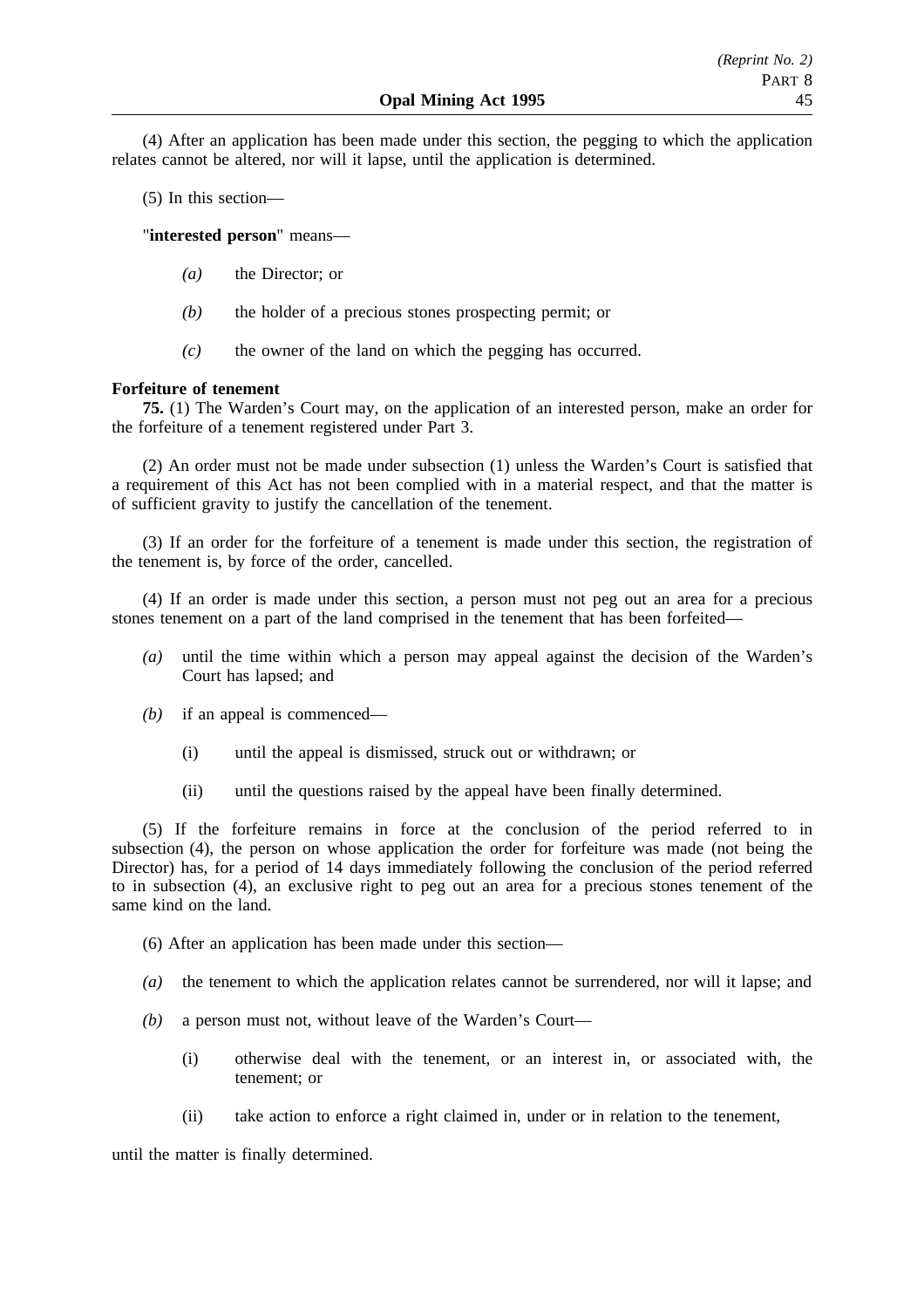(4) After an application has been made under this section, the pegging to which the application relates cannot be altered, nor will it lapse, until the application is determined.

(5) In this section—

"**interested person**" means—

- *(a)* the Director; or
- *(b)* the holder of a precious stones prospecting permit; or
- *(c)* the owner of the land on which the pegging has occurred.

**Forfeiture of tenement**

**75.** (1) The Warden's Court may, on the application of an interested person, make an order for the forfeiture of a tenement registered under Part 3.

(2) An order must not be made under subsection (1) unless the Warden's Court is satisfied that a requirement of this Act has not been complied with in a material respect, and that the matter is of sufficient gravity to justify the cancellation of the tenement.

(3) If an order for the forfeiture of a tenement is made under this section, the registration of the tenement is, by force of the order, cancelled.

(4) If an order is made under this section, a person must not peg out an area for a precious stones tenement on a part of the land comprised in the tenement that has been forfeited—

- *(a)* until the time within which a person may appeal against the decision of the Warden's Court has lapsed; and
- *(b)* if an appeal is commenced—
  - (i) until the appeal is dismissed, struck out or withdrawn; or
  - (ii) until the questions raised by the appeal have been finally determined.

(5) If the forfeiture remains in force at the conclusion of the period referred to in subsection (4), the person on whose application the order for forfeiture was made (not being the Director) has, for a period of 14 days immediately following the conclusion of the period referred to in subsection (4), an exclusive right to peg out an area for a precious stones tenement of the same kind on the land.

(6) After an application has been made under this section—

- *(a)* the tenement to which the application relates cannot be surrendered, nor will it lapse; and
- *(b)* a person must not, without leave of the Warden's Court—
  - (i) otherwise deal with the tenement, or an interest in, or associated with, the tenement; or
  - (ii) take action to enforce a right claimed in, under or in relation to the tenement,

until the matter is finally determined.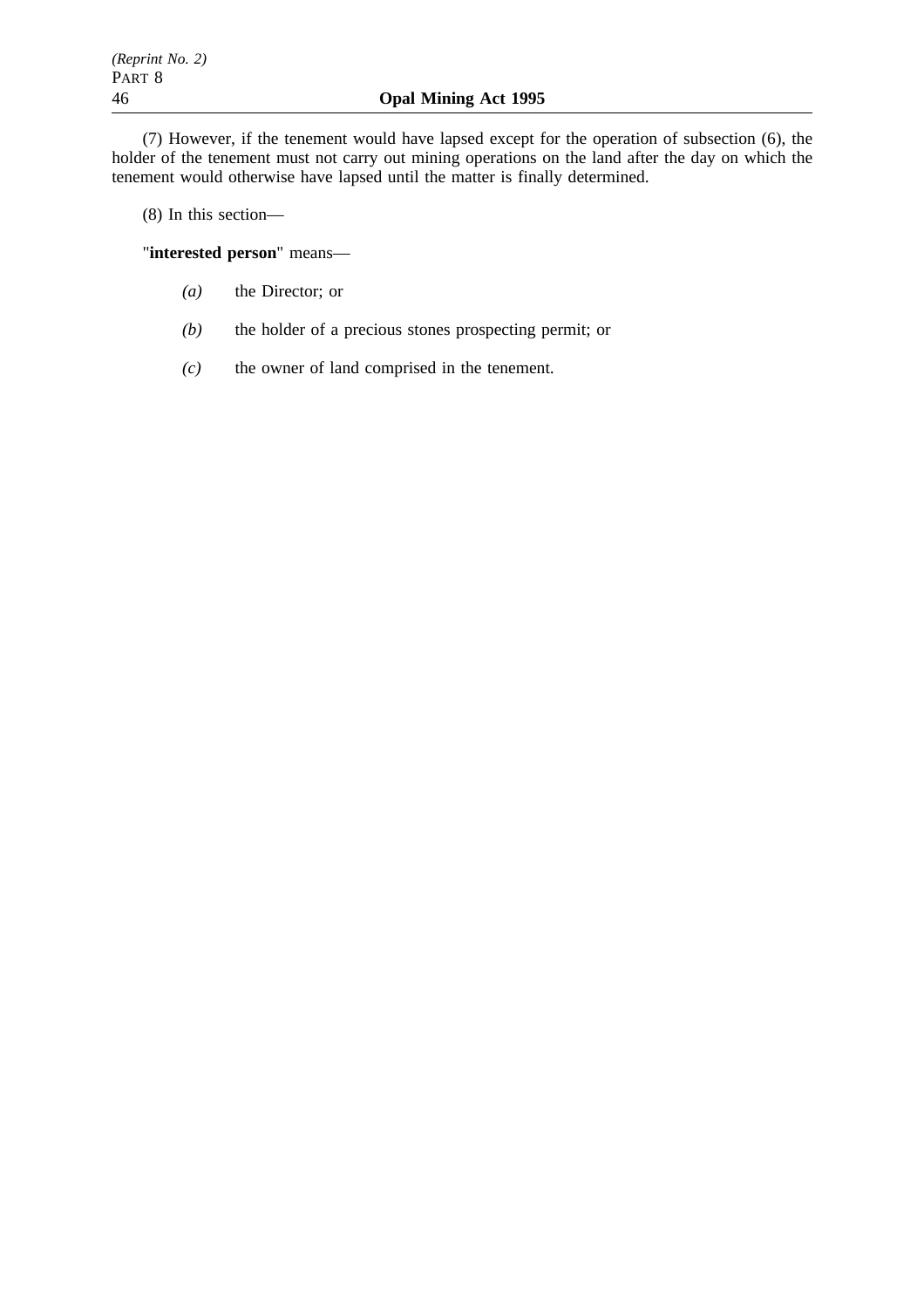(7) However, if the tenement would have lapsed except for the operation of subsection (6), the holder of the tenement must not carry out mining operations on the land after the day on which the tenement would otherwise have lapsed until the matter is finally determined.

(8) In this section—

"**interested person**" means—

- *(a)* the Director; or
- *(b)* the holder of a precious stones prospecting permit; or
- *(c)* the owner of land comprised in the tenement.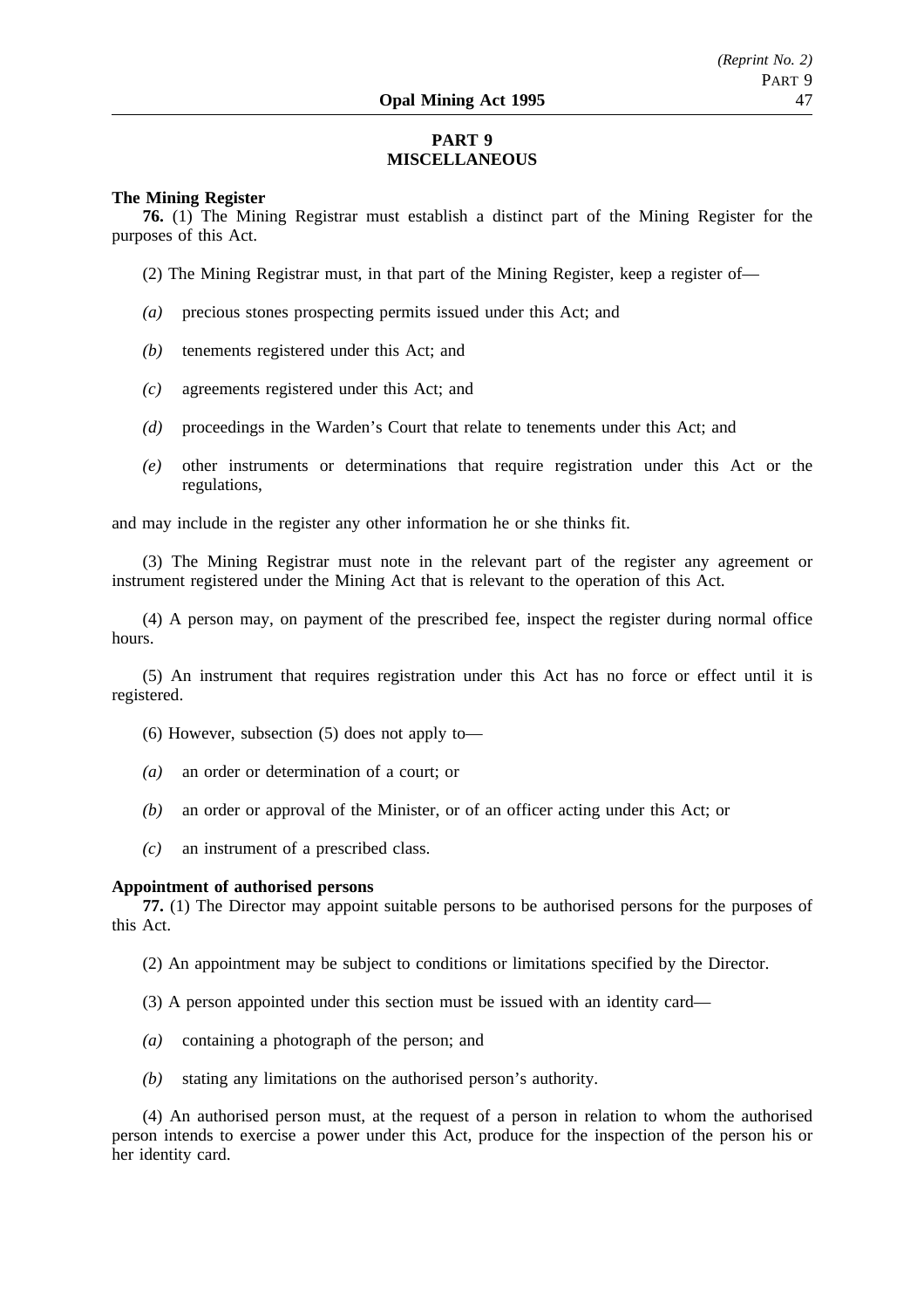## PART 9
## MISCELLANEOUS

**The Mining Register**

**76.** (1) The Mining Registrar must establish a distinct part of the Mining Register for the purposes of this Act.

(2) The Mining Registrar must, in that part of the Mining Register, keep a register of—

*(a)* precious stones prospecting permits issued under this Act; and

*(b)* tenements registered under this Act; and

*(c)* agreements registered under this Act; and

*(d)* proceedings in the Warden's Court that relate to tenements under this Act; and

*(e)* other instruments or determinations that require registration under this Act or the regulations,

and may include in the register any other information he or she thinks fit.

(3) The Mining Registrar must note in the relevant part of the register any agreement or instrument registered under the Mining Act that is relevant to the operation of this Act.

(4) A person may, on payment of the prescribed fee, inspect the register during normal office hours.

(5) An instrument that requires registration under this Act has no force or effect until it is registered.

(6) However, subsection (5) does not apply to—

*(a)* an order or determination of a court; or

*(b)* an order or approval of the Minister, or of an officer acting under this Act; or

*(c)* an instrument of a prescribed class.

**Appointment of authorised persons**

**77.** (1) The Director may appoint suitable persons to be authorised persons for the purposes of this Act.

(2) An appointment may be subject to conditions or limitations specified by the Director.

(3) A person appointed under this section must be issued with an identity card—

*(a)* containing a photograph of the person; and

*(b)* stating any limitations on the authorised person's authority.

(4) An authorised person must, at the request of a person in relation to whom the authorised person intends to exercise a power under this Act, produce for the inspection of the person his or her identity card.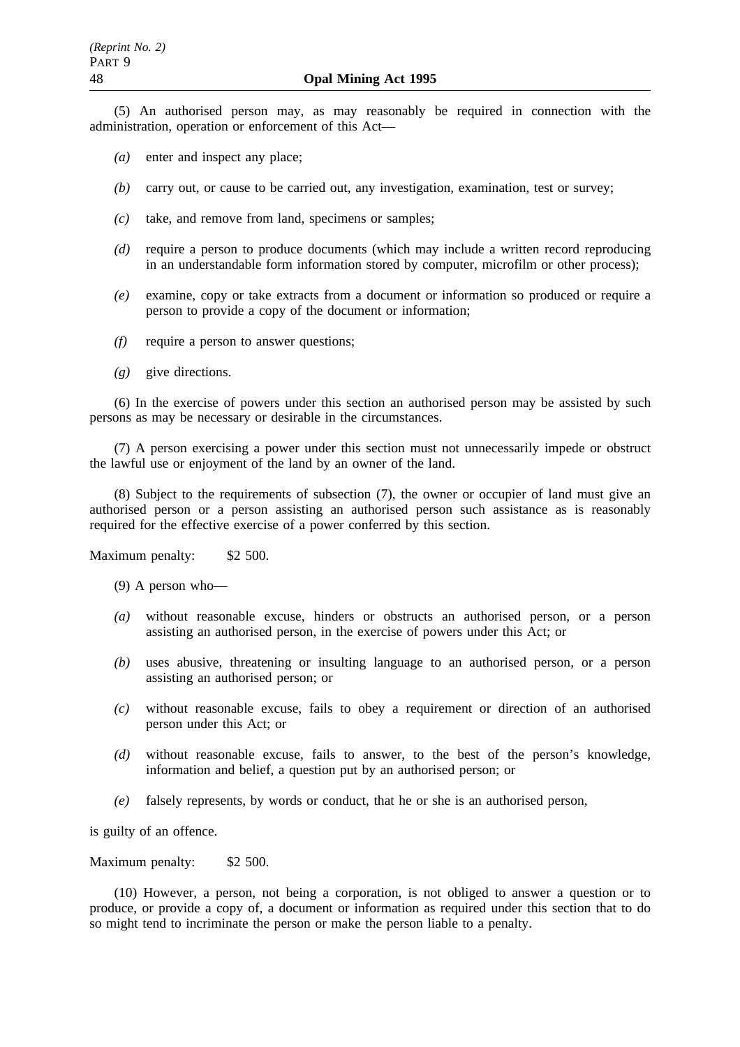(5) An authorised person may, as may reasonably be required in connection with the administration, operation or enforcement of this Act—

- *(a)* enter and inspect any place;
- *(b)* carry out, or cause to be carried out, any investigation, examination, test or survey;
- *(c)* take, and remove from land, specimens or samples;
- *(d)* require a person to produce documents (which may include a written record reproducing in an understandable form information stored by computer, microfilm or other process);
- *(e)* examine, copy or take extracts from a document or information so produced or require a person to provide a copy of the document or information;
- *(f)* require a person to answer questions;
- *(g)* give directions.

(6) In the exercise of powers under this section an authorised person may be assisted by such persons as may be necessary or desirable in the circumstances.

(7) A person exercising a power under this section must not unnecessarily impede or obstruct the lawful use or enjoyment of the land by an owner of the land.

(8) Subject to the requirements of subsection (7), the owner or occupier of land must give an authorised person or a person assisting an authorised person such assistance as is reasonably required for the effective exercise of a power conferred by this section.

Maximum penalty: $2 500.

(9) A person who—

- *(a)* without reasonable excuse, hinders or obstructs an authorised person, or a person assisting an authorised person, in the exercise of powers under this Act; or
- *(b)* uses abusive, threatening or insulting language to an authorised person, or a person assisting an authorised person; or
- *(c)* without reasonable excuse, fails to obey a requirement or direction of an authorised person under this Act; or
- *(d)* without reasonable excuse, fails to answer, to the best of the person's knowledge, information and belief, a question put by an authorised person; or
- *(e)* falsely represents, by words or conduct, that he or she is an authorised person,

is guilty of an offence.

Maximum penalty: $2 500.

(10) However, a person, not being a corporation, is not obliged to answer a question or to produce, or provide a copy of, a document or information as required under this section that to do so might tend to incriminate the person or make the person liable to a penalty.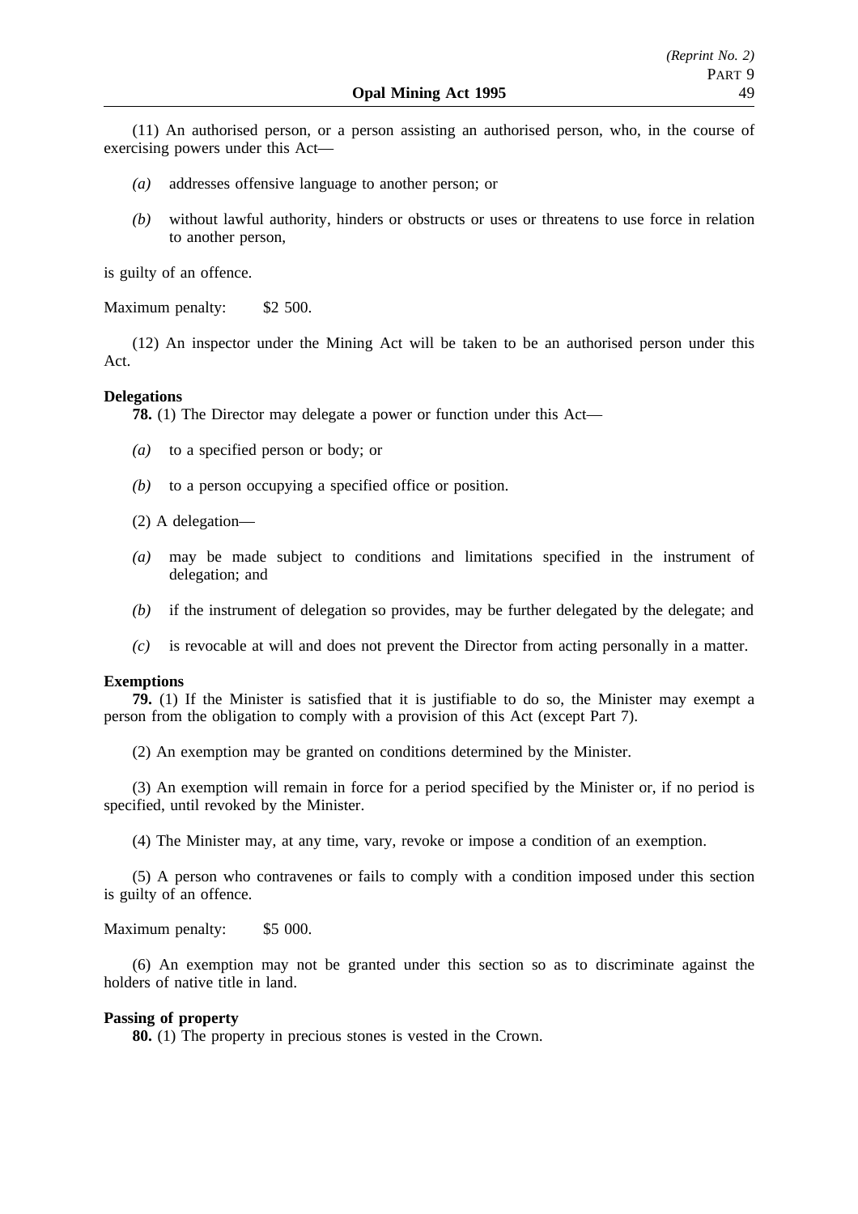(11) An authorised person, or a person assisting an authorised person, who, in the course of exercising powers under this Act—

*(a)* addresses offensive language to another person; or

*(b)* without lawful authority, hinders or obstructs or uses or threatens to use force in relation to another person,

is guilty of an offence.

Maximum penalty: $2 500.

(12) An inspector under the Mining Act will be taken to be an authorised person under this Act.

**Delegations**

**78.** (1) The Director may delegate a power or function under this Act—

*(a)* to a specified person or body; or

*(b)* to a person occupying a specified office or position.

(2) A delegation—

*(a)* may be made subject to conditions and limitations specified in the instrument of delegation; and

*(b)* if the instrument of delegation so provides, may be further delegated by the delegate; and

*(c)* is revocable at will and does not prevent the Director from acting personally in a matter.

**Exemptions**

**79.** (1) If the Minister is satisfied that it is justifiable to do so, the Minister may exempt a person from the obligation to comply with a provision of this Act (except Part 7).

(2) An exemption may be granted on conditions determined by the Minister.

(3) An exemption will remain in force for a period specified by the Minister or, if no period is specified, until revoked by the Minister.

(4) The Minister may, at any time, vary, revoke or impose a condition of an exemption.

(5) A person who contravenes or fails to comply with a condition imposed under this section is guilty of an offence.

Maximum penalty: $5 000.

(6) An exemption may not be granted under this section so as to discriminate against the holders of native title in land.

**Passing of property**

**80.** (1) The property in precious stones is vested in the Crown.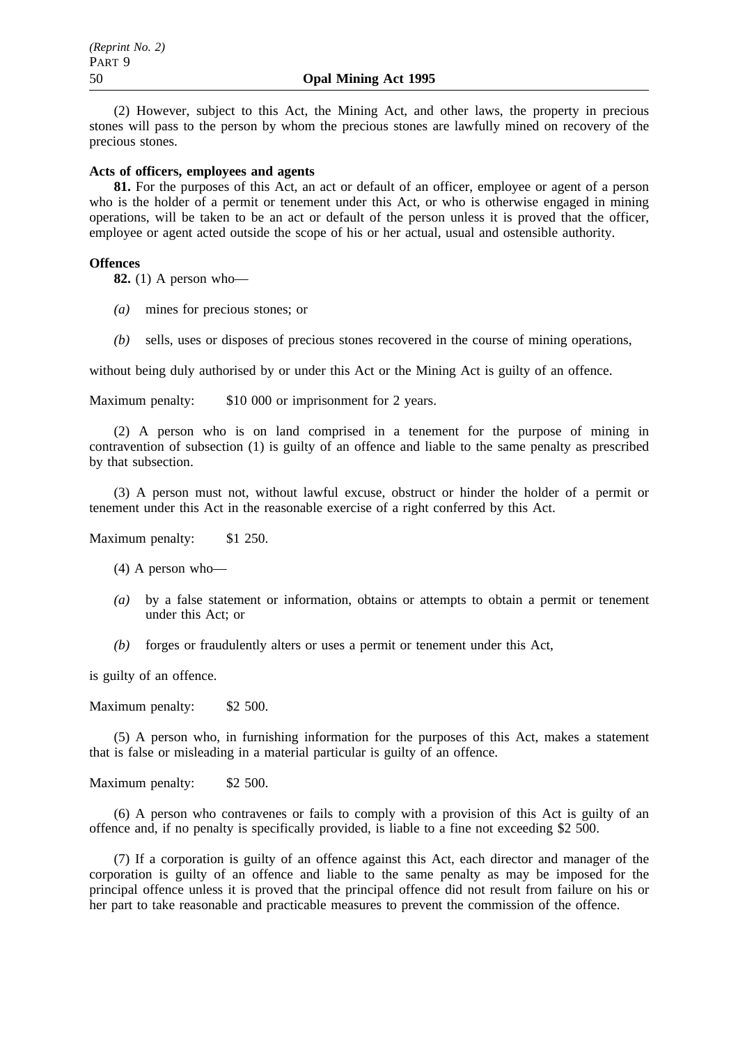(2) However, subject to this Act, the Mining Act, and other laws, the property in precious stones will pass to the person by whom the precious stones are lawfully mined on recovery of the precious stones.

**Acts of officers, employees and agents**

**81.** For the purposes of this Act, an act or default of an officer, employee or agent of a person who is the holder of a permit or tenement under this Act, or who is otherwise engaged in mining operations, will be taken to be an act or default of the person unless it is proved that the officer, employee or agent acted outside the scope of his or her actual, usual and ostensible authority.

**Offences**

**82.** (1) A person who—

*(a)* mines for precious stones; or

*(b)* sells, uses or disposes of precious stones recovered in the course of mining operations,

without being duly authorised by or under this Act or the Mining Act is guilty of an offence.

Maximum penalty: $10 000 or imprisonment for 2 years.

(2) A person who is on land comprised in a tenement for the purpose of mining in contravention of subsection (1) is guilty of an offence and liable to the same penalty as prescribed by that subsection.

(3) A person must not, without lawful excuse, obstruct or hinder the holder of a permit or tenement under this Act in the reasonable exercise of a right conferred by this Act.

Maximum penalty: $1 250.

(4) A person who—

*(a)* by a false statement or information, obtains or attempts to obtain a permit or tenement under this Act; or

*(b)* forges or fraudulently alters or uses a permit or tenement under this Act,

is guilty of an offence.

Maximum penalty: $2 500.

(5) A person who, in furnishing information for the purposes of this Act, makes a statement that is false or misleading in a material particular is guilty of an offence.

Maximum penalty: $2 500.

(6) A person who contravenes or fails to comply with a provision of this Act is guilty of an offence and, if no penalty is specifically provided, is liable to a fine not exceeding $2 500.

(7) If a corporation is guilty of an offence against this Act, each director and manager of the corporation is guilty of an offence and liable to the same penalty as may be imposed for the principal offence unless it is proved that the principal offence did not result from failure on his or her part to take reasonable and practicable measures to prevent the commission of the offence.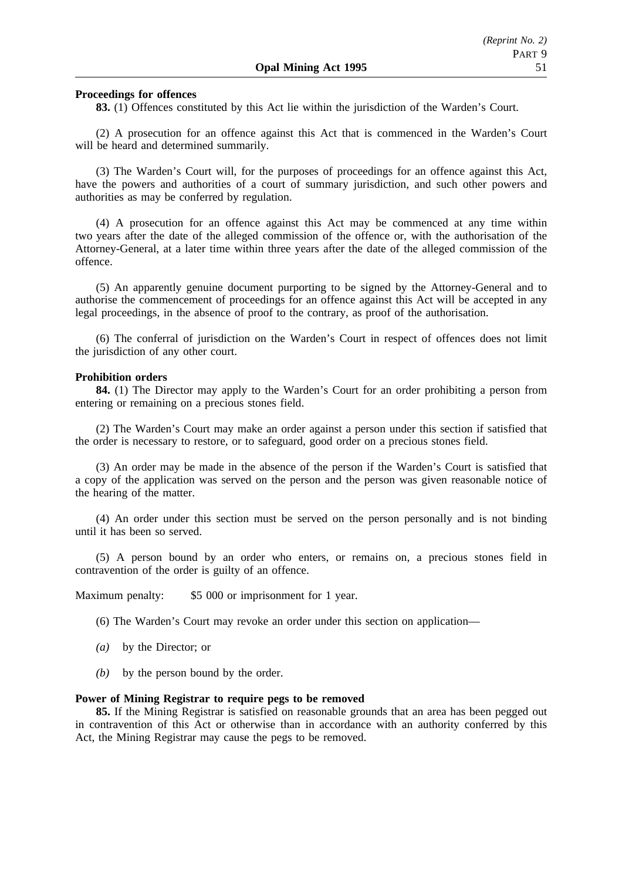**Proceedings for offences**

**83.** (1) Offences constituted by this Act lie within the jurisdiction of the Warden's Court.

(2) A prosecution for an offence against this Act that is commenced in the Warden's Court will be heard and determined summarily.

(3) The Warden's Court will, for the purposes of proceedings for an offence against this Act, have the powers and authorities of a court of summary jurisdiction, and such other powers and authorities as may be conferred by regulation.

(4) A prosecution for an offence against this Act may be commenced at any time within two years after the date of the alleged commission of the offence or, with the authorisation of the Attorney-General, at a later time within three years after the date of the alleged commission of the offence.

(5) An apparently genuine document purporting to be signed by the Attorney-General and to authorise the commencement of proceedings for an offence against this Act will be accepted in any legal proceedings, in the absence of proof to the contrary, as proof of the authorisation.

(6) The conferral of jurisdiction on the Warden's Court in respect of offences does not limit the jurisdiction of any other court.

**Prohibition orders**

**84.** (1) The Director may apply to the Warden's Court for an order prohibiting a person from entering or remaining on a precious stones field.

(2) The Warden's Court may make an order against a person under this section if satisfied that the order is necessary to restore, or to safeguard, good order on a precious stones field.

(3) An order may be made in the absence of the person if the Warden's Court is satisfied that a copy of the application was served on the person and the person was given reasonable notice of the hearing of the matter.

(4) An order under this section must be served on the person personally and is not binding until it has been so served.

(5) A person bound by an order who enters, or remains on, a precious stones field in contravention of the order is guilty of an offence.

Maximum penalty: $5 000 or imprisonment for 1 year.

(6) The Warden's Court may revoke an order under this section on application—

*(a)* by the Director; or

*(b)* by the person bound by the order.

**Power of Mining Registrar to require pegs to be removed**

**85.** If the Mining Registrar is satisfied on reasonable grounds that an area has been pegged out in contravention of this Act or otherwise than in accordance with an authority conferred by this Act, the Mining Registrar may cause the pegs to be removed.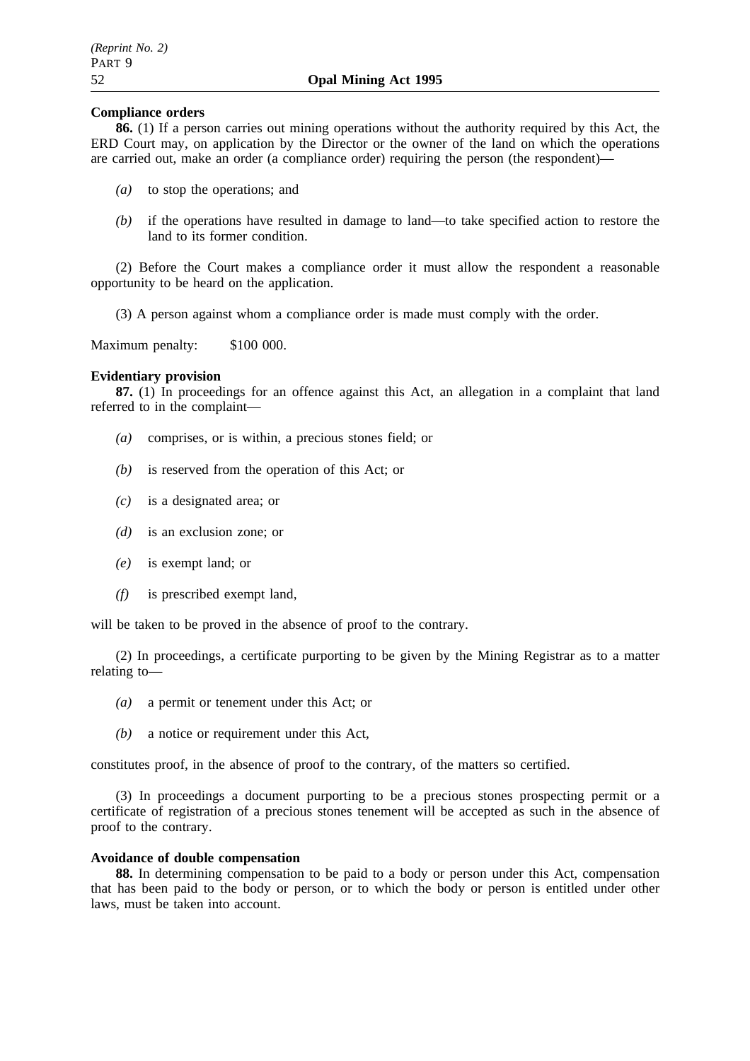**Compliance orders**

**86.** (1) If a person carries out mining operations without the authority required by this Act, the ERD Court may, on application by the Director or the owner of the land on which the operations are carried out, make an order (a compliance order) requiring the person (the respondent)—

*(a)* to stop the operations; and

*(b)* if the operations have resulted in damage to land—to take specified action to restore the land to its former condition.

(2) Before the Court makes a compliance order it must allow the respondent a reasonable opportunity to be heard on the application.

(3) A person against whom a compliance order is made must comply with the order.

Maximum penalty: $100 000.

**Evidentiary provision**

**87.** (1) In proceedings for an offence against this Act, an allegation in a complaint that land referred to in the complaint—

*(a)* comprises, or is within, a precious stones field; or

*(b)* is reserved from the operation of this Act; or

*(c)* is a designated area; or

*(d)* is an exclusion zone; or

*(e)* is exempt land; or

*(f)* is prescribed exempt land,

will be taken to be proved in the absence of proof to the contrary.

(2) In proceedings, a certificate purporting to be given by the Mining Registrar as to a matter relating to—

*(a)* a permit or tenement under this Act; or

*(b)* a notice or requirement under this Act,

constitutes proof, in the absence of proof to the contrary, of the matters so certified.

(3) In proceedings a document purporting to be a precious stones prospecting permit or a certificate of registration of a precious stones tenement will be accepted as such in the absence of proof to the contrary.

**Avoidance of double compensation**

**88.** In determining compensation to be paid to a body or person under this Act, compensation that has been paid to the body or person, or to which the body or person is entitled under other laws, must be taken into account.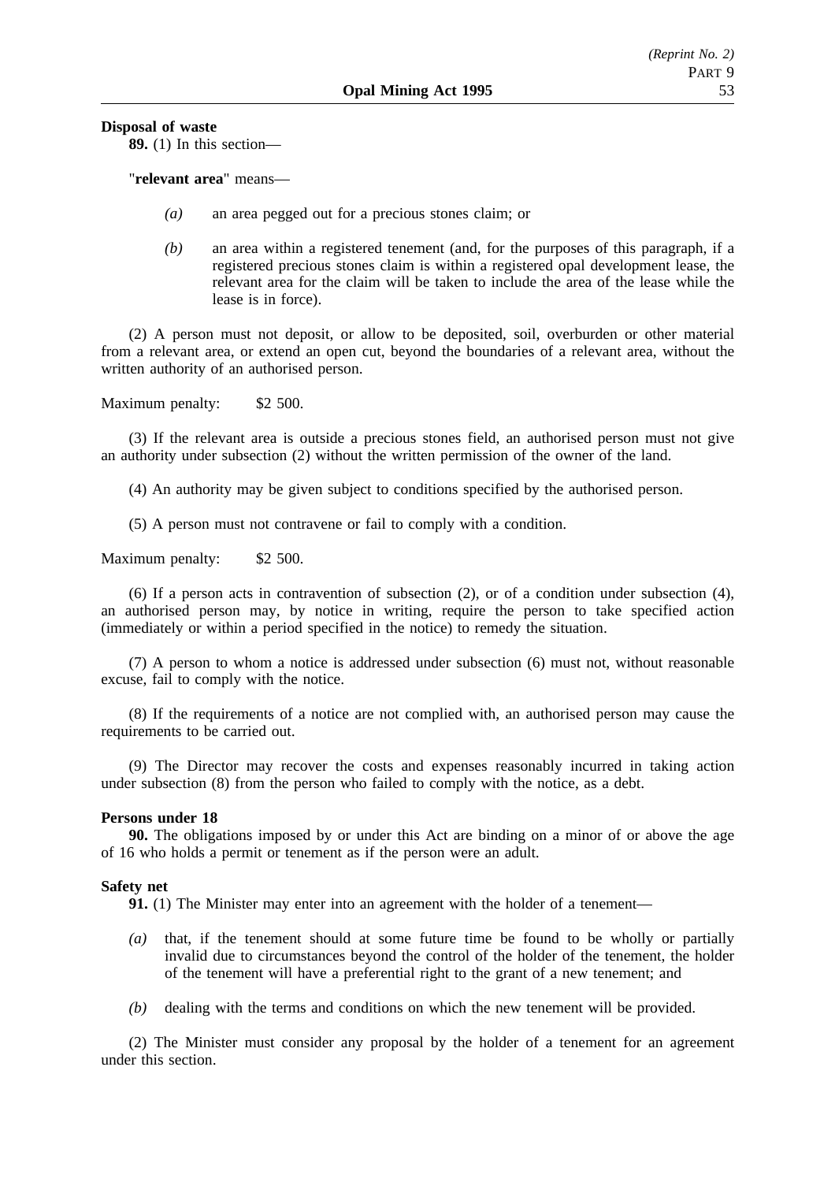**Disposal of waste**

**89.** (1) In this section—

"**relevant area**" means—

*(a)* an area pegged out for a precious stones claim; or

*(b)* an area within a registered tenement (and, for the purposes of this paragraph, if a registered precious stones claim is within a registered opal development lease, the relevant area for the claim will be taken to include the area of the lease while the lease is in force).

(2) A person must not deposit, or allow to be deposited, soil, overburden or other material from a relevant area, or extend an open cut, beyond the boundaries of a relevant area, without the written authority of an authorised person.

Maximum penalty: $2 500.

(3) If the relevant area is outside a precious stones field, an authorised person must not give an authority under subsection (2) without the written permission of the owner of the land.

(4) An authority may be given subject to conditions specified by the authorised person.

(5) A person must not contravene or fail to comply with a condition.

Maximum penalty: $2 500.

(6) If a person acts in contravention of subsection (2), or of a condition under subsection (4), an authorised person may, by notice in writing, require the person to take specified action (immediately or within a period specified in the notice) to remedy the situation.

(7) A person to whom a notice is addressed under subsection (6) must not, without reasonable excuse, fail to comply with the notice.

(8) If the requirements of a notice are not complied with, an authorised person may cause the requirements to be carried out.

(9) The Director may recover the costs and expenses reasonably incurred in taking action under subsection (8) from the person who failed to comply with the notice, as a debt.

**Persons under 18**

**90.** The obligations imposed by or under this Act are binding on a minor of or above the age of 16 who holds a permit or tenement as if the person were an adult.

**Safety net**

**91.** (1) The Minister may enter into an agreement with the holder of a tenement—

*(a)* that, if the tenement should at some future time be found to be wholly or partially invalid due to circumstances beyond the control of the holder of the tenement, the holder of the tenement will have a preferential right to the grant of a new tenement; and

*(b)* dealing with the terms and conditions on which the new tenement will be provided.

(2) The Minister must consider any proposal by the holder of a tenement for an agreement under this section.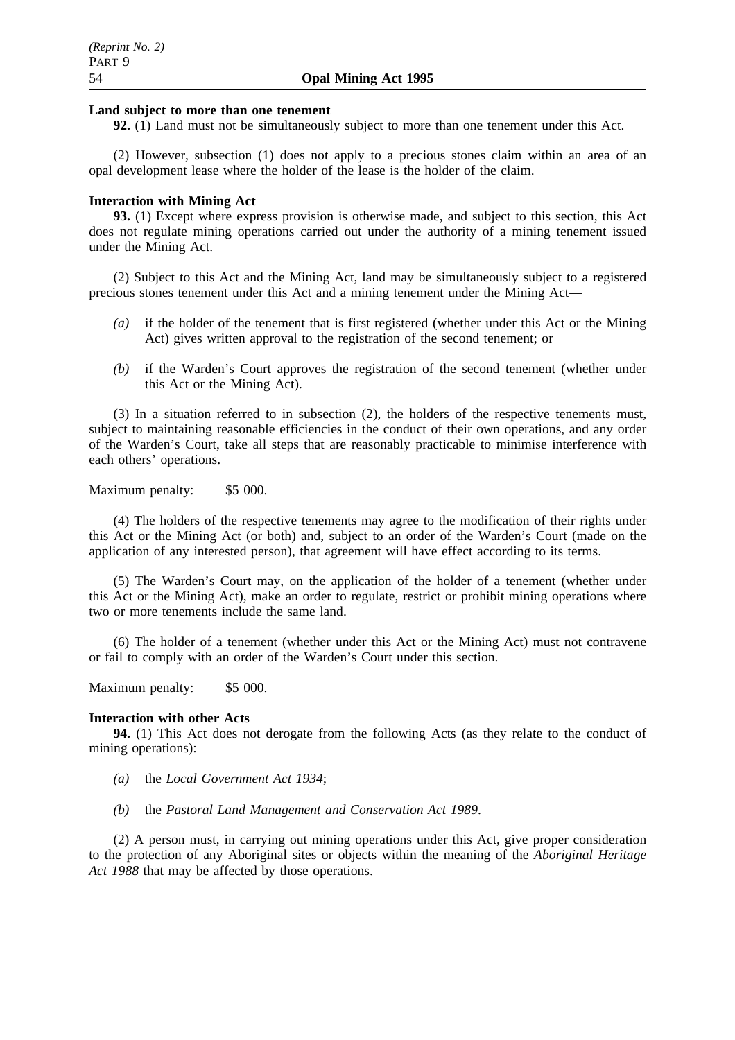**Land subject to more than one tenement**

**92.** (1) Land must not be simultaneously subject to more than one tenement under this Act.

(2) However, subsection (1) does not apply to a precious stones claim within an area of an opal development lease where the holder of the lease is the holder of the claim.

**Interaction with Mining Act**

**93.** (1) Except where express provision is otherwise made, and subject to this section, this Act does not regulate mining operations carried out under the authority of a mining tenement issued under the Mining Act.

(2) Subject to this Act and the Mining Act, land may be simultaneously subject to a registered precious stones tenement under this Act and a mining tenement under the Mining Act—

- *(a)* if the holder of the tenement that is first registered (whether under this Act or the Mining Act) gives written approval to the registration of the second tenement; or
- *(b)* if the Warden's Court approves the registration of the second tenement (whether under this Act or the Mining Act).

(3) In a situation referred to in subsection (2), the holders of the respective tenements must, subject to maintaining reasonable efficiencies in the conduct of their own operations, and any order of the Warden's Court, take all steps that are reasonably practicable to minimise interference with each others' operations.

Maximum penalty: $5 000.

(4) The holders of the respective tenements may agree to the modification of their rights under this Act or the Mining Act (or both) and, subject to an order of the Warden's Court (made on the application of any interested person), that agreement will have effect according to its terms.

(5) The Warden's Court may, on the application of the holder of a tenement (whether under this Act or the Mining Act), make an order to regulate, restrict or prohibit mining operations where two or more tenements include the same land.

(6) The holder of a tenement (whether under this Act or the Mining Act) must not contravene or fail to comply with an order of the Warden's Court under this section.

Maximum penalty: $5 000.

**Interaction with other Acts**

**94.** (1) This Act does not derogate from the following Acts (as they relate to the conduct of mining operations):

- *(a)* the *Local Government Act 1934*;
- *(b)* the *Pastoral Land Management and Conservation Act 1989*.

(2) A person must, in carrying out mining operations under this Act, give proper consideration to the protection of any Aboriginal sites or objects within the meaning of the *Aboriginal Heritage Act 1988* that may be affected by those operations.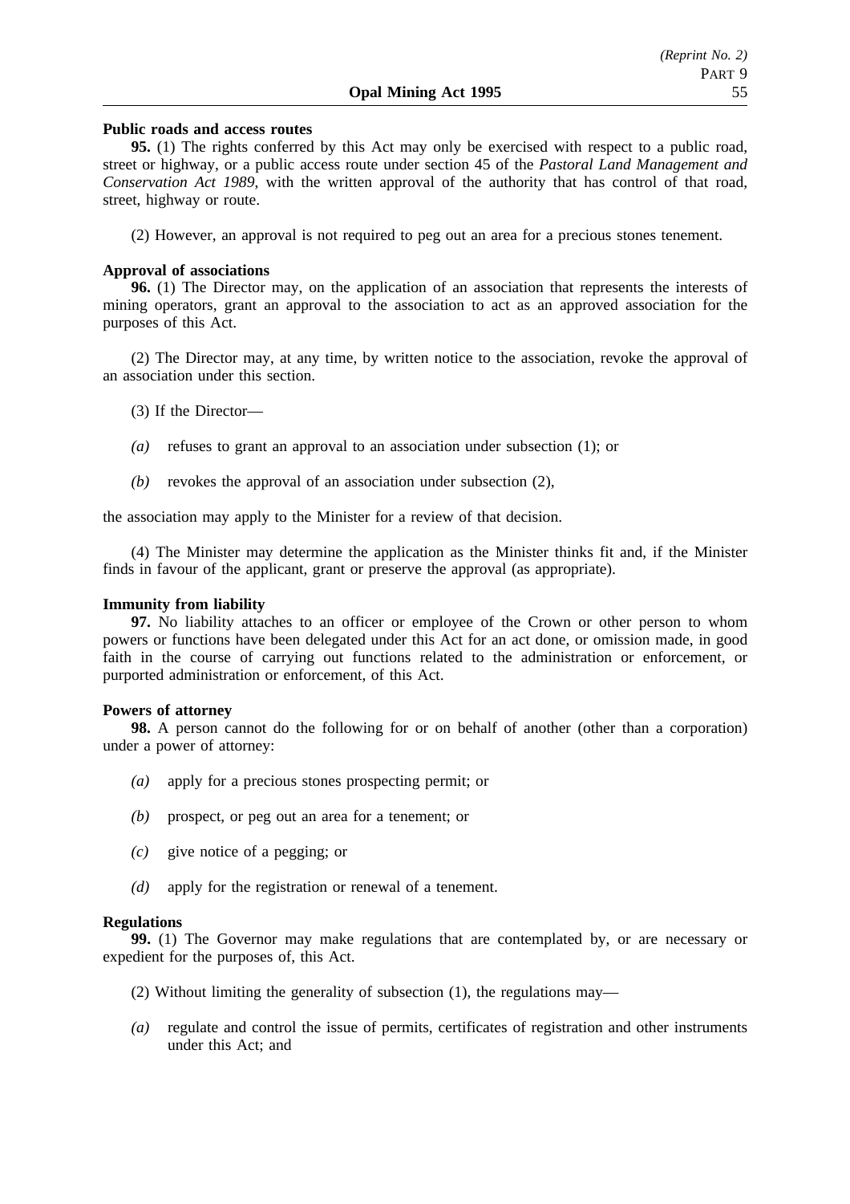**Public roads and access routes**

**95.** (1) The rights conferred by this Act may only be exercised with respect to a public road, street or highway, or a public access route under section 45 of the *Pastoral Land Management and Conservation Act 1989*, with the written approval of the authority that has control of that road, street, highway or route.

(2) However, an approval is not required to peg out an area for a precious stones tenement.

**Approval of associations**

**96.** (1) The Director may, on the application of an association that represents the interests of mining operators, grant an approval to the association to act as an approved association for the purposes of this Act.

(2) The Director may, at any time, by written notice to the association, revoke the approval of an association under this section.

(3) If the Director—

*(a)* refuses to grant an approval to an association under subsection (1); or

*(b)* revokes the approval of an association under subsection (2),

the association may apply to the Minister for a review of that decision.

(4) The Minister may determine the application as the Minister thinks fit and, if the Minister finds in favour of the applicant, grant or preserve the approval (as appropriate).

**Immunity from liability**

**97.** No liability attaches to an officer or employee of the Crown or other person to whom powers or functions have been delegated under this Act for an act done, or omission made, in good faith in the course of carrying out functions related to the administration or enforcement, or purported administration or enforcement, of this Act.

**Powers of attorney**

**98.** A person cannot do the following for or on behalf of another (other than a corporation) under a power of attorney:

*(a)* apply for a precious stones prospecting permit; or

*(b)* prospect, or peg out an area for a tenement; or

*(c)* give notice of a pegging; or

*(d)* apply for the registration or renewal of a tenement.

**Regulations**

**99.** (1) The Governor may make regulations that are contemplated by, or are necessary or expedient for the purposes of, this Act.

(2) Without limiting the generality of subsection (1), the regulations may—

*(a)* regulate and control the issue of permits, certificates of registration and other instruments under this Act; and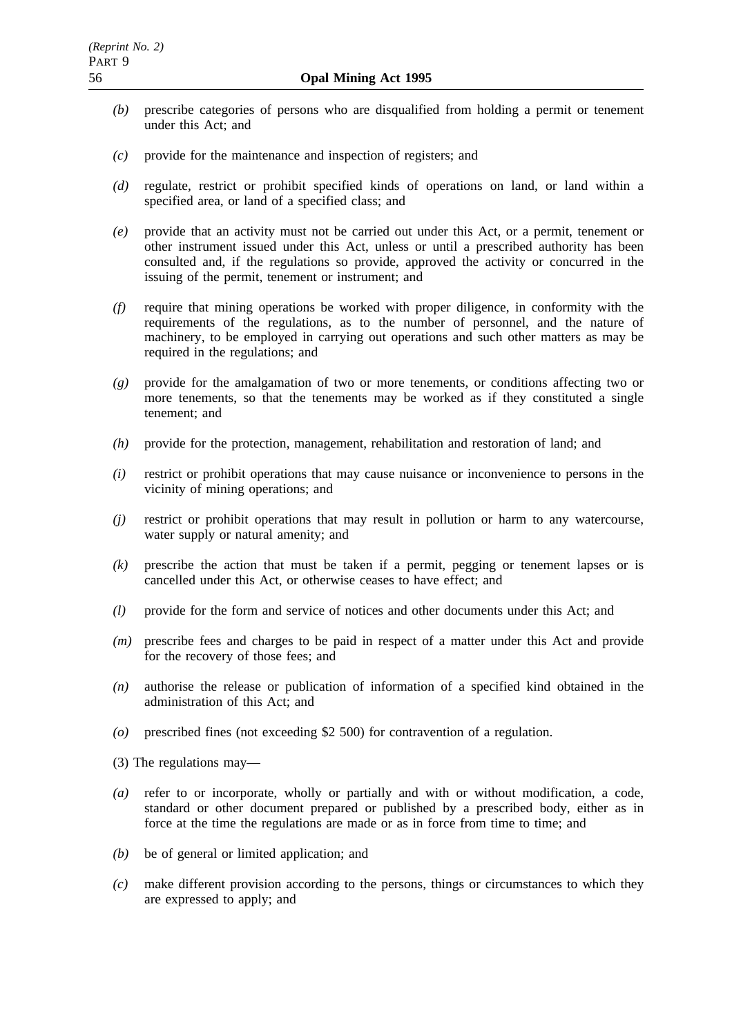*(b)* prescribe categories of persons who are disqualified from holding a permit or tenement under this Act; and

*(c)* provide for the maintenance and inspection of registers; and

*(d)* regulate, restrict or prohibit specified kinds of operations on land, or land within a specified area, or land of a specified class; and

*(e)* provide that an activity must not be carried out under this Act, or a permit, tenement or other instrument issued under this Act, unless or until a prescribed authority has been consulted and, if the regulations so provide, approved the activity or concurred in the issuing of the permit, tenement or instrument; and

*(f)* require that mining operations be worked with proper diligence, in conformity with the requirements of the regulations, as to the number of personnel, and the nature of machinery, to be employed in carrying out operations and such other matters as may be required in the regulations; and

*(g)* provide for the amalgamation of two or more tenements, or conditions affecting two or more tenements, so that the tenements may be worked as if they constituted a single tenement; and

*(h)* provide for the protection, management, rehabilitation and restoration of land; and

*(i)* restrict or prohibit operations that may cause nuisance or inconvenience to persons in the vicinity of mining operations; and

*(j)* restrict or prohibit operations that may result in pollution or harm to any watercourse, water supply or natural amenity; and

*(k)* prescribe the action that must be taken if a permit, pegging or tenement lapses or is cancelled under this Act, or otherwise ceases to have effect; and

*(l)* provide for the form and service of notices and other documents under this Act; and

*(m)* prescribe fees and charges to be paid in respect of a matter under this Act and provide for the recovery of those fees; and

*(n)* authorise the release or publication of information of a specified kind obtained in the administration of this Act; and

*(o)* prescribed fines (not exceeding $2 500) for contravention of a regulation.

(3) The regulations may—

*(a)* refer to or incorporate, wholly or partially and with or without modification, a code, standard or other document prepared or published by a prescribed body, either as in force at the time the regulations are made or as in force from time to time; and

*(b)* be of general or limited application; and

*(c)* make different provision according to the persons, things or circumstances to which they are expressed to apply; and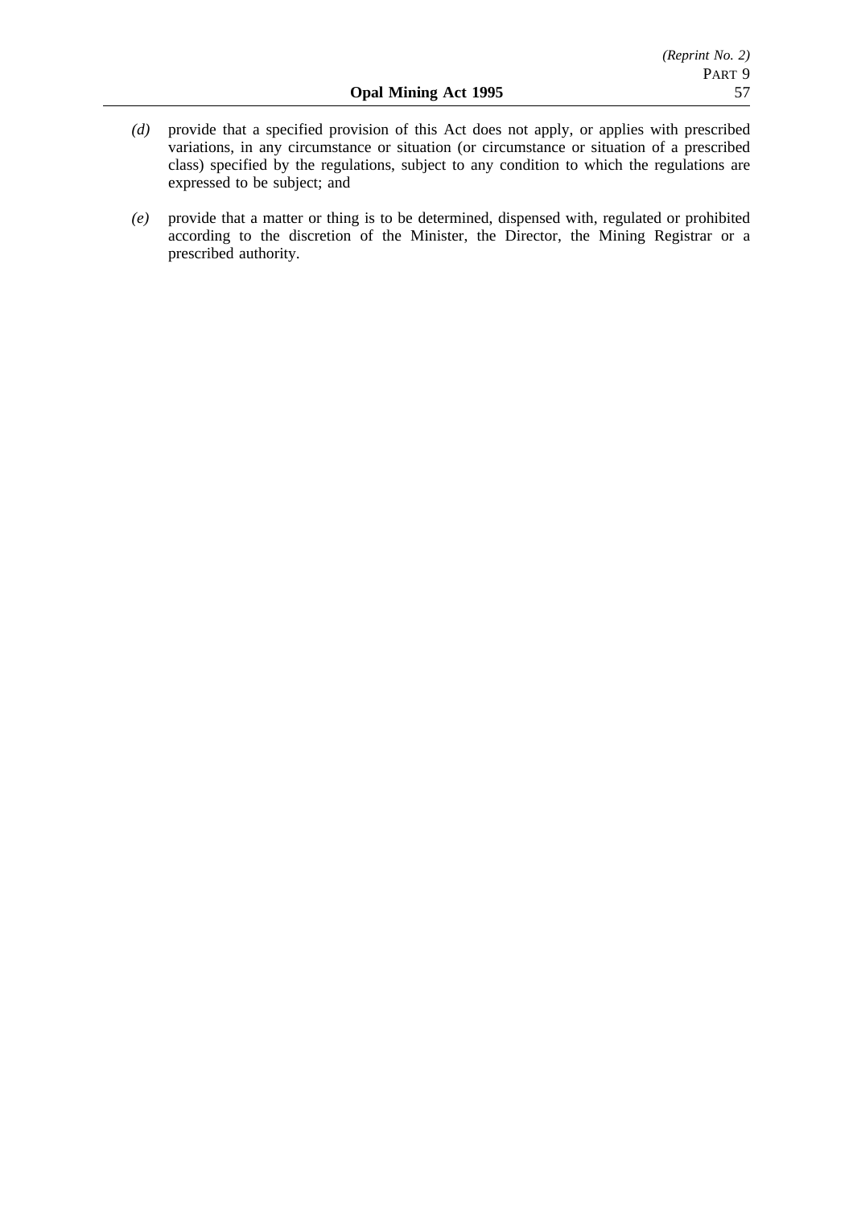*(d)* provide that a specified provision of this Act does not apply, or applies with prescribed variations, in any circumstance or situation (or circumstance or situation of a prescribed class) specified by the regulations, subject to any condition to which the regulations are expressed to be subject; and

*(e)* provide that a matter or thing is to be determined, dispensed with, regulated or prohibited according to the discretion of the Minister, the Director, the Mining Registrar or a prescribed authority.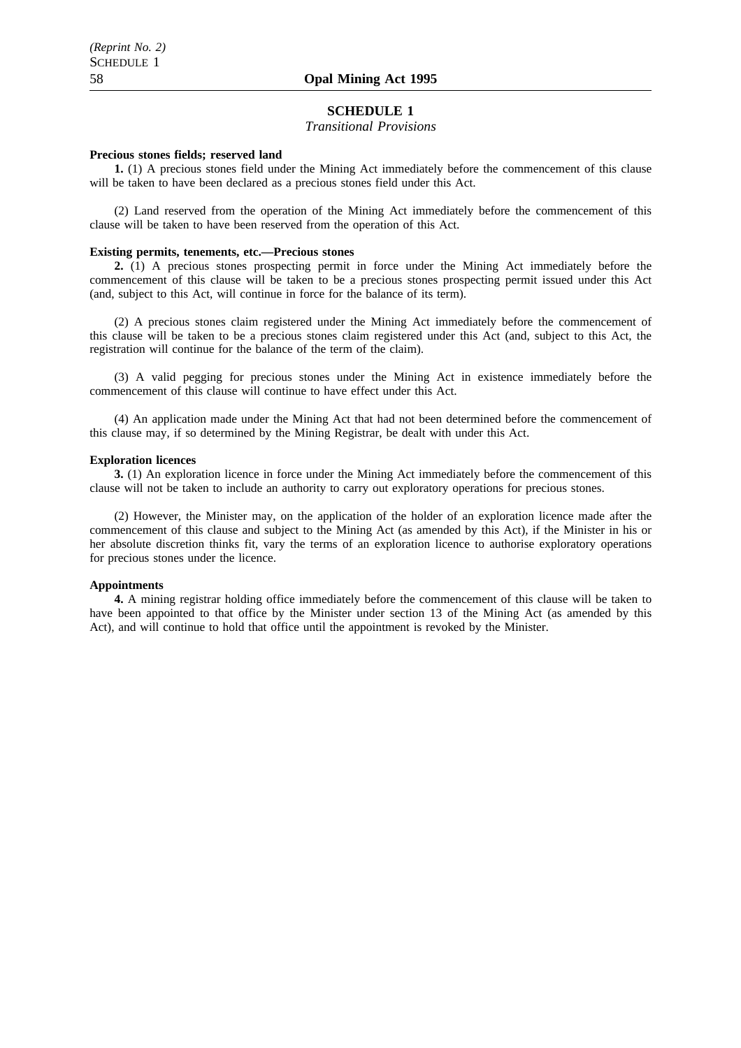## SCHEDULE 1

*Transitional Provisions*

**Precious stones fields; reserved land**

**1.** (1) A precious stones field under the Mining Act immediately before the commencement of this clause will be taken to have been declared as a precious stones field under this Act.

(2) Land reserved from the operation of the Mining Act immediately before the commencement of this clause will be taken to have been reserved from the operation of this Act.

**Existing permits, tenements, etc.—Precious stones**

**2.** (1) A precious stones prospecting permit in force under the Mining Act immediately before the commencement of this clause will be taken to be a precious stones prospecting permit issued under this Act (and, subject to this Act, will continue in force for the balance of its term).

(2) A precious stones claim registered under the Mining Act immediately before the commencement of this clause will be taken to be a precious stones claim registered under this Act (and, subject to this Act, the registration will continue for the balance of the term of the claim).

(3) A valid pegging for precious stones under the Mining Act in existence immediately before the commencement of this clause will continue to have effect under this Act.

(4) An application made under the Mining Act that had not been determined before the commencement of this clause may, if so determined by the Mining Registrar, be dealt with under this Act.

**Exploration licences**

**3.** (1) An exploration licence in force under the Mining Act immediately before the commencement of this clause will not be taken to include an authority to carry out exploratory operations for precious stones.

(2) However, the Minister may, on the application of the holder of an exploration licence made after the commencement of this clause and subject to the Mining Act (as amended by this Act), if the Minister in his or her absolute discretion thinks fit, vary the terms of an exploration licence to authorise exploratory operations for precious stones under the licence.

**Appointments**

**4.** A mining registrar holding office immediately before the commencement of this clause will be taken to have been appointed to that office by the Minister under section 13 of the Mining Act (as amended by this Act), and will continue to hold that office until the appointment is revoked by the Minister.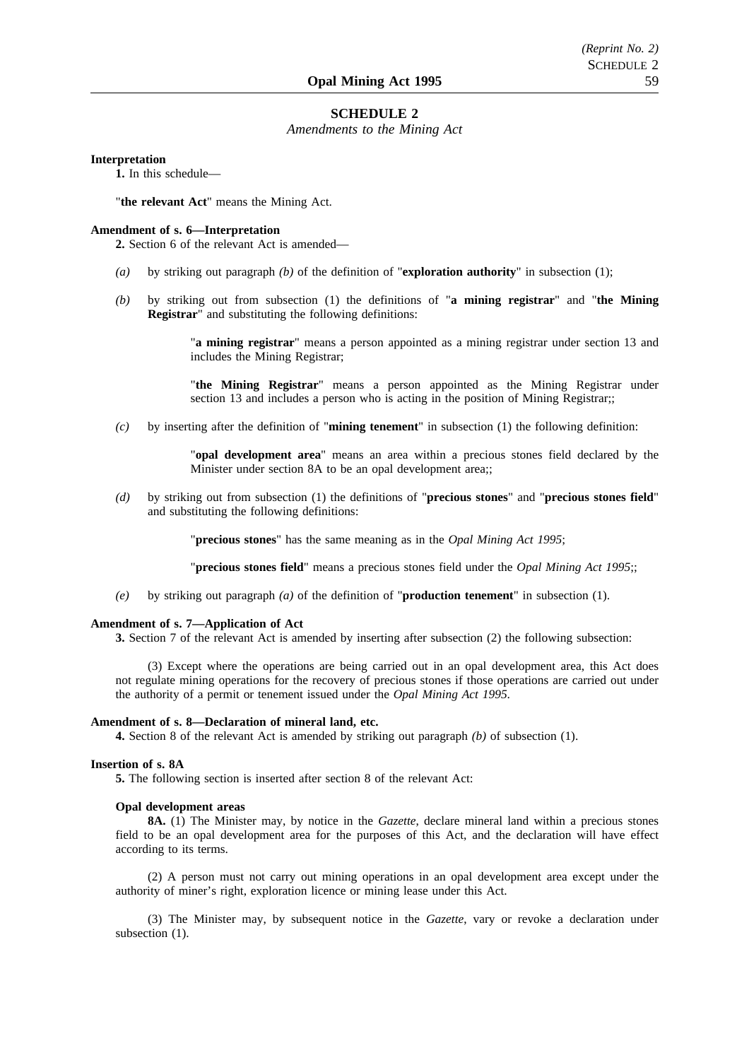## SCHEDULE 2

*Amendments to the Mining Act*

**Interpretation**

**1.** In this schedule—

"**the relevant Act**" means the Mining Act.

**Amendment of s. 6—Interpretation**

**2.** Section 6 of the relevant Act is amended—

*(a)* by striking out paragraph *(b)* of the definition of "**exploration authority**" in subsection (1);

*(b)* by striking out from subsection (1) the definitions of "**a mining registrar**" and "**the Mining Registrar**" and substituting the following definitions:

> "**a mining registrar**" means a person appointed as a mining registrar under section 13 and includes the Mining Registrar;
>
> "**the Mining Registrar**" means a person appointed as the Mining Registrar under section 13 and includes a person who is acting in the position of Mining Registrar;;

*(c)* by inserting after the definition of "**mining tenement**" in subsection (1) the following definition:

> "**opal development area**" means an area within a precious stones field declared by the Minister under section 8A to be an opal development area;;

*(d)* by striking out from subsection (1) the definitions of "**precious stones**" and "**precious stones field**" and substituting the following definitions:

> "**precious stones**" has the same meaning as in the *Opal Mining Act 1995*;
>
> "**precious stones field**" means a precious stones field under the *Opal Mining Act 1995*;;

*(e)* by striking out paragraph *(a)* of the definition of "**production tenement**" in subsection (1).

**Amendment of s. 7—Application of Act**

**3.** Section 7 of the relevant Act is amended by inserting after subsection (2) the following subsection:

(3) Except where the operations are being carried out in an opal development area, this Act does not regulate mining operations for the recovery of precious stones if those operations are carried out under the authority of a permit or tenement issued under the *Opal Mining Act 1995*.

**Amendment of s. 8—Declaration of mineral land, etc.**

**4.** Section 8 of the relevant Act is amended by striking out paragraph *(b)* of subsection (1).

**Insertion of s. 8A**

**5.** The following section is inserted after section 8 of the relevant Act:

**Opal development areas**

**8A.** (1) The Minister may, by notice in the *Gazette*, declare mineral land within a precious stones field to be an opal development area for the purposes of this Act, and the declaration will have effect according to its terms.

(2) A person must not carry out mining operations in an opal development area except under the authority of miner's right, exploration licence or mining lease under this Act.

(3) The Minister may, by subsequent notice in the *Gazette*, vary or revoke a declaration under subsection (1).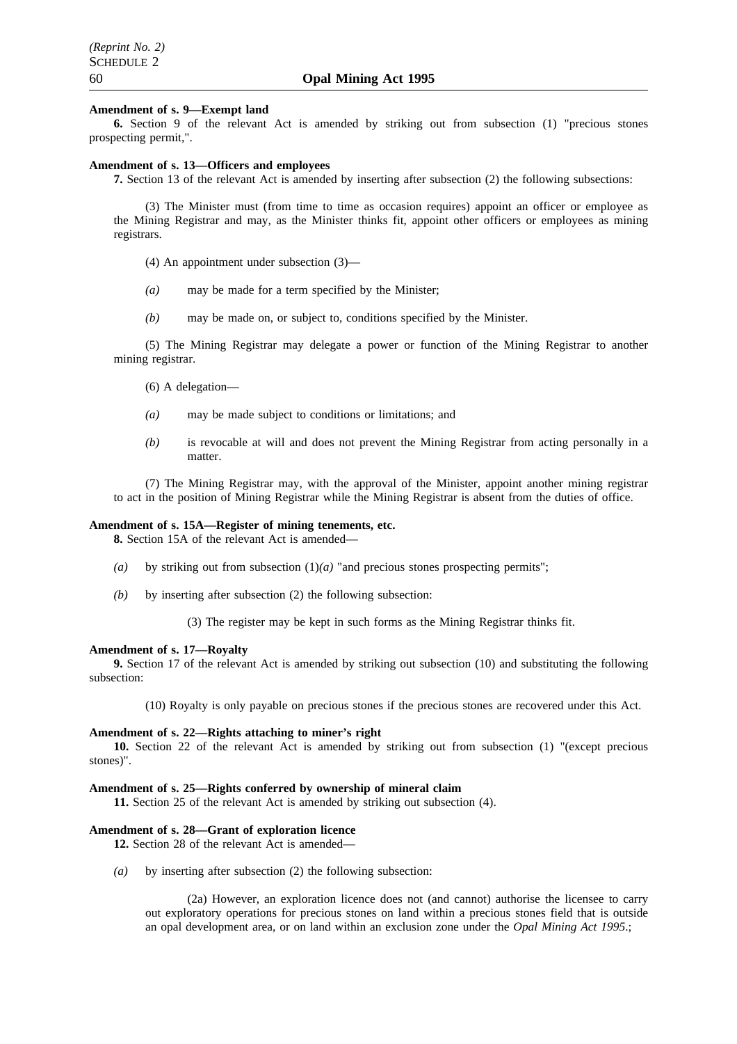**Amendment of s. 9—Exempt land**

**6.** Section 9 of the relevant Act is amended by striking out from subsection (1) "precious stones prospecting permit,".

**Amendment of s. 13—Officers and employees**

**7.** Section 13 of the relevant Act is amended by inserting after subsection (2) the following subsections:

(3) The Minister must (from time to time as occasion requires) appoint an officer or employee as the Mining Registrar and may, as the Minister thinks fit, appoint other officers or employees as mining registrars.

(4) An appointment under subsection (3)—

*(a)* may be made for a term specified by the Minister;

*(b)* may be made on, or subject to, conditions specified by the Minister.

(5) The Mining Registrar may delegate a power or function of the Mining Registrar to another mining registrar.

(6) A delegation—

*(a)* may be made subject to conditions or limitations; and

*(b)* is revocable at will and does not prevent the Mining Registrar from acting personally in a matter.

(7) The Mining Registrar may, with the approval of the Minister, appoint another mining registrar to act in the position of Mining Registrar while the Mining Registrar is absent from the duties of office.

**Amendment of s. 15A—Register of mining tenements, etc.**

**8.** Section 15A of the relevant Act is amended—

*(a)* by striking out from subsection (1)*(a)* "and precious stones prospecting permits";

*(b)* by inserting after subsection (2) the following subsection:

(3) The register may be kept in such forms as the Mining Registrar thinks fit.

**Amendment of s. 17—Royalty**

**9.** Section 17 of the relevant Act is amended by striking out subsection (10) and substituting the following subsection:

(10) Royalty is only payable on precious stones if the precious stones are recovered under this Act.

**Amendment of s. 22—Rights attaching to miner's right**

**10.** Section 22 of the relevant Act is amended by striking out from subsection (1) "(except precious stones)".

**Amendment of s. 25—Rights conferred by ownership of mineral claim**

**11.** Section 25 of the relevant Act is amended by striking out subsection (4).

**Amendment of s. 28—Grant of exploration licence**

**12.** Section 28 of the relevant Act is amended—

*(a)* by inserting after subsection (2) the following subsection:

(2a) However, an exploration licence does not (and cannot) authorise the licensee to carry out exploratory operations for precious stones on land within a precious stones field that is outside an opal development area, or on land within an exclusion zone under the *Opal Mining Act 1995*.;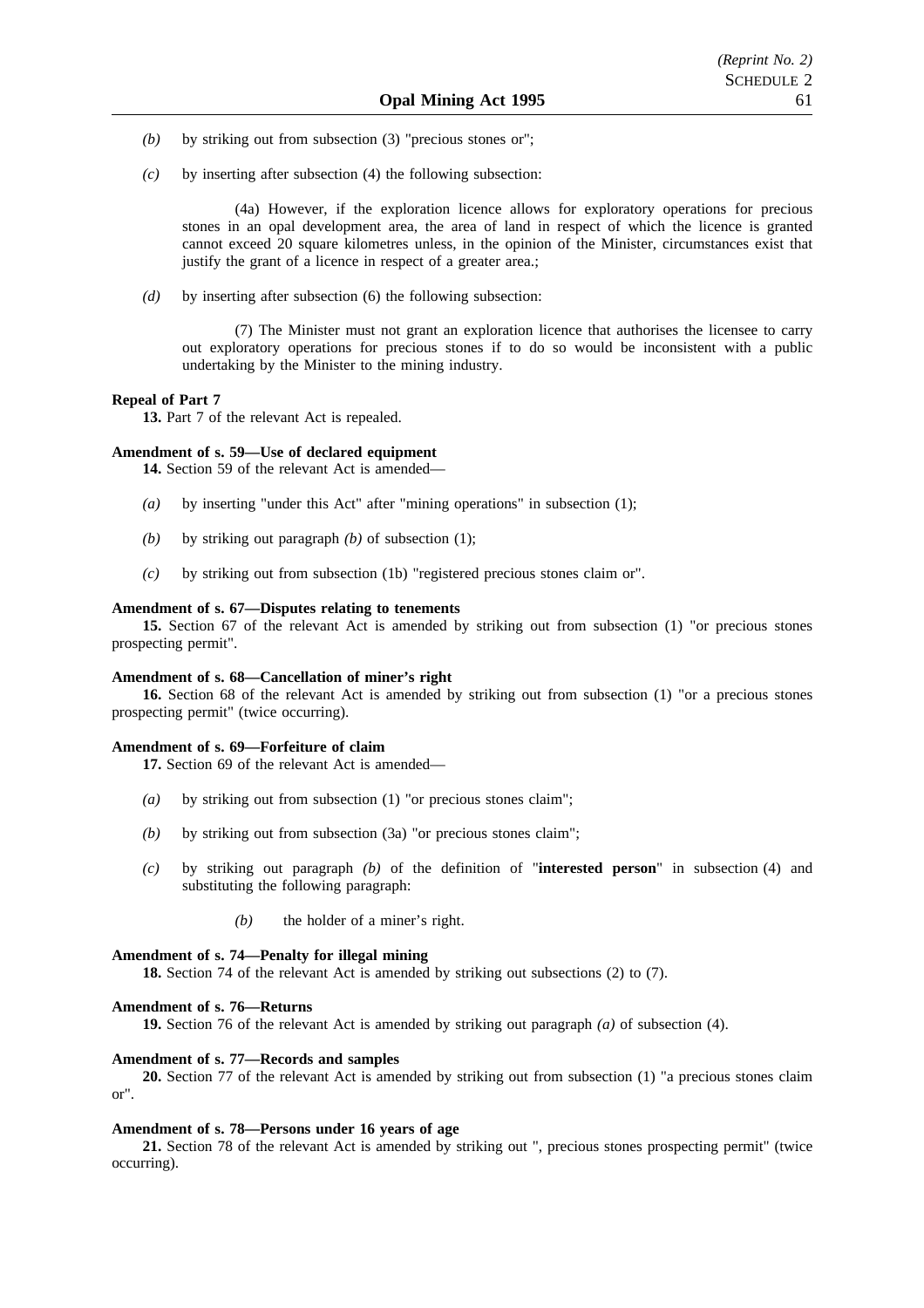*(b)* by striking out from subsection (3) "precious stones or";

*(c)* by inserting after subsection (4) the following subsection:

(4a) However, if the exploration licence allows for exploratory operations for precious stones in an opal development area, the area of land in respect of which the licence is granted cannot exceed 20 square kilometres unless, in the opinion of the Minister, circumstances exist that justify the grant of a licence in respect of a greater area.;

*(d)* by inserting after subsection (6) the following subsection:

(7) The Minister must not grant an exploration licence that authorises the licensee to carry out exploratory operations for precious stones if to do so would be inconsistent with a public undertaking by the Minister to the mining industry.

**Repeal of Part 7**

**13.** Part 7 of the relevant Act is repealed.

**Amendment of s. 59—Use of declared equipment**

**14.** Section 59 of the relevant Act is amended—

*(a)* by inserting "under this Act" after "mining operations" in subsection (1);

*(b)* by striking out paragraph *(b)* of subsection (1);

*(c)* by striking out from subsection (1b) "registered precious stones claim or".

**Amendment of s. 67—Disputes relating to tenements**

**15.** Section 67 of the relevant Act is amended by striking out from subsection (1) "or precious stones prospecting permit".

**Amendment of s. 68—Cancellation of miner's right**

**16.** Section 68 of the relevant Act is amended by striking out from subsection (1) "or a precious stones prospecting permit" (twice occurring).

**Amendment of s. 69—Forfeiture of claim**

**17.** Section 69 of the relevant Act is amended—

*(a)* by striking out from subsection (1) "or precious stones claim";

*(b)* by striking out from subsection (3a) "or precious stones claim";

*(c)* by striking out paragraph *(b)* of the definition of "**interested person**" in subsection (4) and substituting the following paragraph:

*(b)* the holder of a miner's right.

**Amendment of s. 74—Penalty for illegal mining**

**18.** Section 74 of the relevant Act is amended by striking out subsections (2) to (7).

**Amendment of s. 76—Returns**

**19.** Section 76 of the relevant Act is amended by striking out paragraph *(a)* of subsection (4).

**Amendment of s. 77—Records and samples**

**20.** Section 77 of the relevant Act is amended by striking out from subsection (1) "a precious stones claim or".

**Amendment of s. 78—Persons under 16 years of age**

**21.** Section 78 of the relevant Act is amended by striking out ", precious stones prospecting permit" (twice occurring).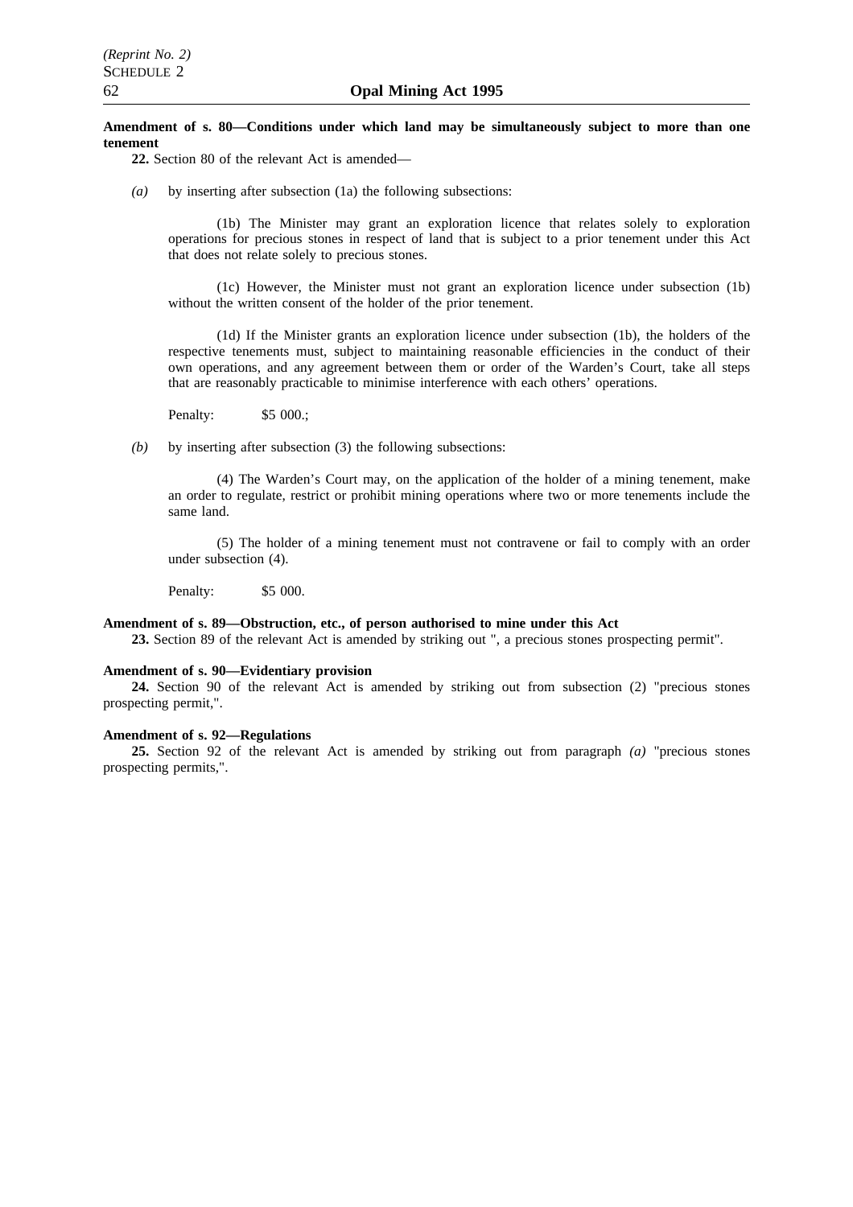**Amendment of s. 80—Conditions under which land may be simultaneously subject to more than one tenement**

**22.** Section 80 of the relevant Act is amended—

*(a)* by inserting after subsection (1a) the following subsections:

(1b) The Minister may grant an exploration licence that relates solely to exploration operations for precious stones in respect of land that is subject to a prior tenement under this Act that does not relate solely to precious stones.

(1c) However, the Minister must not grant an exploration licence under subsection (1b) without the written consent of the holder of the prior tenement.

(1d) If the Minister grants an exploration licence under subsection (1b), the holders of the respective tenements must, subject to maintaining reasonable efficiencies in the conduct of their own operations, and any agreement between them or order of the Warden's Court, take all steps that are reasonably practicable to minimise interference with each others' operations.

Penalty: $5 000.;

*(b)* by inserting after subsection (3) the following subsections:

(4) The Warden's Court may, on the application of the holder of a mining tenement, make an order to regulate, restrict or prohibit mining operations where two or more tenements include the same land.

(5) The holder of a mining tenement must not contravene or fail to comply with an order under subsection (4).

Penalty: $5 000.

**Amendment of s. 89—Obstruction, etc., of person authorised to mine under this Act**

**23.** Section 89 of the relevant Act is amended by striking out ", a precious stones prospecting permit".

**Amendment of s. 90—Evidentiary provision**

**24.** Section 90 of the relevant Act is amended by striking out from subsection (2) "precious stones prospecting permit,".

**Amendment of s. 92—Regulations**

**25.** Section 92 of the relevant Act is amended by striking out from paragraph *(a)* "precious stones prospecting permits,".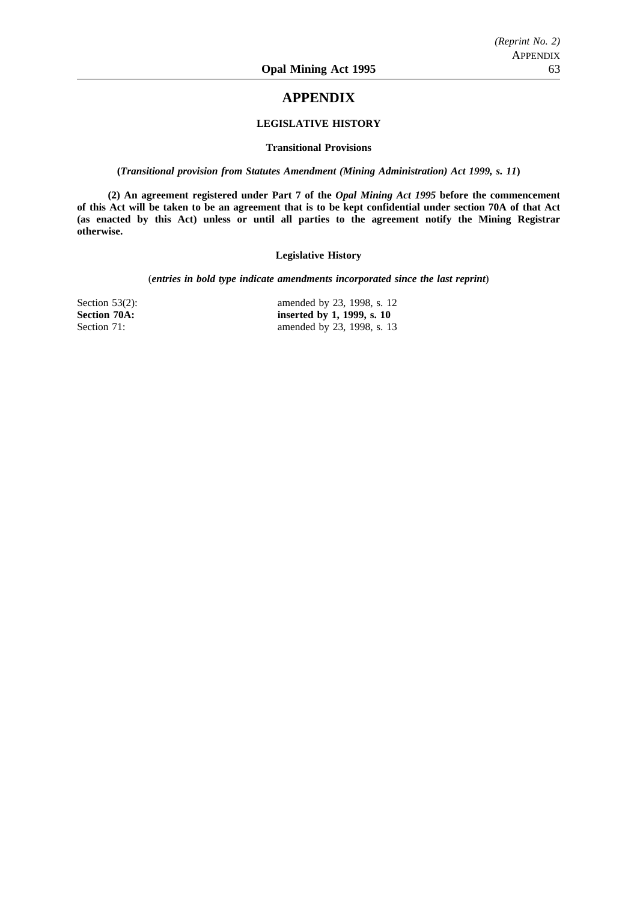# APPENDIX

## LEGISLATIVE HISTORY

### Transitional Provisions

**(*Transitional provision from Statutes Amendment (Mining Administration) Act 1999, s. 11*)**

**(2) An agreement registered under Part 7 of the *Opal Mining Act 1995* before the commencement of this Act will be taken to be an agreement that is to be kept confidential under section 70A of that Act (as enacted by this Act) unless or until all parties to the agreement notify the Mining Registrar otherwise.**

### Legislative History

(***entries in bold type indicate amendments incorporated since the last reprint***)

| | |
|---|---|
| Section 53(2): | amended by 23, 1998, s. 12 |
| **Section 70A:** | **inserted by 1, 1999, s. 10** |
| Section 71: | amended by 23, 1998, s. 13 |